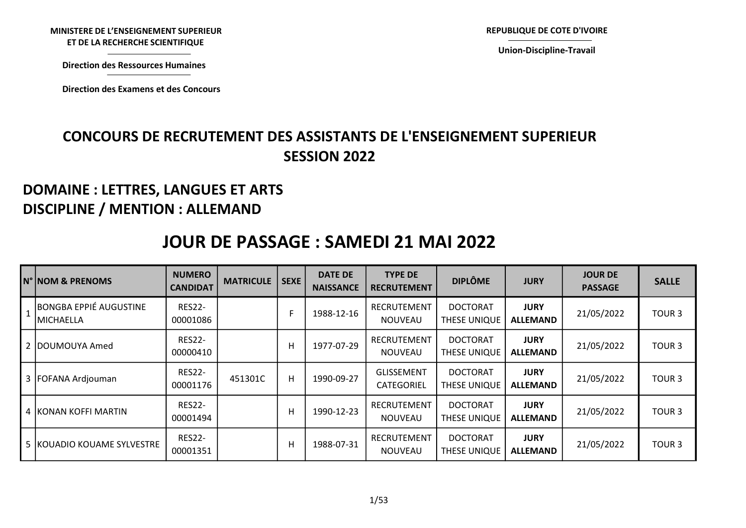MINISTERE DE L'ENSEIGNEMENT SUPERIEUR
ET DE LA RECHERCHE SCIENTIFIQUE

Direction des Ressources Humaines

Direction des Examens et des Concours

REPUBLIQUE DE COTE D'IVOIRE

Union-Discipline-Travail

# CONCOURS DE RECRUTEMENT DES ASSISTANTS DE L'ENSEIGNEMENT SUPERIEUR SESSION 2022

## DOMAINE : LETTRES, LANGUES ET ARTS
## DISCIPLINE / MENTION : ALLEMAND

# JOUR DE PASSAGE : SAMEDI 21 MAI 2022

| N° | NOM & PRENOMS | NUMERO CANDIDAT | MATRICULE | SEXE | DATE DE NAISSANCE | TYPE DE RECRUTEMENT | DIPLÔME | JURY | JOUR DE PASSAGE | SALLE |
|---|---|---|---|---|---|---|---|---|---|---|
| 1 | BONGBA EPPIÉ AUGUSTINE MICHAELLA | RES22-00001086 | | F | 1988-12-16 | RECRUTEMENT NOUVEAU | DOCTORAT THESE UNIQUE | **JURY ALLEMAND** | 21/05/2022 | TOUR 3 |
| 2 | DOUMOUYA Amed | RES22-00000410 | | H | 1977-07-29 | RECRUTEMENT NOUVEAU | DOCTORAT THESE UNIQUE | **JURY ALLEMAND** | 21/05/2022 | TOUR 3 |
| 3 | FOFANA Ardjouman | RES22-00001176 | 451301C | H | 1990-09-27 | GLISSEMENT CATEGORIEL | DOCTORAT THESE UNIQUE | **JURY ALLEMAND** | 21/05/2022 | TOUR 3 |
| 4 | KONAN KOFFI MARTIN | RES22-00001494 | | H | 1990-12-23 | RECRUTEMENT NOUVEAU | DOCTORAT THESE UNIQUE | **JURY ALLEMAND** | 21/05/2022 | TOUR 3 |
| 5 | KOUADIO KOUAME SYLVESTRE | RES22-00001351 | | H | 1988-07-31 | RECRUTEMENT NOUVEAU | DOCTORAT THESE UNIQUE | **JURY ALLEMAND** | 21/05/2022 | TOUR 3 |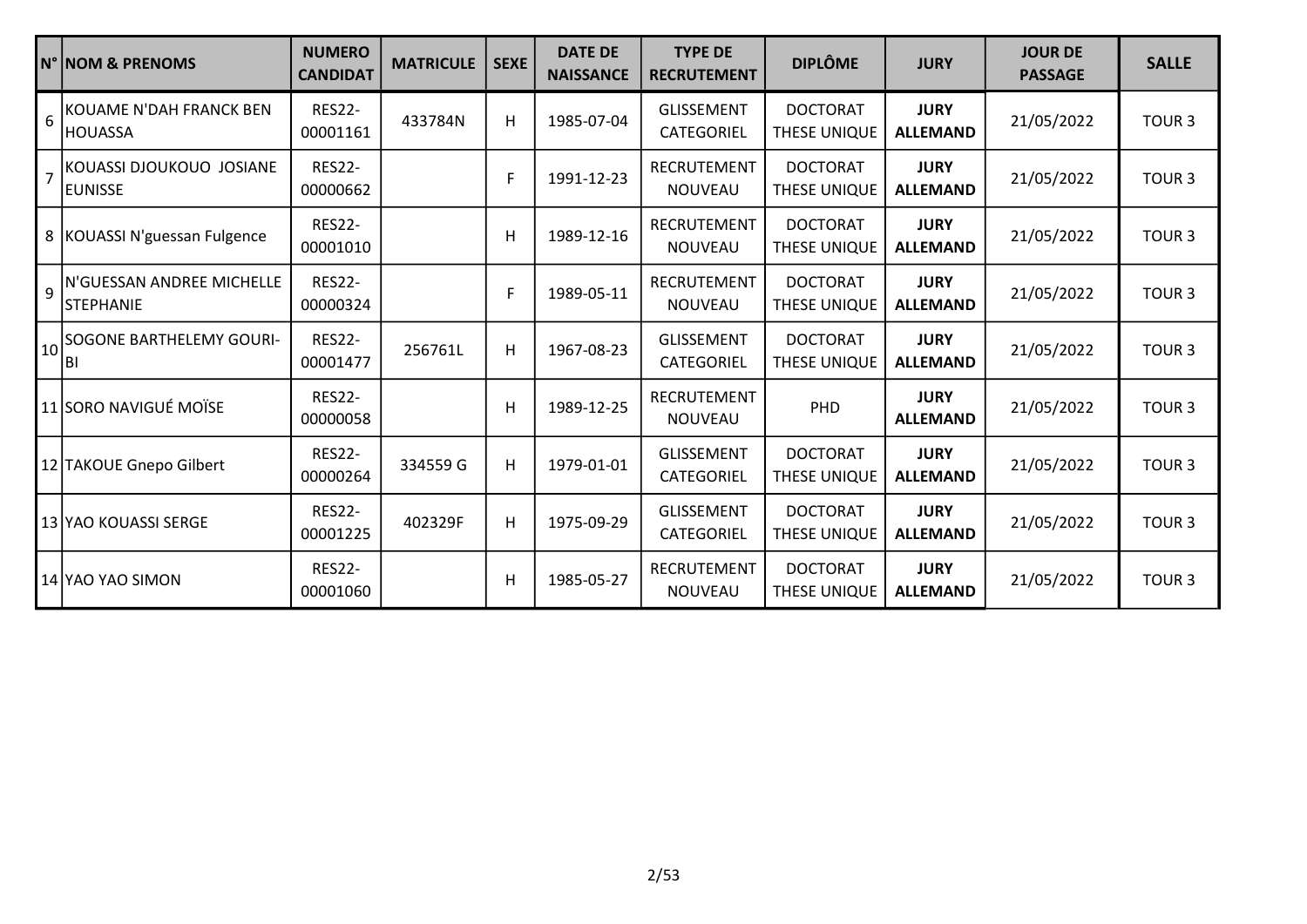| N° | NOM & PRENOMS | NUMERO CANDIDAT | MATRICULE | SEXE | DATE DE NAISSANCE | TYPE DE RECRUTEMENT | DIPLÔME | JURY | JOUR DE PASSAGE | SALLE |
|---|---|---|---|---|---|---|---|---|---|---|
| 6 | KOUAME N'DAH FRANCK BEN HOUASSA | RES22-00001161 | 433784N | H | 1985-07-04 | GLISSEMENT CATEGORIEL | DOCTORAT THESE UNIQUE | **JURY ALLEMAND** | 21/05/2022 | TOUR 3 |
| 7 | KOUASSI DJOUKOUO JOSIANE EUNISSE | RES22-00000662 | | F | 1991-12-23 | RECRUTEMENT NOUVEAU | DOCTORAT THESE UNIQUE | **JURY ALLEMAND** | 21/05/2022 | TOUR 3 |
| 8 | KOUASSI N'guessan Fulgence | RES22-00001010 | | H | 1989-12-16 | RECRUTEMENT NOUVEAU | DOCTORAT THESE UNIQUE | **JURY ALLEMAND** | 21/05/2022 | TOUR 3 |
| 9 | N'GUESSAN ANDREE MICHELLE STEPHANIE | RES22-00000324 | | F | 1989-05-11 | RECRUTEMENT NOUVEAU | DOCTORAT THESE UNIQUE | **JURY ALLEMAND** | 21/05/2022 | TOUR 3 |
| 10 | SOGONE BARTHELEMY GOURI-BI | RES22-00001477 | 256761L | H | 1967-08-23 | GLISSEMENT CATEGORIEL | DOCTORAT THESE UNIQUE | **JURY ALLEMAND** | 21/05/2022 | TOUR 3 |
| 11 | SORO NAVIGUÉ MOÏSE | RES22-00000058 | | H | 1989-12-25 | RECRUTEMENT NOUVEAU | PHD | **JURY ALLEMAND** | 21/05/2022 | TOUR 3 |
| 12 | TAKOUE Gnepo Gilbert | RES22-00000264 | 334559 G | H | 1979-01-01 | GLISSEMENT CATEGORIEL | DOCTORAT THESE UNIQUE | **JURY ALLEMAND** | 21/05/2022 | TOUR 3 |
| 13 | YAO KOUASSI SERGE | RES22-00001225 | 402329F | H | 1975-09-29 | GLISSEMENT CATEGORIEL | DOCTORAT THESE UNIQUE | **JURY ALLEMAND** | 21/05/2022 | TOUR 3 |
| 14 | YAO YAO SIMON | RES22-00001060 | | H | 1985-05-27 | RECRUTEMENT NOUVEAU | DOCTORAT THESE UNIQUE | **JURY ALLEMAND** | 21/05/2022 | TOUR 3 |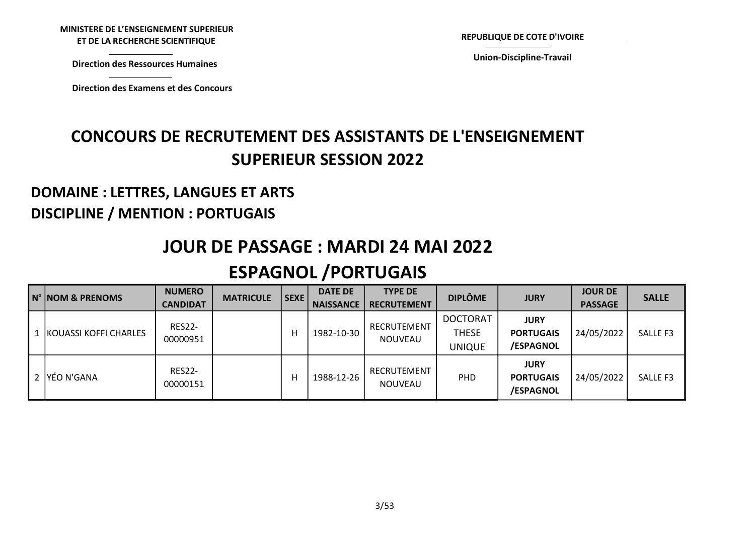**MINISTERE DE L'ENSEIGNEMENT SUPERIEUR ET DE LA RECHERCHE SCIENTIFIQUE**

**Direction des Ressources Humaines**

**Direction des Examens et des Concours**

**REPUBLIQUE DE COTE D'IVOIRE**

**Union-Discipline-Travail**

# CONCOURS DE RECRUTEMENT DES ASSISTANTS DE L'ENSEIGNEMENT SUPERIEUR SESSION 2022

## DOMAINE : LETTRES, LANGUES ET ARTS
## DISCIPLINE / MENTION : PORTUGAIS

# JOUR DE PASSAGE : MARDI 24 MAI 2022
# ESPAGNOL /PORTUGAIS

| N° | NOM & PRENOMS | NUMERO CANDIDAT | MATRICULE | SEXE | DATE DE NAISSANCE | TYPE DE RECRUTEMENT | DIPLÔME | JURY | JOUR DE PASSAGE | SALLE |
|---|---|---|---|---|---|---|---|---|---|---|
| 1 | KOUASSI KOFFI CHARLES | RES22-00000951 | | H | 1982-10-30 | RECRUTEMENT NOUVEAU | DOCTORAT THESE UNIQUE | **JURY PORTUGAIS /ESPAGNOL** | 24/05/2022 | SALLE F3 |
| 2 | YÉO N'GANA | RES22-00000151 | | H | 1988-12-26 | RECRUTEMENT NOUVEAU | PHD | **JURY PORTUGAIS /ESPAGNOL** | 24/05/2022 | SALLE F3 |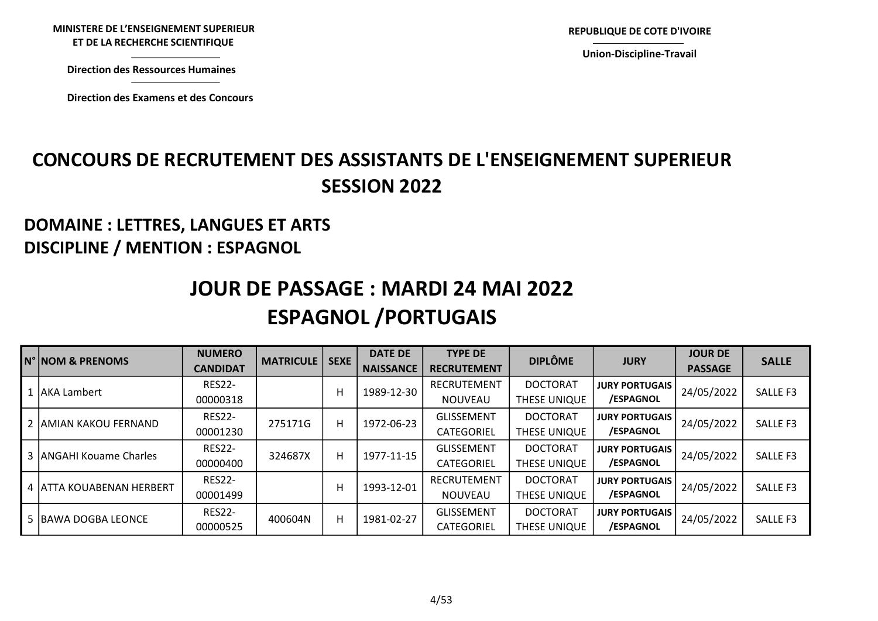MINISTERE DE L'ENSEIGNEMENT SUPERIEUR
ET DE LA RECHERCHE SCIENTIFIQUE

Direction des Ressources Humaines

Direction des Examens et des Concours

REPUBLIQUE DE COTE D'IVOIRE

Union-Discipline-Travail

# CONCOURS DE RECRUTEMENT DES ASSISTANTS DE L'ENSEIGNEMENT SUPERIEUR SESSION 2022

## DOMAINE : LETTRES, LANGUES ET ARTS
## DISCIPLINE / MENTION : ESPAGNOL

# JOUR DE PASSAGE : MARDI 24 MAI 2022
# ESPAGNOL /PORTUGAIS

| N° | NOM & PRENOMS | NUMERO CANDIDAT | MATRICULE | SEXE | DATE DE NAISSANCE | TYPE DE RECRUTEMENT | DIPLÔME | JURY | JOUR DE PASSAGE | SALLE |
|---|---|---|---|---|---|---|---|---|---|---|
| 1 | AKA Lambert | RES22-00000318 | | H | 1989-12-30 | RECRUTEMENT NOUVEAU | DOCTORAT THESE UNIQUE | **JURY PORTUGAIS /ESPAGNOL** | 24/05/2022 | SALLE F3 |
| 2 | AMIAN KAKOU FERNAND | RES22-00001230 | 275171G | H | 1972-06-23 | GLISSEMENT CATEGORIEL | DOCTORAT THESE UNIQUE | **JURY PORTUGAIS /ESPAGNOL** | 24/05/2022 | SALLE F3 |
| 3 | ANGAHI Kouame Charles | RES22-00000400 | 324687X | H | 1977-11-15 | GLISSEMENT CATEGORIEL | DOCTORAT THESE UNIQUE | **JURY PORTUGAIS /ESPAGNOL** | 24/05/2022 | SALLE F3 |
| 4 | ATTA KOUABENAN HERBERT | RES22-00001499 | | H | 1993-12-01 | RECRUTEMENT NOUVEAU | DOCTORAT THESE UNIQUE | **JURY PORTUGAIS /ESPAGNOL** | 24/05/2022 | SALLE F3 |
| 5 | BAWA DOGBA LEONCE | RES22-00000525 | 400604N | H | 1981-02-27 | GLISSEMENT CATEGORIEL | DOCTORAT THESE UNIQUE | **JURY PORTUGAIS /ESPAGNOL** | 24/05/2022 | SALLE F3 |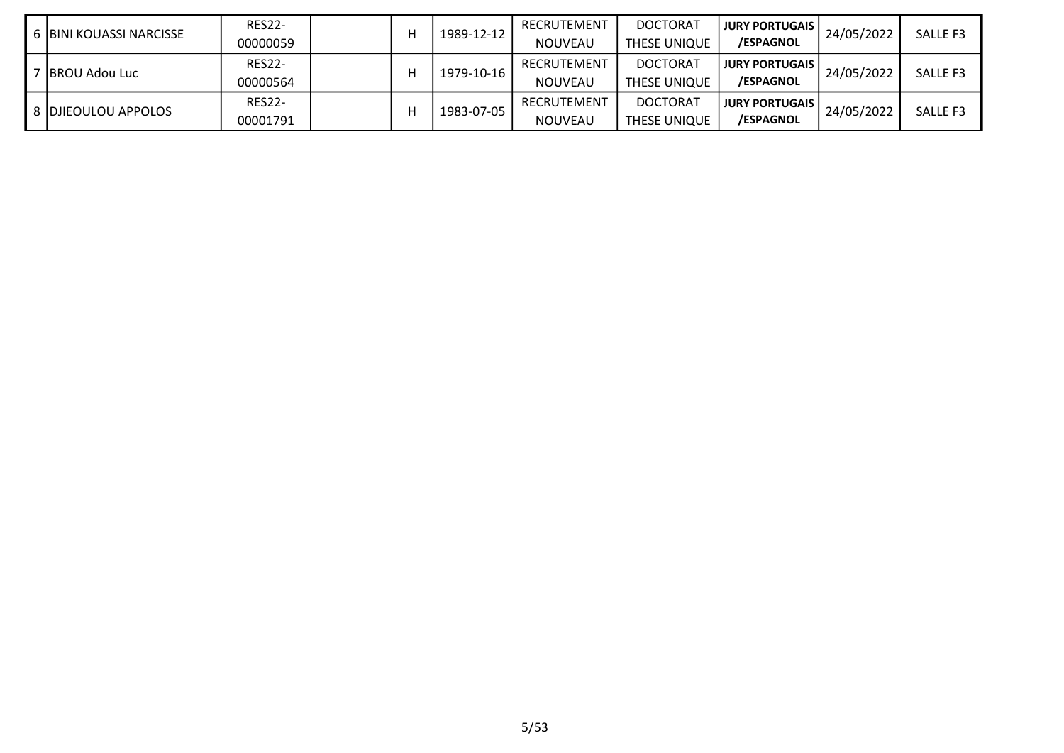| | | | | | | | | | | |
|---|---|---|---|---|---|---|---|---|---|---|
| 6 | BINI KOUASSI NARCISSE | RES22-00000059 | | H | 1989-12-12 | RECRUTEMENT NOUVEAU | DOCTORAT THESE UNIQUE | **JURY PORTUGAIS /ESPAGNOL** | 24/05/2022 | SALLE F3 |
| 7 | BROU Adou Luc | RES22-00000564 | | H | 1979-10-16 | RECRUTEMENT NOUVEAU | DOCTORAT THESE UNIQUE | **JURY PORTUGAIS /ESPAGNOL** | 24/05/2022 | SALLE F3 |
| 8 | DJIEOULOU APPOLOS | RES22-00001791 | | H | 1983-07-05 | RECRUTEMENT NOUVEAU | DOCTORAT THESE UNIQUE | **JURY PORTUGAIS /ESPAGNOL** | 24/05/2022 | SALLE F3 |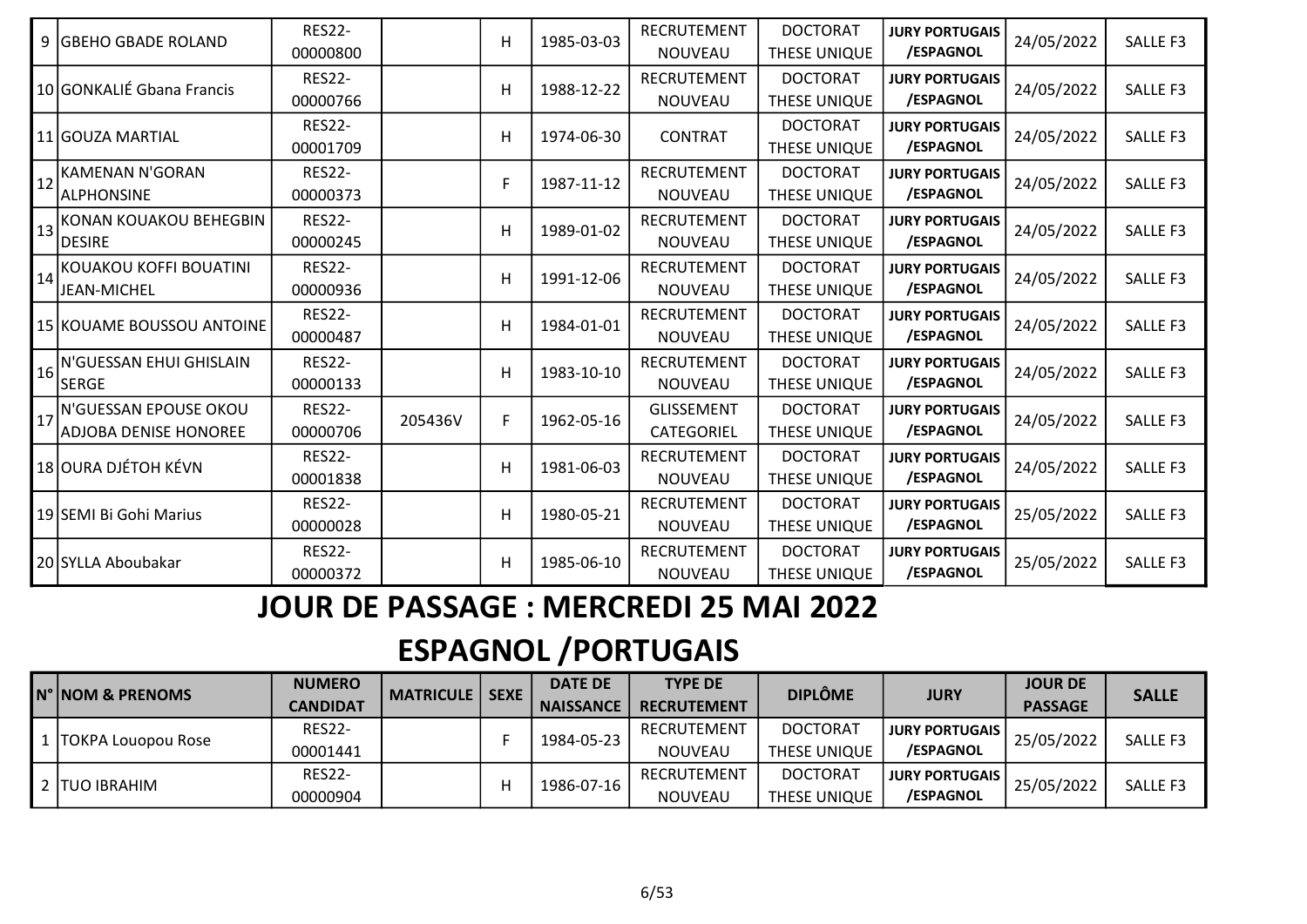| | | | | | | | | | | |
|---|---|---|---|---|---|---|---|---|---|---|
| 9 | GBEHO GBADE ROLAND | RES22-00000800 | | H | 1985-03-03 | RECRUTEMENT NOUVEAU | DOCTORAT THESE UNIQUE | **JURY PORTUGAIS /ESPAGNOL** | 24/05/2022 | SALLE F3 |
| 10 | GONKALIÉ Gbana Francis | RES22-00000766 | | H | 1988-12-22 | RECRUTEMENT NOUVEAU | DOCTORAT THESE UNIQUE | **JURY PORTUGAIS /ESPAGNOL** | 24/05/2022 | SALLE F3 |
| 11 | GOUZA MARTIAL | RES22-00001709 | | H | 1974-06-30 | CONTRAT | DOCTORAT THESE UNIQUE | **JURY PORTUGAIS /ESPAGNOL** | 24/05/2022 | SALLE F3 |
| 12 | KAMENAN N'GORAN ALPHONSINE | RES22-00000373 | | F | 1987-11-12 | RECRUTEMENT NOUVEAU | DOCTORAT THESE UNIQUE | **JURY PORTUGAIS /ESPAGNOL** | 24/05/2022 | SALLE F3 |
| 13 | KONAN KOUAKOU BEHEGBIN DESIRE | RES22-00000245 | | H | 1989-01-02 | RECRUTEMENT NOUVEAU | DOCTORAT THESE UNIQUE | **JURY PORTUGAIS /ESPAGNOL** | 24/05/2022 | SALLE F3 |
| 14 | KOUAKOU KOFFI BOUATINI JEAN-MICHEL | RES22-00000936 | | H | 1991-12-06 | RECRUTEMENT NOUVEAU | DOCTORAT THESE UNIQUE | **JURY PORTUGAIS /ESPAGNOL** | 24/05/2022 | SALLE F3 |
| 15 | KOUAME BOUSSOU ANTOINE | RES22-00000487 | | H | 1984-01-01 | RECRUTEMENT NOUVEAU | DOCTORAT THESE UNIQUE | **JURY PORTUGAIS /ESPAGNOL** | 24/05/2022 | SALLE F3 |
| 16 | N'GUESSAN EHUI GHISLAIN SERGE | RES22-00000133 | | H | 1983-10-10 | RECRUTEMENT NOUVEAU | DOCTORAT THESE UNIQUE | **JURY PORTUGAIS /ESPAGNOL** | 24/05/2022 | SALLE F3 |
| 17 | N'GUESSAN EPOUSE OKOU ADJOBA DENISE HONOREE | RES22-00000706 | 205436V | F | 1962-05-16 | GLISSEMENT CATEGORIEL | DOCTORAT THESE UNIQUE | **JURY PORTUGAIS /ESPAGNOL** | 24/05/2022 | SALLE F3 |
| 18 | OURA DJÉTOH KÉVN | RES22-00001838 | | H | 1981-06-03 | RECRUTEMENT NOUVEAU | DOCTORAT THESE UNIQUE | **JURY PORTUGAIS /ESPAGNOL** | 24/05/2022 | SALLE F3 |
| 19 | SEMI Bi Gohi Marius | RES22-00000028 | | H | 1980-05-21 | RECRUTEMENT NOUVEAU | DOCTORAT THESE UNIQUE | **JURY PORTUGAIS /ESPAGNOL** | 25/05/2022 | SALLE F3 |
| 20 | SYLLA Aboubakar | RES22-00000372 | | H | 1985-06-10 | RECRUTEMENT NOUVEAU | DOCTORAT THESE UNIQUE | **JURY PORTUGAIS /ESPAGNOL** | 25/05/2022 | SALLE F3 |

# JOUR DE PASSAGE : MERCREDI 25 MAI 2022

## ESPAGNOL /PORTUGAIS

| N° | NOM & PRENOMS | NUMERO CANDIDAT | MATRICULE | SEXE | DATE DE NAISSANCE | TYPE DE RECRUTEMENT | DIPLÔME | JURY | JOUR DE PASSAGE | SALLE |
|---|---|---|---|---|---|---|---|---|---|---|
| 1 | TOKPA Louopou Rose | RES22-00001441 | | F | 1984-05-23 | RECRUTEMENT NOUVEAU | DOCTORAT THESE UNIQUE | **JURY PORTUGAIS /ESPAGNOL** | 25/05/2022 | SALLE F3 |
| 2 | TUO IBRAHIM | RES22-00000904 | | H | 1986-07-16 | RECRUTEMENT NOUVEAU | DOCTORAT THESE UNIQUE | **JURY PORTUGAIS /ESPAGNOL** | 25/05/2022 | SALLE F3 |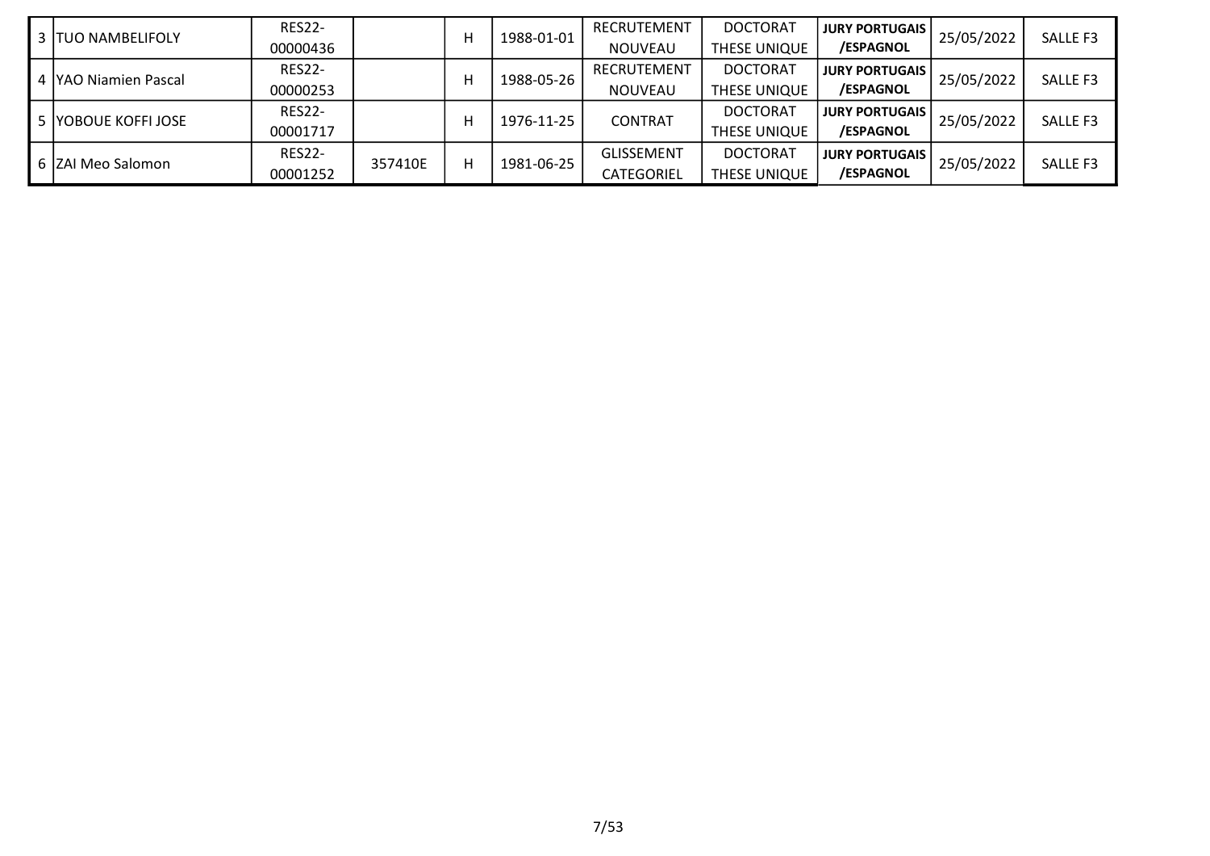| | | | | | | | | | | |
|---|---|---|---|---|---|---|---|---|---|---|
| 3 | TUO NAMBELIFOLY | RES22-00000436 | | H | 1988-01-01 | RECRUTEMENT NOUVEAU | DOCTORAT THESE UNIQUE | **JURY PORTUGAIS /ESPAGNOL** | 25/05/2022 | SALLE F3 |
| 4 | YAO Niamien Pascal | RES22-00000253 | | H | 1988-05-26 | RECRUTEMENT NOUVEAU | DOCTORAT THESE UNIQUE | **JURY PORTUGAIS /ESPAGNOL** | 25/05/2022 | SALLE F3 |
| 5 | YOBOUE KOFFI JOSE | RES22-00001717 | | H | 1976-11-25 | CONTRAT | DOCTORAT THESE UNIQUE | **JURY PORTUGAIS /ESPAGNOL** | 25/05/2022 | SALLE F3 |
| 6 | ZAI Meo Salomon | RES22-00001252 | 357410E | H | 1981-06-25 | GLISSEMENT CATEGORIEL | DOCTORAT THESE UNIQUE | **JURY PORTUGAIS /ESPAGNOL** | 25/05/2022 | SALLE F3 |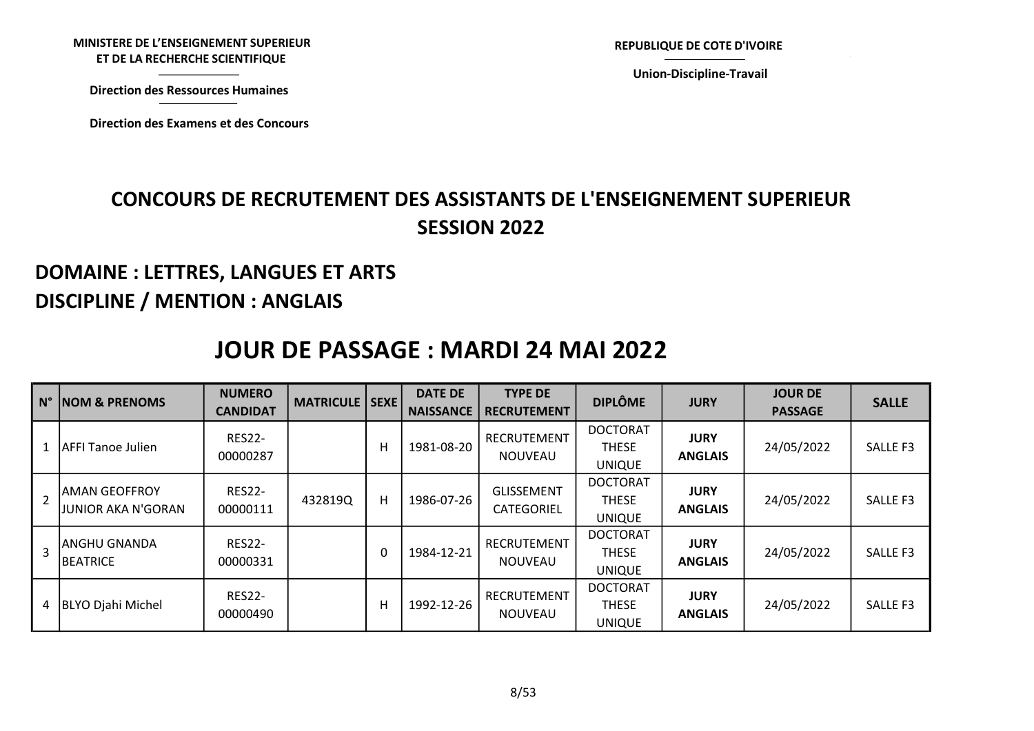MINISTERE DE L'ENSEIGNEMENT SUPERIEUR
ET DE LA RECHERCHE SCIENTIFIQUE

Direction des Ressources Humaines

Direction des Examens et des Concours

REPUBLIQUE DE COTE D'IVOIRE

Union-Discipline-Travail

# CONCOURS DE RECRUTEMENT DES ASSISTANTS DE L'ENSEIGNEMENT SUPERIEUR SESSION 2022

## DOMAINE : LETTRES, LANGUES ET ARTS

## DISCIPLINE / MENTION : ANGLAIS

# JOUR DE PASSAGE : MARDI 24 MAI 2022

| N° | NOM & PRENOMS | NUMERO CANDIDAT | MATRICULE | SEXE | DATE DE NAISSANCE | TYPE DE RECRUTEMENT | DIPLÔME | JURY | JOUR DE PASSAGE | SALLE |
|---|---|---|---|---|---|---|---|---|---|---|
| 1 | AFFI Tanoe Julien | RES22-00000287 | | H | 1981-08-20 | RECRUTEMENT NOUVEAU | DOCTORAT THESE UNIQUE | **JURY ANGLAIS** | 24/05/2022 | SALLE F3 |
| 2 | AMAN GEOFFROY JUNIOR AKA N'GORAN | RES22-00000111 | 432819Q | H | 1986-07-26 | GLISSEMENT CATEGORIEL | DOCTORAT THESE UNIQUE | **JURY ANGLAIS** | 24/05/2022 | SALLE F3 |
| 3 | ANGHU GNANDA BEATRICE | RES22-00000331 | | 0 | 1984-12-21 | RECRUTEMENT NOUVEAU | DOCTORAT THESE UNIQUE | **JURY ANGLAIS** | 24/05/2022 | SALLE F3 |
| 4 | BLYO Djahi Michel | RES22-00000490 | | H | 1992-12-26 | RECRUTEMENT NOUVEAU | DOCTORAT THESE UNIQUE | **JURY ANGLAIS** | 24/05/2022 | SALLE F3 |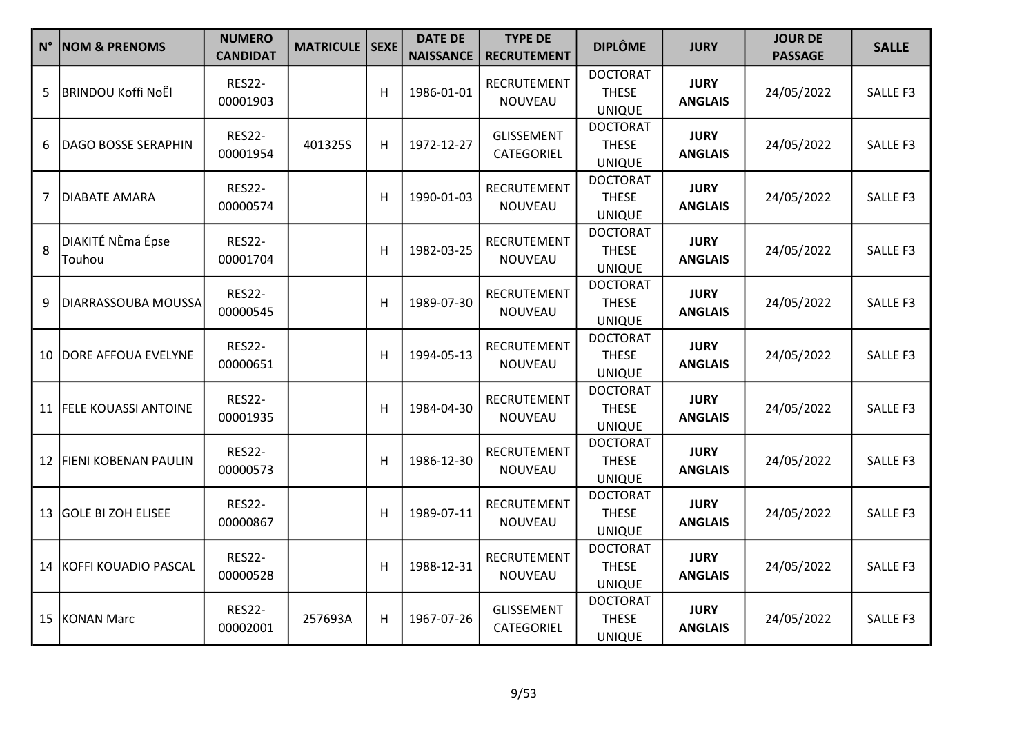| N° | NOM & PRENOMS | NUMERO CANDIDAT | MATRICULE | SEXE | DATE DE NAISSANCE | TYPE DE RECRUTEMENT | DIPLÔME | JURY | JOUR DE PASSAGE | SALLE |
|---|---|---|---|---|---|---|---|---|---|---|
| 5 | BRINDOU Koffi NoËl | RES22-00001903 | | H | 1986-01-01 | RECRUTEMENT NOUVEAU | DOCTORAT THESE UNIQUE | **JURY ANGLAIS** | 24/05/2022 | SALLE F3 |
| 6 | DAGO BOSSE SERAPHIN | RES22-00001954 | 401325S | H | 1972-12-27 | GLISSEMENT CATEGORIEL | DOCTORAT THESE UNIQUE | **JURY ANGLAIS** | 24/05/2022 | SALLE F3 |
| 7 | DIABATE AMARA | RES22-00000574 | | H | 1990-01-03 | RECRUTEMENT NOUVEAU | DOCTORAT THESE UNIQUE | **JURY ANGLAIS** | 24/05/2022 | SALLE F3 |
| 8 | DIAKITÉ NÈma Épse Touhou | RES22-00001704 | | H | 1982-03-25 | RECRUTEMENT NOUVEAU | DOCTORAT THESE UNIQUE | **JURY ANGLAIS** | 24/05/2022 | SALLE F3 |
| 9 | DIARRASSOUBA MOUSSA | RES22-00000545 | | H | 1989-07-30 | RECRUTEMENT NOUVEAU | DOCTORAT THESE UNIQUE | **JURY ANGLAIS** | 24/05/2022 | SALLE F3 |
| 10 | DORE AFFOUA EVELYNE | RES22-00000651 | | H | 1994-05-13 | RECRUTEMENT NOUVEAU | DOCTORAT THESE UNIQUE | **JURY ANGLAIS** | 24/05/2022 | SALLE F3 |
| 11 | FELE KOUASSI ANTOINE | RES22-00001935 | | H | 1984-04-30 | RECRUTEMENT NOUVEAU | DOCTORAT THESE UNIQUE | **JURY ANGLAIS** | 24/05/2022 | SALLE F3 |
| 12 | FIENI KOBENAN PAULIN | RES22-00000573 | | H | 1986-12-30 | RECRUTEMENT NOUVEAU | DOCTORAT THESE UNIQUE | **JURY ANGLAIS** | 24/05/2022 | SALLE F3 |
| 13 | GOLE BI ZOH ELISEE | RES22-00000867 | | H | 1989-07-11 | RECRUTEMENT NOUVEAU | DOCTORAT THESE UNIQUE | **JURY ANGLAIS** | 24/05/2022 | SALLE F3 |
| 14 | KOFFI KOUADIO PASCAL | RES22-00000528 | | H | 1988-12-31 | RECRUTEMENT NOUVEAU | DOCTORAT THESE UNIQUE | **JURY ANGLAIS** | 24/05/2022 | SALLE F3 |
| 15 | KONAN Marc | RES22-00002001 | 257693A | H | 1967-07-26 | GLISSEMENT CATEGORIEL | DOCTORAT THESE UNIQUE | **JURY ANGLAIS** | 24/05/2022 | SALLE F3 |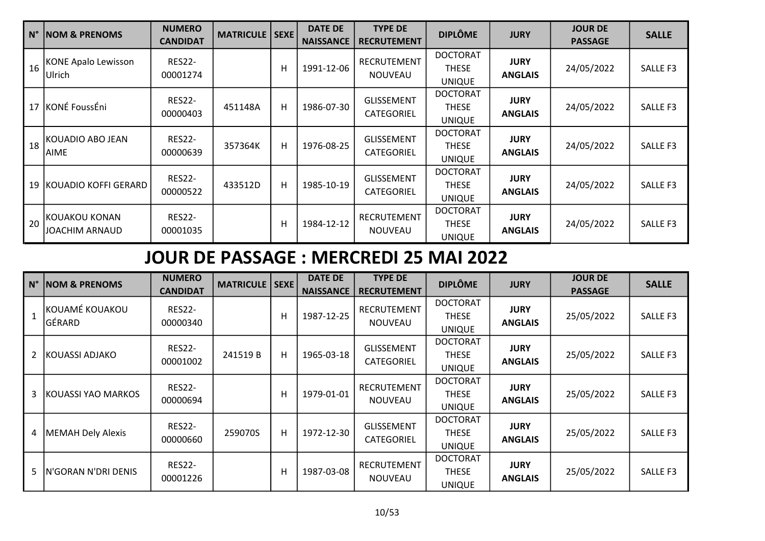| N° | NOM & PRENOMS | NUMERO CANDIDAT | MATRICULE | SEXE | DATE DE NAISSANCE | TYPE DE RECRUTEMENT | DIPLÔME | JURY | JOUR DE PASSAGE | SALLE |
|---|---|---|---|---|---|---|---|---|---|---|
| 16 | KONE Apalo Lewisson Ulrich | RES22-00001274 | | H | 1991-12-06 | RECRUTEMENT NOUVEAU | DOCTORAT THESE UNIQUE | **JURY ANGLAIS** | 24/05/2022 | SALLE F3 |
| 17 | KONÉ FoussÉni | RES22-00000403 | 451148A | H | 1986-07-30 | GLISSEMENT CATEGORIEL | DOCTORAT THESE UNIQUE | **JURY ANGLAIS** | 24/05/2022 | SALLE F3 |
| 18 | KOUADIO ABO JEAN AIME | RES22-00000639 | 357364K | H | 1976-08-25 | GLISSEMENT CATEGORIEL | DOCTORAT THESE UNIQUE | **JURY ANGLAIS** | 24/05/2022 | SALLE F3 |
| 19 | KOUADIO KOFFI GERARD | RES22-00000522 | 433512D | H | 1985-10-19 | GLISSEMENT CATEGORIEL | DOCTORAT THESE UNIQUE | **JURY ANGLAIS** | 24/05/2022 | SALLE F3 |
| 20 | KOUAKOU KONAN JOACHIM ARNAUD | RES22-00001035 | | H | 1984-12-12 | RECRUTEMENT NOUVEAU | DOCTORAT THESE UNIQUE | **JURY ANGLAIS** | 24/05/2022 | SALLE F3 |

# JOUR DE PASSAGE : MERCREDI 25 MAI 2022

| N° | NOM & PRENOMS | NUMERO CANDIDAT | MATRICULE | SEXE | DATE DE NAISSANCE | TYPE DE RECRUTEMENT | DIPLÔME | JURY | JOUR DE PASSAGE | SALLE |
|---|---|---|---|---|---|---|---|---|---|---|
| 1 | KOUAMÉ KOUAKOU GÉRARD | RES22-00000340 | | H | 1987-12-25 | RECRUTEMENT NOUVEAU | DOCTORAT THESE UNIQUE | **JURY ANGLAIS** | 25/05/2022 | SALLE F3 |
| 2 | KOUASSI ADJAKO | RES22-00001002 | 241519 B | H | 1965-03-18 | GLISSEMENT CATEGORIEL | DOCTORAT THESE UNIQUE | **JURY ANGLAIS** | 25/05/2022 | SALLE F3 |
| 3 | KOUASSI YAO MARKOS | RES22-00000694 | | H | 1979-01-01 | RECRUTEMENT NOUVEAU | DOCTORAT THESE UNIQUE | **JURY ANGLAIS** | 25/05/2022 | SALLE F3 |
| 4 | MEMAH Dely Alexis | RES22-00000660 | 259070S | H | 1972-12-30 | GLISSEMENT CATEGORIEL | DOCTORAT THESE UNIQUE | **JURY ANGLAIS** | 25/05/2022 | SALLE F3 |
| 5 | N'GORAN N'DRI DENIS | RES22-00001226 | | H | 1987-03-08 | RECRUTEMENT NOUVEAU | DOCTORAT THESE UNIQUE | **JURY ANGLAIS** | 25/05/2022 | SALLE F3 |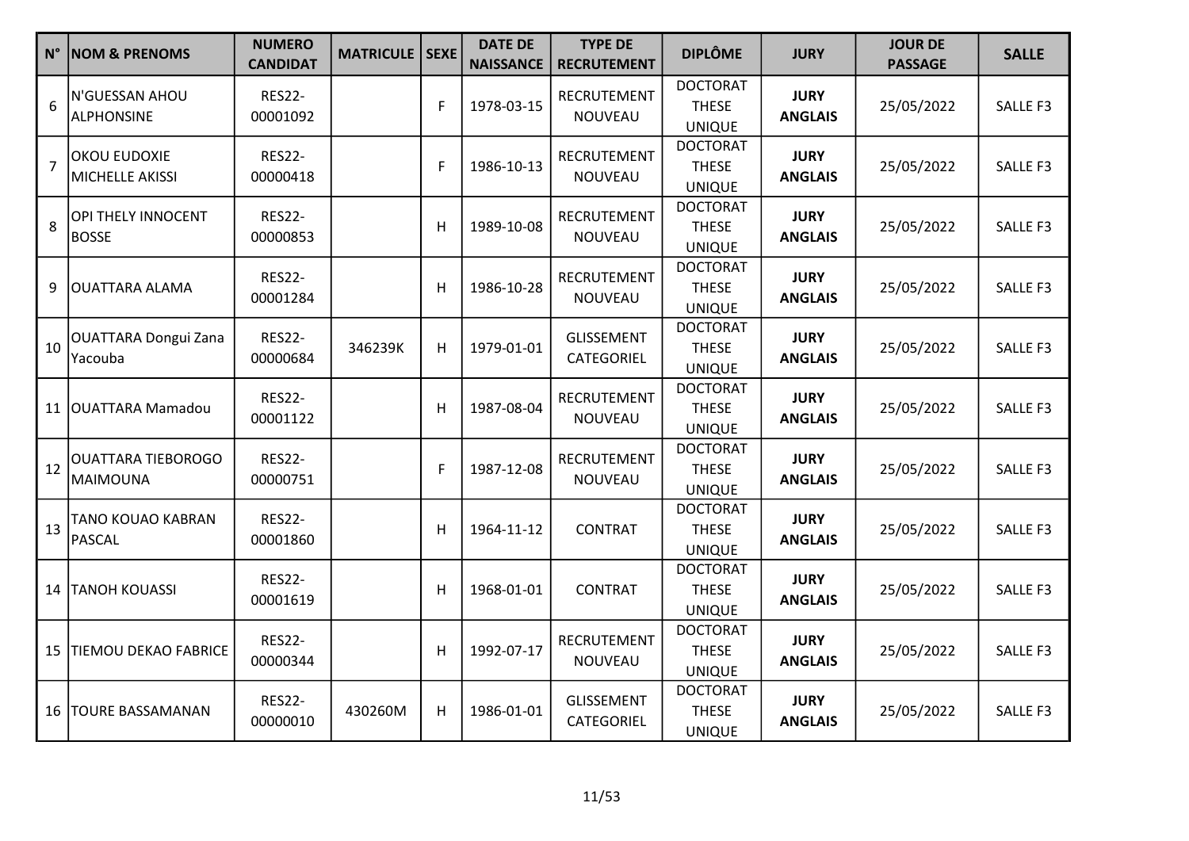| N° | NOM & PRENOMS | NUMERO CANDIDAT | MATRICULE | SEXE | DATE DE NAISSANCE | TYPE DE RECRUTEMENT | DIPLÔME | JURY | JOUR DE PASSAGE | SALLE |
|---|---|---|---|---|---|---|---|---|---|---|
| 6 | N'GUESSAN AHOU ALPHONSINE | RES22-00001092 | | F | 1978-03-15 | RECRUTEMENT NOUVEAU | DOCTORAT THESE UNIQUE | **JURY ANGLAIS** | 25/05/2022 | SALLE F3 |
| 7 | OKOU EUDOXIE MICHELLE AKISSI | RES22-00000418 | | F | 1986-10-13 | RECRUTEMENT NOUVEAU | DOCTORAT THESE UNIQUE | **JURY ANGLAIS** | 25/05/2022 | SALLE F3 |
| 8 | OPI THELY INNOCENT BOSSE | RES22-00000853 | | H | 1989-10-08 | RECRUTEMENT NOUVEAU | DOCTORAT THESE UNIQUE | **JURY ANGLAIS** | 25/05/2022 | SALLE F3 |
| 9 | OUATTARA ALAMA | RES22-00001284 | | H | 1986-10-28 | RECRUTEMENT NOUVEAU | DOCTORAT THESE UNIQUE | **JURY ANGLAIS** | 25/05/2022 | SALLE F3 |
| 10 | OUATTARA Dongui Zana Yacouba | RES22-00000684 | 346239K | H | 1979-01-01 | GLISSEMENT CATEGORIEL | DOCTORAT THESE UNIQUE | **JURY ANGLAIS** | 25/05/2022 | SALLE F3 |
| 11 | OUATTARA Mamadou | RES22-00001122 | | H | 1987-08-04 | RECRUTEMENT NOUVEAU | DOCTORAT THESE UNIQUE | **JURY ANGLAIS** | 25/05/2022 | SALLE F3 |
| 12 | OUATTARA TIEBOROGO MAIMOUNA | RES22-00000751 | | F | 1987-12-08 | RECRUTEMENT NOUVEAU | DOCTORAT THESE UNIQUE | **JURY ANGLAIS** | 25/05/2022 | SALLE F3 |
| 13 | TANO KOUAO KABRAN PASCAL | RES22-00001860 | | H | 1964-11-12 | CONTRAT | DOCTORAT THESE UNIQUE | **JURY ANGLAIS** | 25/05/2022 | SALLE F3 |
| 14 | TANOH KOUASSI | RES22-00001619 | | H | 1968-01-01 | CONTRAT | DOCTORAT THESE UNIQUE | **JURY ANGLAIS** | 25/05/2022 | SALLE F3 |
| 15 | TIEMOU DEKAO FABRICE | RES22-00000344 | | H | 1992-07-17 | RECRUTEMENT NOUVEAU | DOCTORAT THESE UNIQUE | **JURY ANGLAIS** | 25/05/2022 | SALLE F3 |
| 16 | TOURE BASSAMANAN | RES22-00000010 | 430260M | H | 1986-01-01 | GLISSEMENT CATEGORIEL | DOCTORAT THESE UNIQUE | **JURY ANGLAIS** | 25/05/2022 | SALLE F3 |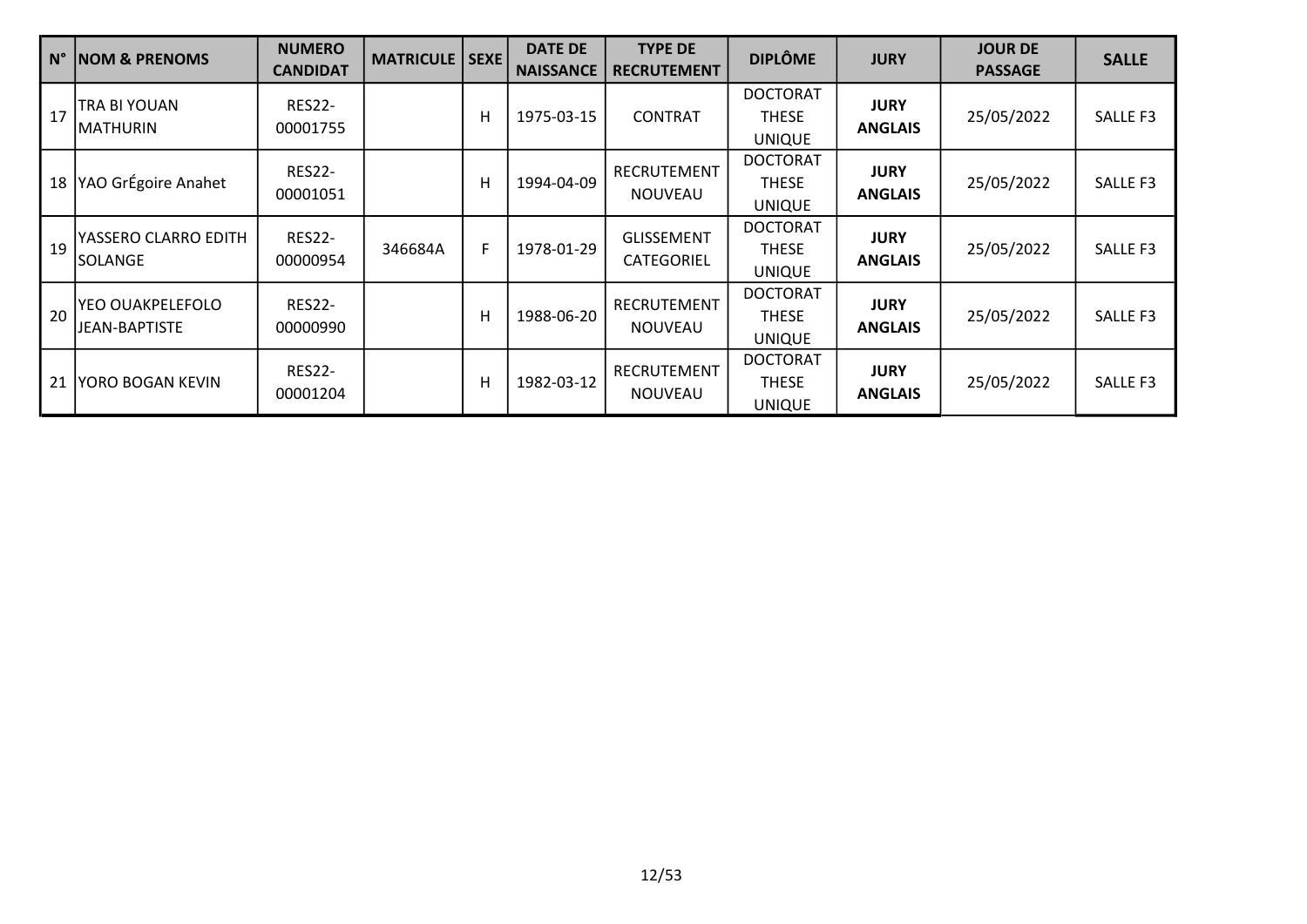| N° | NOM & PRENOMS | NUMERO CANDIDAT | MATRICULE | SEXE | DATE DE NAISSANCE | TYPE DE RECRUTEMENT | DIPLÔME | JURY | JOUR DE PASSAGE | SALLE |
|---|---|---|---|---|---|---|---|---|---|---|
| 17 | TRA BI YOUAN MATHURIN | RES22-00001755 | | H | 1975-03-15 | CONTRAT | DOCTORAT THESE UNIQUE | **JURY ANGLAIS** | 25/05/2022 | SALLE F3 |
| 18 | YAO GrÉgoire Anahet | RES22-00001051 | | H | 1994-04-09 | RECRUTEMENT NOUVEAU | DOCTORAT THESE UNIQUE | **JURY ANGLAIS** | 25/05/2022 | SALLE F3 |
| 19 | YASSERO CLARRO EDITH SOLANGE | RES22-00000954 | 346684A | F | 1978-01-29 | GLISSEMENT CATEGORIEL | DOCTORAT THESE UNIQUE | **JURY ANGLAIS** | 25/05/2022 | SALLE F3 |
| 20 | YEO OUAKPELEFOLO JEAN-BAPTISTE | RES22-00000990 | | H | 1988-06-20 | RECRUTEMENT NOUVEAU | DOCTORAT THESE UNIQUE | **JURY ANGLAIS** | 25/05/2022 | SALLE F3 |
| 21 | YORO BOGAN KEVIN | RES22-00001204 | | H | 1982-03-12 | RECRUTEMENT NOUVEAU | DOCTORAT THESE UNIQUE | **JURY ANGLAIS** | 25/05/2022 | SALLE F3 |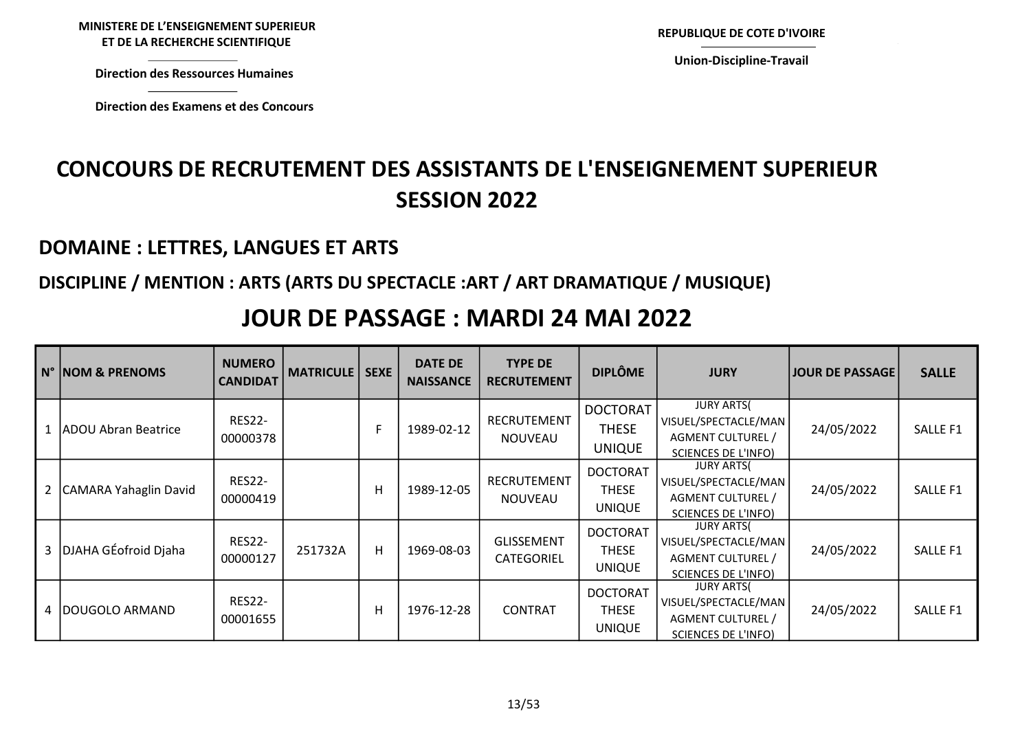MINISTERE DE L'ENSEIGNEMENT SUPERIEUR ET DE LA RECHERCHE SCIENTIFIQUE

Direction des Ressources Humaines

Direction des Examens et des Concours

REPUBLIQUE DE COTE D'IVOIRE

Union-Discipline-Travail

# CONCOURS DE RECRUTEMENT DES ASSISTANTS DE L'ENSEIGNEMENT SUPERIEUR SESSION 2022

## DOMAINE : LETTRES, LANGUES ET ARTS

### DISCIPLINE / MENTION : ARTS (ARTS DU SPECTACLE :ART / ART DRAMATIQUE / MUSIQUE)

## JOUR DE PASSAGE : MARDI 24 MAI 2022

| N° | NOM & PRENOMS | NUMERO CANDIDAT | MATRICULE | SEXE | DATE DE NAISSANCE | TYPE DE RECRUTEMENT | DIPLÔME | JURY | JOUR DE PASSAGE | SALLE |
|---|---|---|---|---|---|---|---|---|---|---|
| 1 | ADOU Abran Beatrice | RES22-00000378 | | F | 1989-02-12 | RECRUTEMENT NOUVEAU | DOCTORAT THESE UNIQUE | JURY ARTS( VISUEL/SPECTACLE/MANAGMENT CULTUREL / SCIENCES DE L'INFO) | 24/05/2022 | SALLE F1 |
| 2 | CAMARA Yahaglin David | RES22-00000419 | | H | 1989-12-05 | RECRUTEMENT NOUVEAU | DOCTORAT THESE UNIQUE | JURY ARTS( VISUEL/SPECTACLE/MANAGMENT CULTUREL / SCIENCES DE L'INFO) | 24/05/2022 | SALLE F1 |
| 3 | DJAHA GÉofroid Djaha | RES22-00000127 | 251732A | H | 1969-08-03 | GLISSEMENT CATEGORIEL | DOCTORAT THESE UNIQUE | JURY ARTS( VISUEL/SPECTACLE/MANAGMENT CULTUREL / SCIENCES DE L'INFO) | 24/05/2022 | SALLE F1 |
| 4 | DOUGOLO ARMAND | RES22-00001655 | | H | 1976-12-28 | CONTRAT | DOCTORAT THESE UNIQUE | JURY ARTS( VISUEL/SPECTACLE/MANAGMENT CULTUREL / SCIENCES DE L'INFO) | 24/05/2022 | SALLE F1 |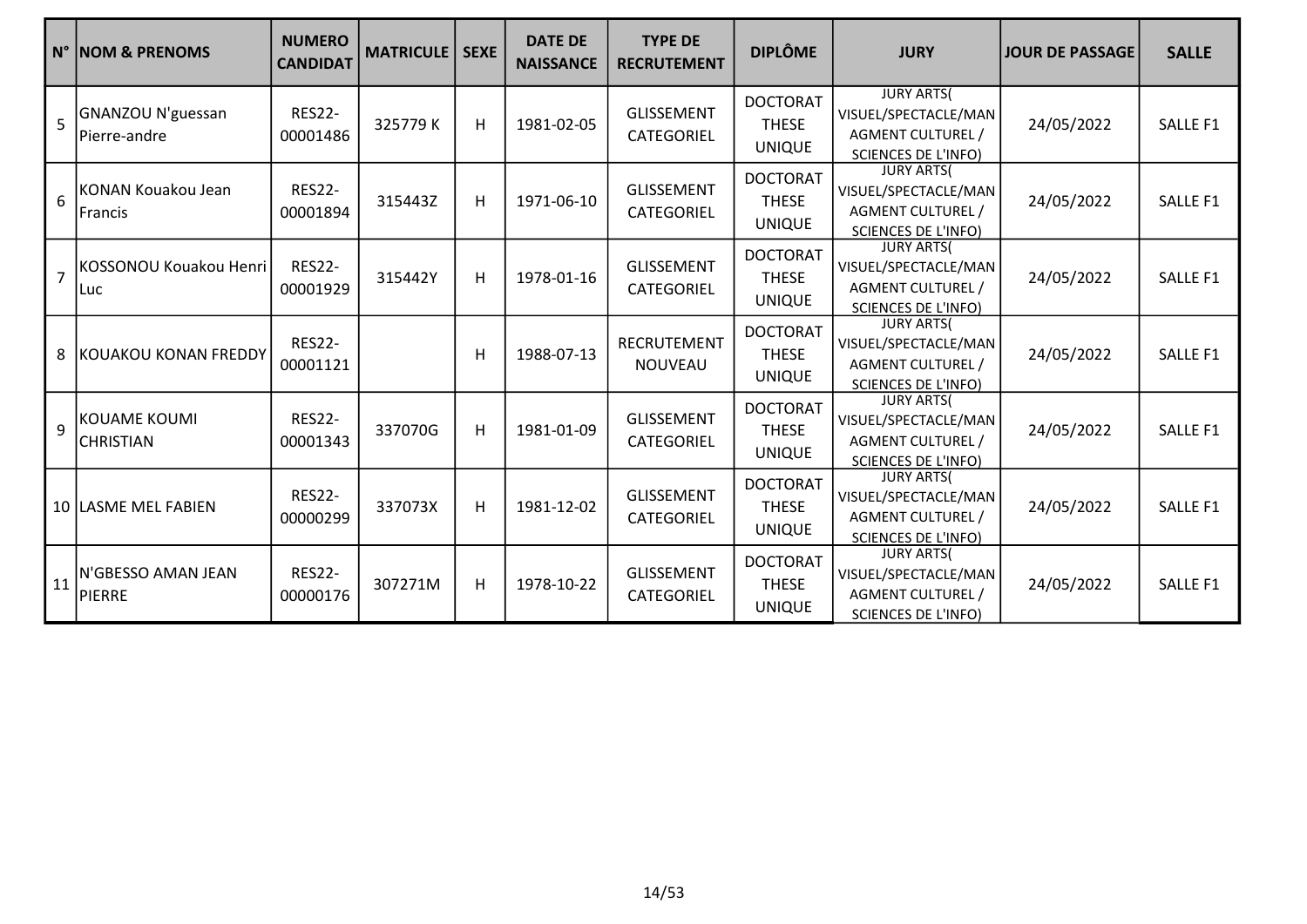| N° | NOM & PRENOMS | NUMERO CANDIDAT | MATRICULE | SEXE | DATE DE NAISSANCE | TYPE DE RECRUTEMENT | DIPLÔME | JURY | JOUR DE PASSAGE | SALLE |
|---|---|---|---|---|---|---|---|---|---|---|
| 5 | GNANZOU N'guessan Pierre-andre | RES22-00001486 | 325779 K | H | 1981-02-05 | GLISSEMENT CATEGORIEL | DOCTORAT THESE UNIQUE | JURY ARTS( VISUEL/SPECTACLE/MANAGMENT CULTUREL / SCIENCES DE L'INFO) | 24/05/2022 | SALLE F1 |
| 6 | KONAN Kouakou Jean Francis | RES22-00001894 | 315443Z | H | 1971-06-10 | GLISSEMENT CATEGORIEL | DOCTORAT THESE UNIQUE | JURY ARTS( VISUEL/SPECTACLE/MANAGMENT CULTUREL / SCIENCES DE L'INFO) | 24/05/2022 | SALLE F1 |
| 7 | KOSSONOU Kouakou Henri Luc | RES22-00001929 | 315442Y | H | 1978-01-16 | GLISSEMENT CATEGORIEL | DOCTORAT THESE UNIQUE | JURY ARTS( VISUEL/SPECTACLE/MANAGMENT CULTUREL / SCIENCES DE L'INFO) | 24/05/2022 | SALLE F1 |
| 8 | KOUAKOU KONAN FREDDY | RES22-00001121 | | H | 1988-07-13 | RECRUTEMENT NOUVEAU | DOCTORAT THESE UNIQUE | JURY ARTS( VISUEL/SPECTACLE/MANAGMENT CULTUREL / SCIENCES DE L'INFO) | 24/05/2022 | SALLE F1 |
| 9 | KOUAME KOUMI CHRISTIAN | RES22-00001343 | 337070G | H | 1981-01-09 | GLISSEMENT CATEGORIEL | DOCTORAT THESE UNIQUE | JURY ARTS( VISUEL/SPECTACLE/MANAGMENT CULTUREL / SCIENCES DE L'INFO) | 24/05/2022 | SALLE F1 |
| 10 | LASME MEL FABIEN | RES22-00000299 | 337073X | H | 1981-12-02 | GLISSEMENT CATEGORIEL | DOCTORAT THESE UNIQUE | JURY ARTS( VISUEL/SPECTACLE/MANAGMENT CULTUREL / SCIENCES DE L'INFO) | 24/05/2022 | SALLE F1 |
| 11 | N'GBESSO AMAN JEAN PIERRE | RES22-00000176 | 307271M | H | 1978-10-22 | GLISSEMENT CATEGORIEL | DOCTORAT THESE UNIQUE | JURY ARTS( VISUEL/SPECTACLE/MANAGMENT CULTUREL / SCIENCES DE L'INFO) | 24/05/2022 | SALLE F1 |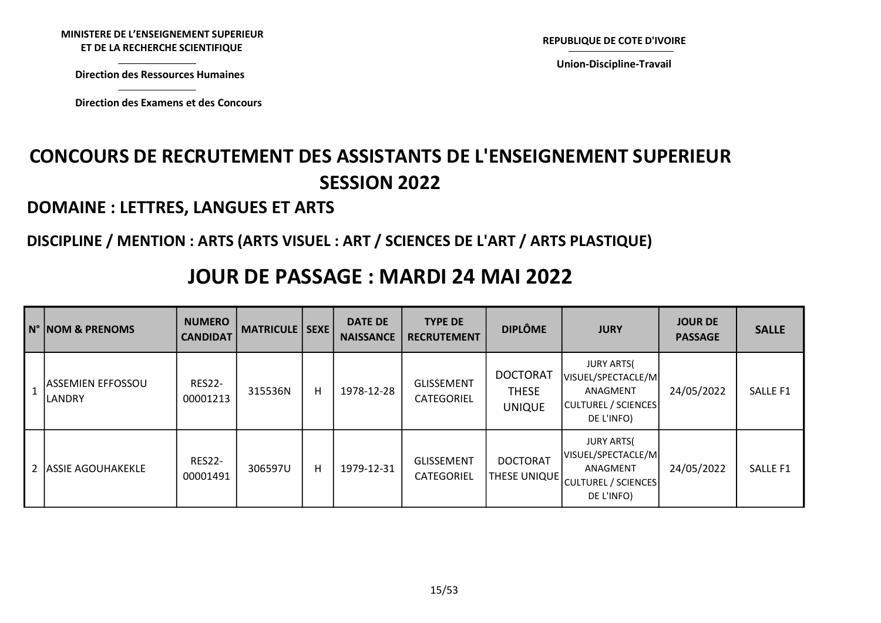MINISTERE DE L'ENSEIGNEMENT SUPERIEUR ET DE LA RECHERCHE SCIENTIFIQUE

Direction des Ressources Humaines

Direction des Examens et des Concours

REPUBLIQUE DE COTE D'IVOIRE

Union-Discipline-Travail

# CONCOURS DE RECRUTEMENT DES ASSISTANTS DE L'ENSEIGNEMENT SUPERIEUR SESSION 2022

## DOMAINE : LETTRES, LANGUES ET ARTS

### DISCIPLINE / MENTION : ARTS (ARTS VISUEL : ART / SCIENCES DE L'ART / ARTS PLASTIQUE)

## JOUR DE PASSAGE : MARDI 24 MAI 2022

| N° | NOM & PRENOMS | NUMERO CANDIDAT | MATRICULE | SEXE | DATE DE NAISSANCE | TYPE DE RECRUTEMENT | DIPLÔME | JURY | JOUR DE PASSAGE | SALLE |
|---|---|---|---|---|---|---|---|---|---|---|
| 1 | ASSEMIEN EFFOSSOU LANDRY | RES22-00001213 | 315536N | H | 1978-12-28 | GLISSEMENT CATEGORIEL | DOCTORAT THESE UNIQUE | JURY ARTS( VISUEL/SPECTACLE/MANAGMENT CULTUREL / SCIENCES DE L'INFO) | 24/05/2022 | SALLE F1 |
| 2 | ASSIE AGOUHAKEKLE | RES22-00001491 | 306597U | H | 1979-12-31 | GLISSEMENT CATEGORIEL | DOCTORAT THESE UNIQUE | JURY ARTS( VISUEL/SPECTACLE/MANAGMENT CULTUREL / SCIENCES DE L'INFO) | 24/05/2022 | SALLE F1 |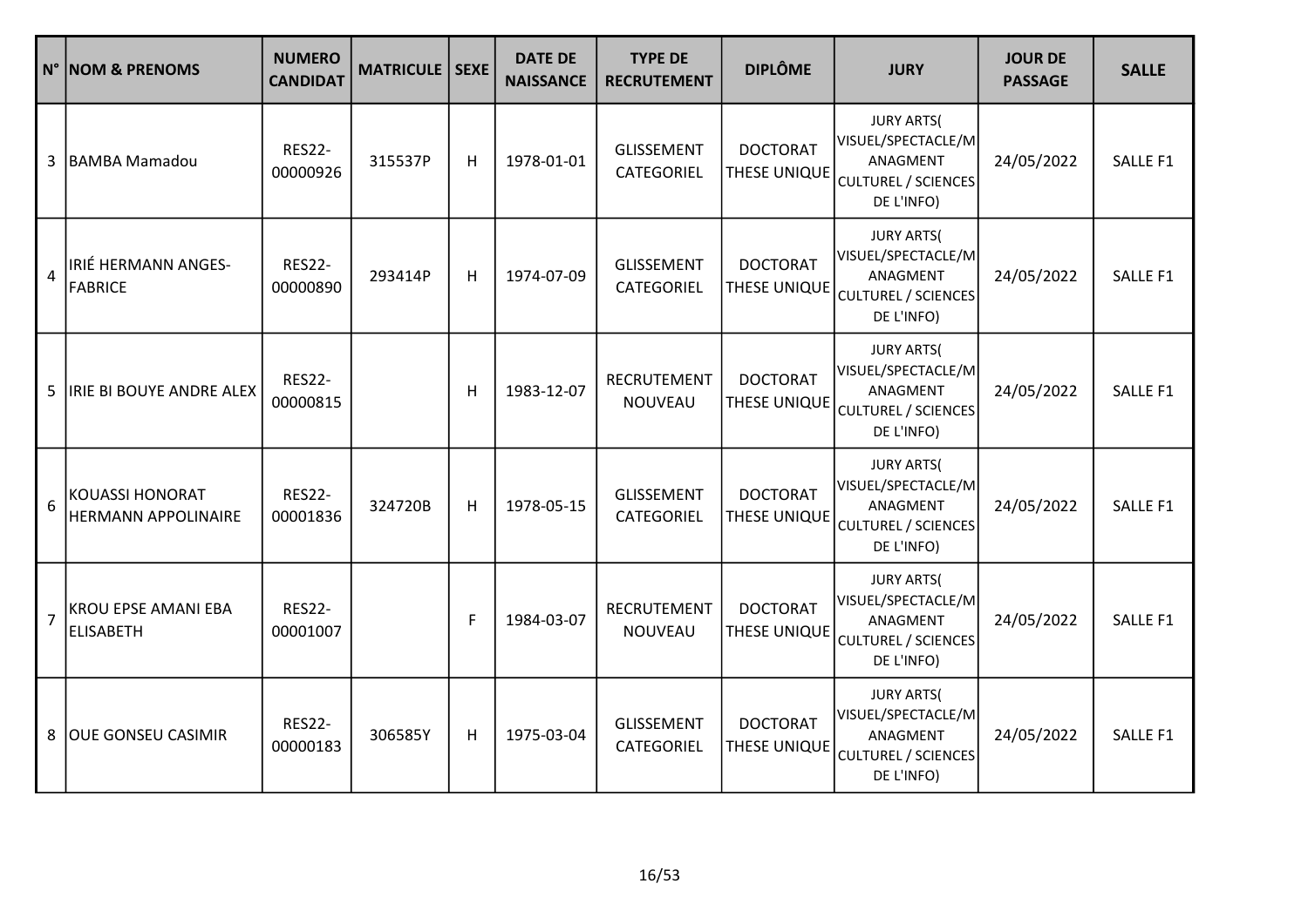| N° | NOM & PRENOMS | NUMERO CANDIDAT | MATRICULE | SEXE | DATE DE NAISSANCE | TYPE DE RECRUTEMENT | DIPLÔME | JURY | JOUR DE PASSAGE | SALLE |
|---|---|---|---|---|---|---|---|---|---|---|
| 3 | BAMBA Mamadou | RES22-00000926 | 315537P | H | 1978-01-01 | GLISSEMENT CATEGORIEL | DOCTORAT THESE UNIQUE | JURY ARTS( VISUEL/SPECTACLE/MANAGMENT CULTUREL / SCIENCES DE L'INFO) | 24/05/2022 | SALLE F1 |
| 4 | IRIÉ HERMANN ANGES-FABRICE | RES22-00000890 | 293414P | H | 1974-07-09 | GLISSEMENT CATEGORIEL | DOCTORAT THESE UNIQUE | JURY ARTS( VISUEL/SPECTACLE/MANAGMENT CULTUREL / SCIENCES DE L'INFO) | 24/05/2022 | SALLE F1 |
| 5 | IRIE BI BOUYE ANDRE ALEX | RES22-00000815 | | H | 1983-12-07 | RECRUTEMENT NOUVEAU | DOCTORAT THESE UNIQUE | JURY ARTS( VISUEL/SPECTACLE/MANAGMENT CULTUREL / SCIENCES DE L'INFO) | 24/05/2022 | SALLE F1 |
| 6 | KOUASSI HONORAT HERMANN APPOLINAIRE | RES22-00001836 | 324720B | H | 1978-05-15 | GLISSEMENT CATEGORIEL | DOCTORAT THESE UNIQUE | JURY ARTS( VISUEL/SPECTACLE/MANAGMENT CULTUREL / SCIENCES DE L'INFO) | 24/05/2022 | SALLE F1 |
| 7 | KROU EPSE AMANI EBA ELISABETH | RES22-00001007 | | F | 1984-03-07 | RECRUTEMENT NOUVEAU | DOCTORAT THESE UNIQUE | JURY ARTS( VISUEL/SPECTACLE/MANAGMENT CULTUREL / SCIENCES DE L'INFO) | 24/05/2022 | SALLE F1 |
| 8 | OUE GONSEU CASIMIR | RES22-00000183 | 306585Y | H | 1975-03-04 | GLISSEMENT CATEGORIEL | DOCTORAT THESE UNIQUE | JURY ARTS( VISUEL/SPECTACLE/MANAGMENT CULTUREL / SCIENCES DE L'INFO) | 24/05/2022 | SALLE F1 |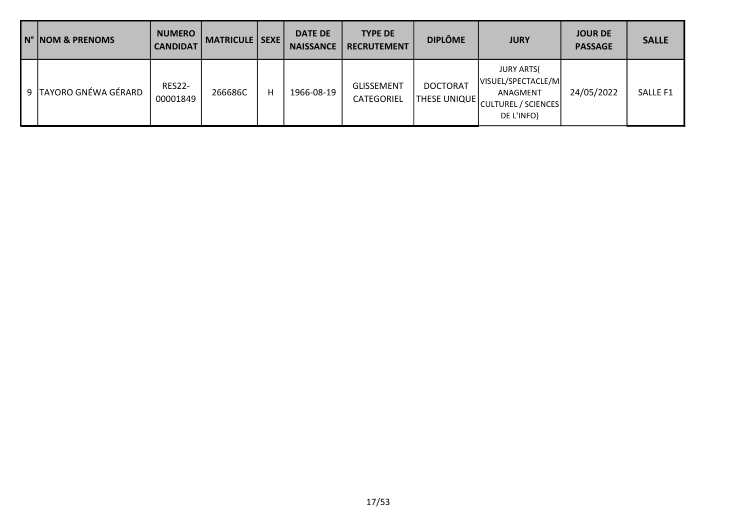| N° | NOM & PRENOMS | NUMERO CANDIDAT | MATRICULE | SEXE | DATE DE NAISSANCE | TYPE DE RECRUTEMENT | DIPLÔME | JURY | JOUR DE PASSAGE | SALLE |
|---|---|---|---|---|---|---|---|---|---|---|
| 9 | TAYORO GNÉWA GÉRARD | RES22-00001849 | 266686C | H | 1966-08-19 | GLISSEMENT CATEGORIEL | DOCTORAT THESE UNIQUE | JURY ARTS( VISUEL/SPECTACLE/MANAGMENT CULTUREL / SCIENCES DE L'INFO) | 24/05/2022 | SALLE F1 |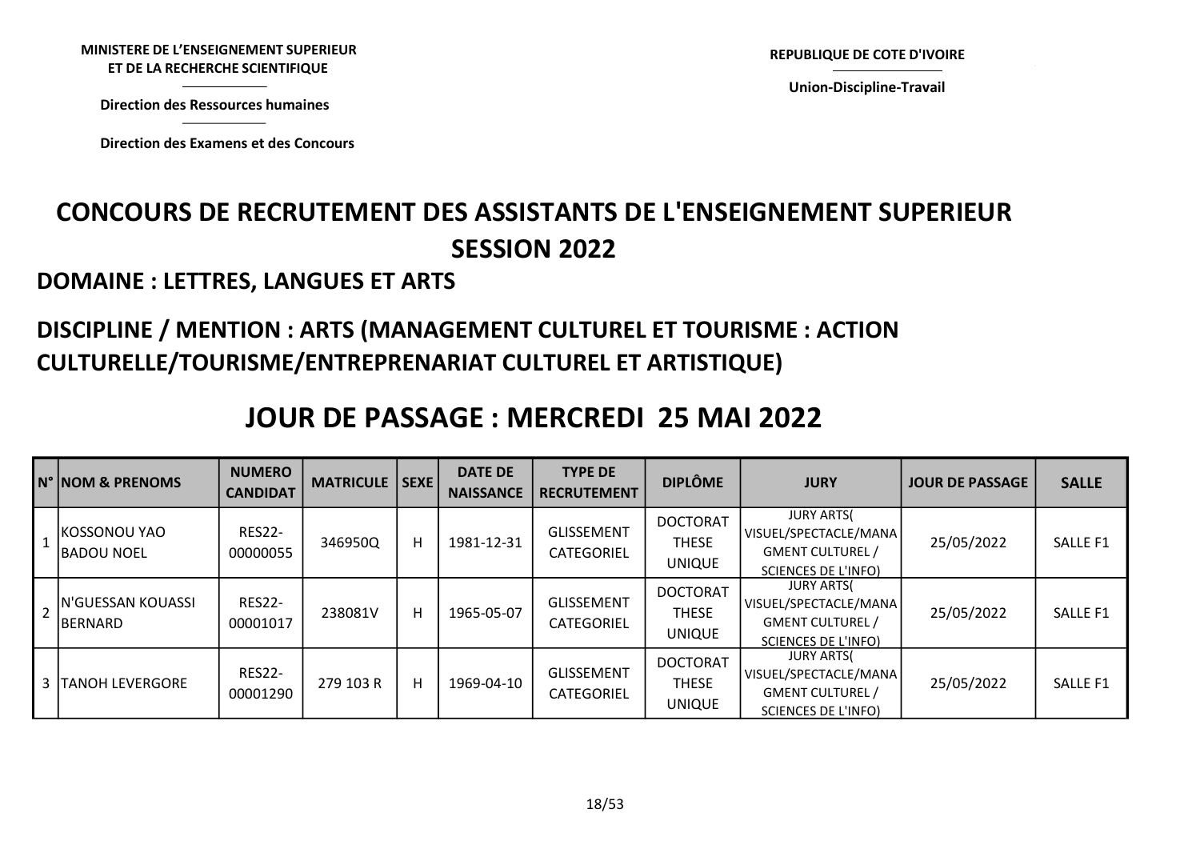**MINISTERE DE L'ENSEIGNEMENT SUPERIEUR ET DE LA RECHERCHE SCIENTIFIQUE**

**Direction des Ressources humaines**

**Direction des Examens et des Concours**

**REPUBLIQUE DE COTE D'IVOIRE**

**Union-Discipline-Travail**

# CONCOURS DE RECRUTEMENT DES ASSISTANTS DE L'ENSEIGNEMENT SUPERIEUR SESSION 2022

## DOMAINE : LETTRES, LANGUES ET ARTS

## DISCIPLINE / MENTION : ARTS (MANAGEMENT CULTUREL ET TOURISME : ACTION CULTURELLE/TOURISME/ENTREPRENARIAT CULTUREL ET ARTISTIQUE)

# JOUR DE PASSAGE : MERCREDI 25 MAI 2022

| N° | NOM & PRENOMS | NUMERO CANDIDAT | MATRICULE | SEXE | DATE DE NAISSANCE | TYPE DE RECRUTEMENT | DIPLÔME | JURY | JOUR DE PASSAGE | SALLE |
|---|---|---|---|---|---|---|---|---|---|---|
| 1 | KOSSONOU YAO BADOU NOEL | RES22-00000055 | 346950Q | H | 1981-12-31 | GLISSEMENT CATEGORIEL | DOCTORAT THESE UNIQUE | JURY ARTS( VISUEL/SPECTACLE/MANA GMENT CULTUREL / SCIENCES DE L'INFO) | 25/05/2022 | SALLE F1 |
| 2 | N'GUESSAN KOUASSI BERNARD | RES22-00001017 | 238081V | H | 1965-05-07 | GLISSEMENT CATEGORIEL | DOCTORAT THESE UNIQUE | JURY ARTS( VISUEL/SPECTACLE/MANA GMENT CULTUREL / SCIENCES DE L'INFO) | 25/05/2022 | SALLE F1 |
| 3 | TANOH LEVERGORE | RES22-00001290 | 279 103 R | H | 1969-04-10 | GLISSEMENT CATEGORIEL | DOCTORAT THESE UNIQUE | JURY ARTS( VISUEL/SPECTACLE/MANA GMENT CULTUREL / SCIENCES DE L'INFO) | 25/05/2022 | SALLE F1 |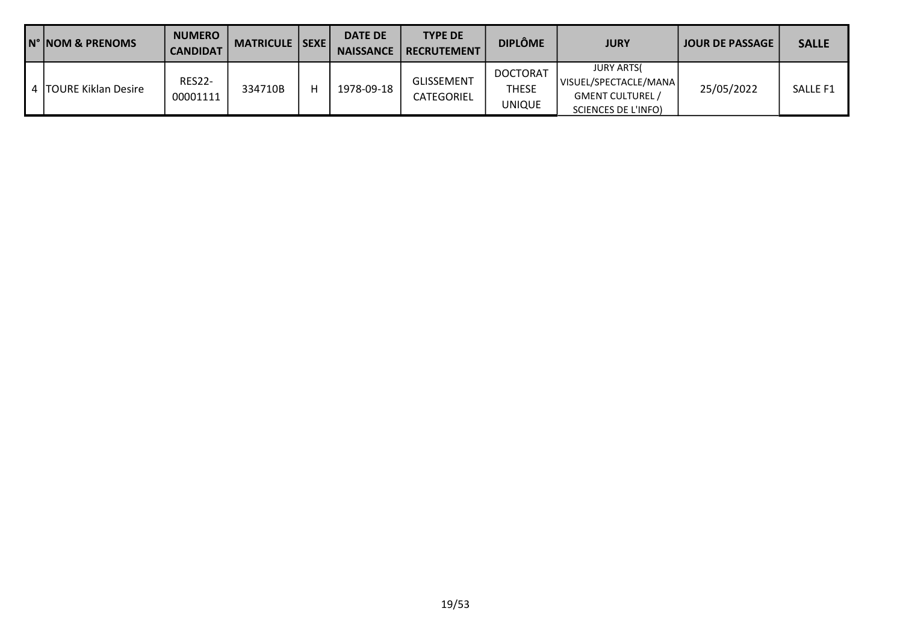| N° | NOM & PRENOMS | NUMERO CANDIDAT | MATRICULE | SEXE | DATE DE NAISSANCE | TYPE DE RECRUTEMENT | DIPLÔME | JURY | JOUR DE PASSAGE | SALLE |
|---|---|---|---|---|---|---|---|---|---|---|
| 4 | TOURE Kiklan Desire | RES22-00001111 | 334710B | H | 1978-09-18 | GLISSEMENT CATEGORIEL | DOCTORAT THESE UNIQUE | JURY ARTS( VISUEL/SPECTACLE/MANAGMENT CULTUREL / SCIENCES DE L'INFO) | 25/05/2022 | SALLE F1 |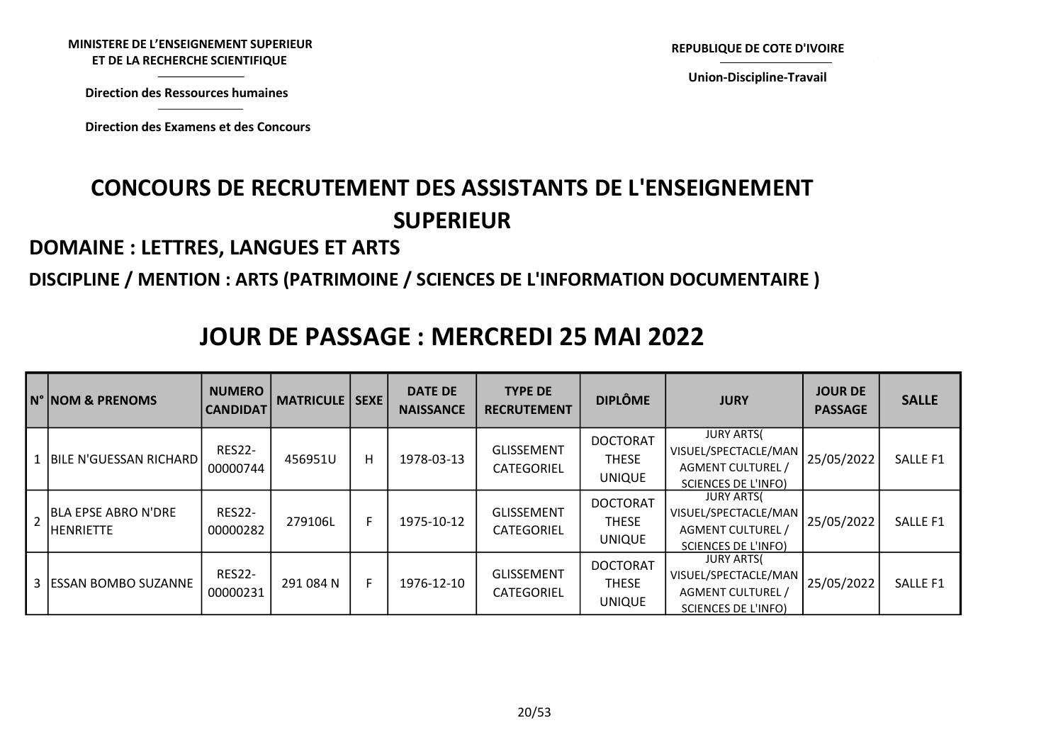MINISTERE DE L'ENSEIGNEMENT SUPERIEUR ET DE LA RECHERCHE SCIENTIFIQUE

Direction des Ressources humaines

Direction des Examens et des Concours

REPUBLIQUE DE COTE D'IVOIRE

Union-Discipline-Travail

# CONCOURS DE RECRUTEMENT DES ASSISTANTS DE L'ENSEIGNEMENT SUPERIEUR

## DOMAINE : LETTRES, LANGUES ET ARTS

### DISCIPLINE / MENTION : ARTS (PATRIMOINE / SCIENCES DE L'INFORMATION DOCUMENTAIRE )

## JOUR DE PASSAGE : MERCREDI 25 MAI 2022

| N° | NOM & PRENOMS | NUMERO CANDIDAT | MATRICULE | SEXE | DATE DE NAISSANCE | TYPE DE RECRUTEMENT | DIPLÔME | JURY | JOUR DE PASSAGE | SALLE |
|---|---|---|---|---|---|---|---|---|---|---|
| 1 | BILE N'GUESSAN RICHARD | RES22-00000744 | 456951U | H | 1978-03-13 | GLISSEMENT CATEGORIEL | DOCTORAT THESE UNIQUE | JURY ARTS( VISUEL/SPECTACLE/MANAGMENT CULTUREL / SCIENCES DE L'INFO) | 25/05/2022 | SALLE F1 |
| 2 | BLA EPSE ABRO N'DRE HENRIETTE | RES22-00000282 | 279106L | F | 1975-10-12 | GLISSEMENT CATEGORIEL | DOCTORAT THESE UNIQUE | JURY ARTS( VISUEL/SPECTACLE/MANAGMENT CULTUREL / SCIENCES DE L'INFO) | 25/05/2022 | SALLE F1 |
| 3 | ESSAN BOMBO SUZANNE | RES22-00000231 | 291 084 N | F | 1976-12-10 | GLISSEMENT CATEGORIEL | DOCTORAT THESE UNIQUE | JURY ARTS( VISUEL/SPECTACLE/MANAGMENT CULTUREL / SCIENCES DE L'INFO) | 25/05/2022 | SALLE F1 |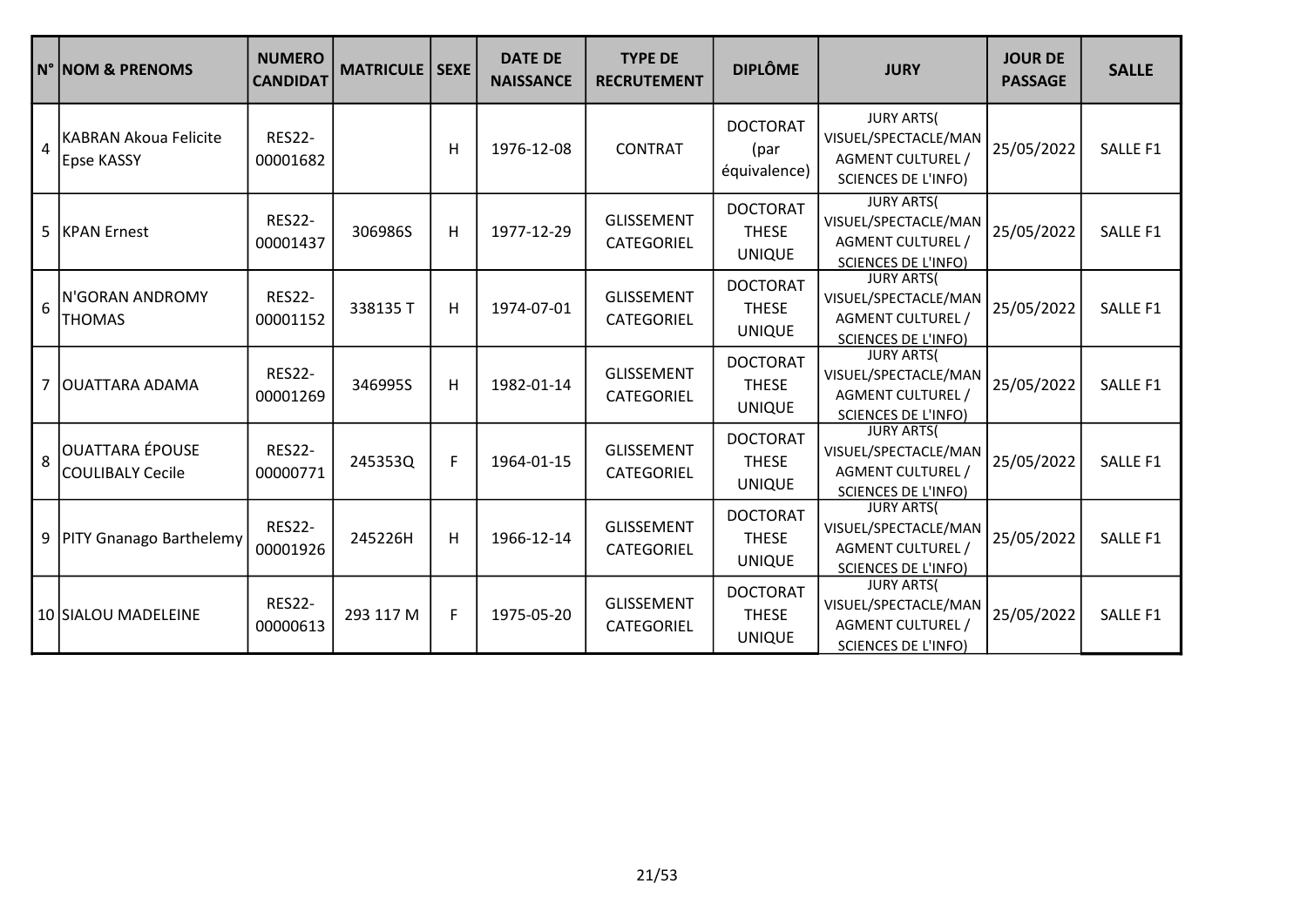| N° | NOM & PRENOMS | NUMERO CANDIDAT | MATRICULE | SEXE | DATE DE NAISSANCE | TYPE DE RECRUTEMENT | DIPLÔME | JURY | JOUR DE PASSAGE | SALLE |
|---|---|---|---|---|---|---|---|---|---|---|
| 4 | KABRAN Akoua Felicite Epse KASSY | RES22-00001682 | | H | 1976-12-08 | CONTRAT | DOCTORAT (par équivalence) | JURY ARTS( VISUEL/SPECTACLE/MANAGMENT CULTUREL / SCIENCES DE L'INFO) | 25/05/2022 | SALLE F1 |
| 5 | KPAN Ernest | RES22-00001437 | 306986S | H | 1977-12-29 | GLISSEMENT CATEGORIEL | DOCTORAT THESE UNIQUE | JURY ARTS( VISUEL/SPECTACLE/MANAGMENT CULTUREL / SCIENCES DE L'INFO) | 25/05/2022 | SALLE F1 |
| 6 | N'GORAN ANDROMY THOMAS | RES22-00001152 | 338135 T | H | 1974-07-01 | GLISSEMENT CATEGORIEL | DOCTORAT THESE UNIQUE | JURY ARTS( VISUEL/SPECTACLE/MANAGMENT CULTUREL / SCIENCES DE L'INFO) | 25/05/2022 | SALLE F1 |
| 7 | OUATTARA ADAMA | RES22-00001269 | 346995S | H | 1982-01-14 | GLISSEMENT CATEGORIEL | DOCTORAT THESE UNIQUE | JURY ARTS( VISUEL/SPECTACLE/MANAGMENT CULTUREL / SCIENCES DE L'INFO) | 25/05/2022 | SALLE F1 |
| 8 | OUATTARA ÉPOUSE COULIBALY Cecile | RES22-00000771 | 245353Q | F | 1964-01-15 | GLISSEMENT CATEGORIEL | DOCTORAT THESE UNIQUE | JURY ARTS( VISUEL/SPECTACLE/MANAGMENT CULTUREL / SCIENCES DE L'INFO) | 25/05/2022 | SALLE F1 |
| 9 | PITY Gnanago Barthelemy | RES22-00001926 | 245226H | H | 1966-12-14 | GLISSEMENT CATEGORIEL | DOCTORAT THESE UNIQUE | JURY ARTS( VISUEL/SPECTACLE/MANAGMENT CULTUREL / SCIENCES DE L'INFO) | 25/05/2022 | SALLE F1 |
| 10 | SIALOU MADELEINE | RES22-00000613 | 293 117 M | F | 1975-05-20 | GLISSEMENT CATEGORIEL | DOCTORAT THESE UNIQUE | JURY ARTS( VISUEL/SPECTACLE/MANAGMENT CULTUREL / SCIENCES DE L'INFO) | 25/05/2022 | SALLE F1 |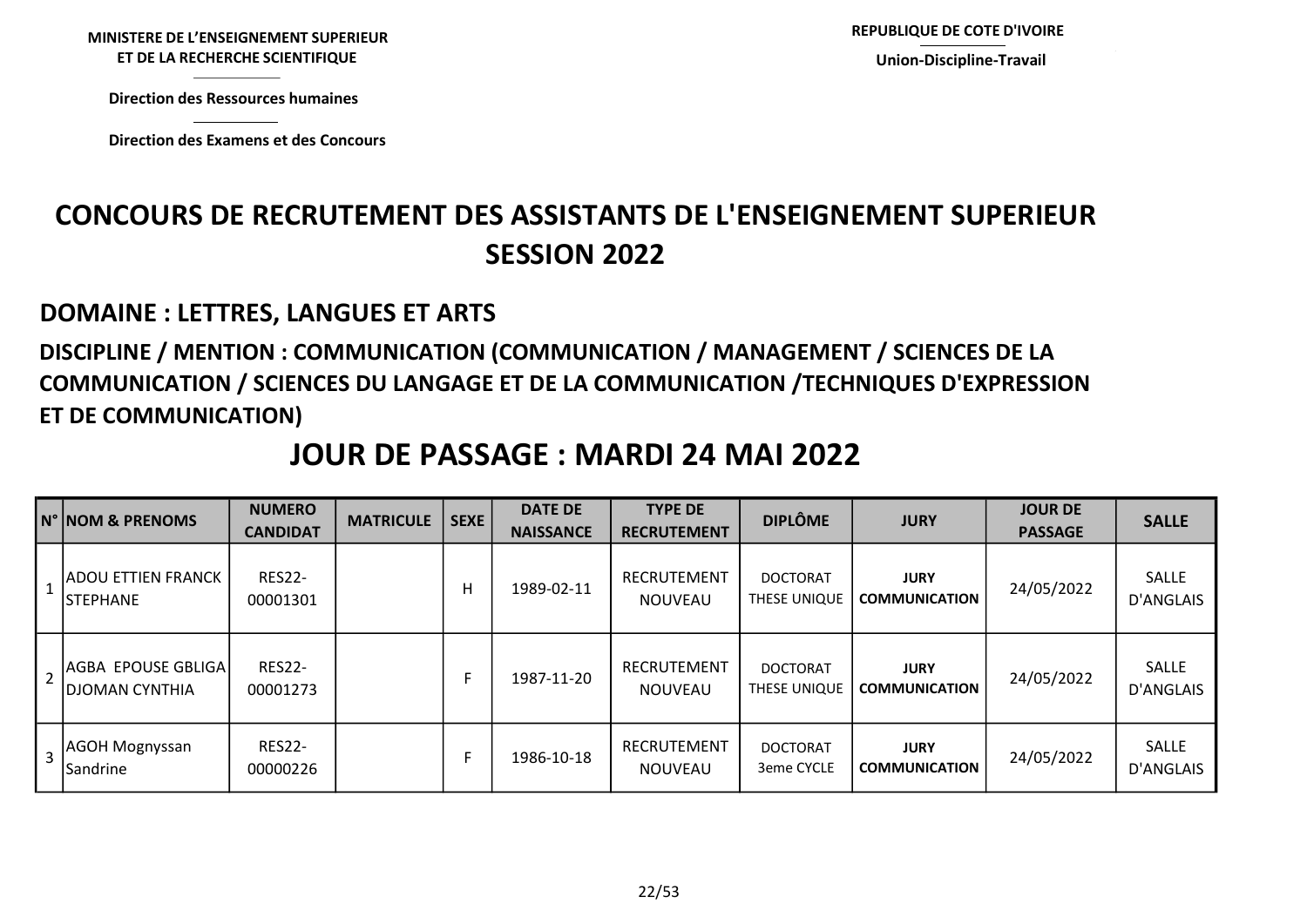MINISTERE DE L'ENSEIGNEMENT SUPERIEUR
ET DE LA RECHERCHE SCIENTIFIQUE

Direction des Ressources humaines

Direction des Examens et des Concours

REPUBLIQUE DE COTE D'IVOIRE

Union-Discipline-Travail

# CONCOURS DE RECRUTEMENT DES ASSISTANTS DE L'ENSEIGNEMENT SUPERIEUR SESSION 2022

## DOMAINE : LETTRES, LANGUES ET ARTS

## DISCIPLINE / MENTION : COMMUNICATION (COMMUNICATION / MANAGEMENT / SCIENCES DE LA COMMUNICATION / SCIENCES DU LANGAGE ET DE LA COMMUNICATION /TECHNIQUES D'EXPRESSION ET DE COMMUNICATION)

# JOUR DE PASSAGE : MARDI 24 MAI 2022

| N° | NOM & PRENOMS | NUMERO CANDIDAT | MATRICULE | SEXE | DATE DE NAISSANCE | TYPE DE RECRUTEMENT | DIPLÔME | JURY | JOUR DE PASSAGE | SALLE |
|---|---|---|---|---|---|---|---|---|---|---|
| 1 | ADOU ETTIEN FRANCK STEPHANE | RES22-00001301 | | H | 1989-02-11 | RECRUTEMENT NOUVEAU | DOCTORAT THESE UNIQUE | JURY COMMUNICATION | 24/05/2022 | SALLE D'ANGLAIS |
| 2 | AGBA EPOUSE GBLIGA DJOMAN CYNTHIA | RES22-00001273 | | F | 1987-11-20 | RECRUTEMENT NOUVEAU | DOCTORAT THESE UNIQUE | JURY COMMUNICATION | 24/05/2022 | SALLE D'ANGLAIS |
| 3 | AGOH Mognyssan Sandrine | RES22-00000226 | | F | 1986-10-18 | RECRUTEMENT NOUVEAU | DOCTORAT 3eme CYCLE | JURY COMMUNICATION | 24/05/2022 | SALLE D'ANGLAIS |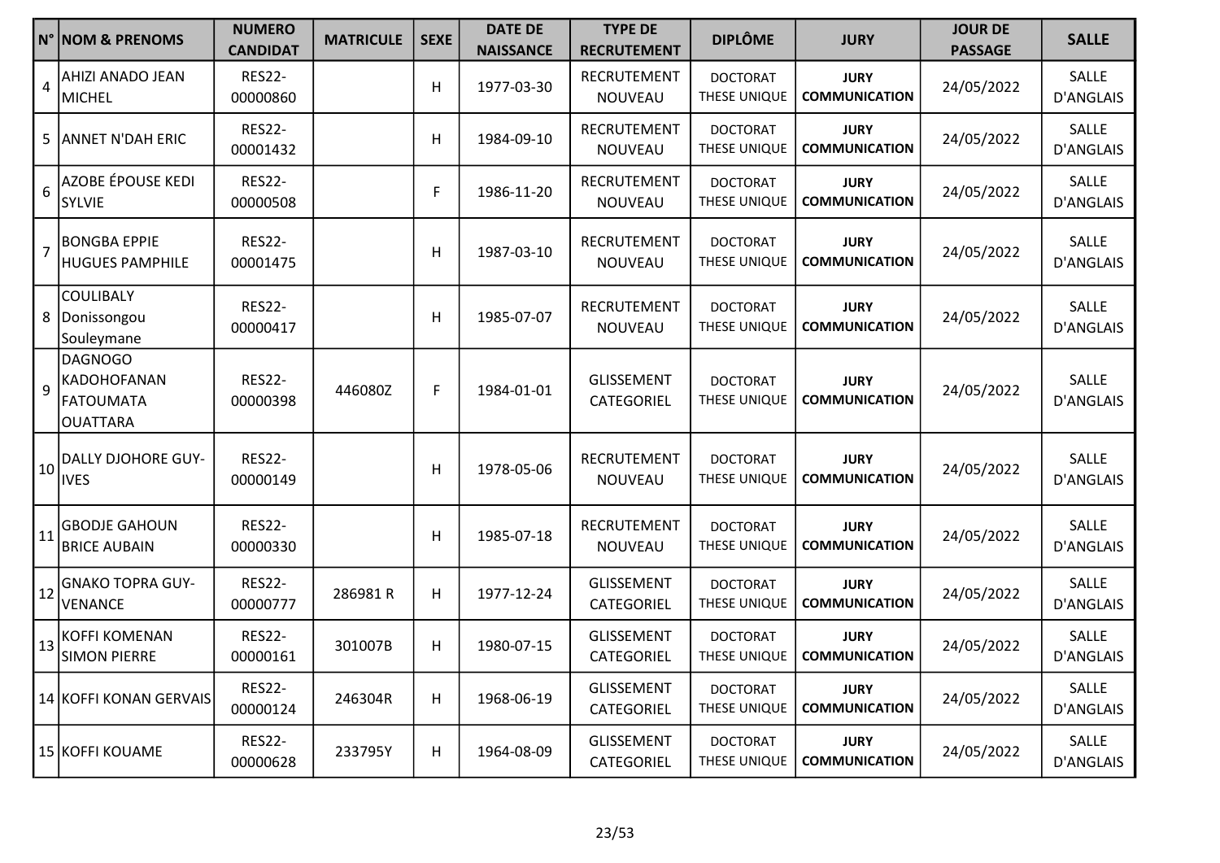| N° | NOM & PRENOMS | NUMERO CANDIDAT | MATRICULE | SEXE | DATE DE NAISSANCE | TYPE DE RECRUTEMENT | DIPLÔME | JURY | JOUR DE PASSAGE | SALLE |
|---|---|---|---|---|---|---|---|---|---|---|
| 4 | AHIZI ANADO JEAN MICHEL | RES22-00000860 | | H | 1977-03-30 | RECRUTEMENT NOUVEAU | DOCTORAT THESE UNIQUE | **JURY COMMUNICATION** | 24/05/2022 | SALLE D'ANGLAIS |
| 5 | ANNET N'DAH ERIC | RES22-00001432 | | H | 1984-09-10 | RECRUTEMENT NOUVEAU | DOCTORAT THESE UNIQUE | **JURY COMMUNICATION** | 24/05/2022 | SALLE D'ANGLAIS |
| 6 | AZOBE ÉPOUSE KEDI SYLVIE | RES22-00000508 | | F | 1986-11-20 | RECRUTEMENT NOUVEAU | DOCTORAT THESE UNIQUE | **JURY COMMUNICATION** | 24/05/2022 | SALLE D'ANGLAIS |
| 7 | BONGBA EPPIE HUGUES PAMPHILE | RES22-00001475 | | H | 1987-03-10 | RECRUTEMENT NOUVEAU | DOCTORAT THESE UNIQUE | **JURY COMMUNICATION** | 24/05/2022 | SALLE D'ANGLAIS |
| 8 | COULIBALY Donissongou Souleymane | RES22-00000417 | | H | 1985-07-07 | RECRUTEMENT NOUVEAU | DOCTORAT THESE UNIQUE | **JURY COMMUNICATION** | 24/05/2022 | SALLE D'ANGLAIS |
| 9 | DAGNOGO KADOHOFANAN FATOUMATA OUATTARA | RES22-00000398 | 446080Z | F | 1984-01-01 | GLISSEMENT CATEGORIEL | DOCTORAT THESE UNIQUE | **JURY COMMUNICATION** | 24/05/2022 | SALLE D'ANGLAIS |
| 10 | DALLY DJOHORE GUY-IVES | RES22-00000149 | | H | 1978-05-06 | RECRUTEMENT NOUVEAU | DOCTORAT THESE UNIQUE | **JURY COMMUNICATION** | 24/05/2022 | SALLE D'ANGLAIS |
| 11 | GBODJE GAHOUN BRICE AUBAIN | RES22-00000330 | | H | 1985-07-18 | RECRUTEMENT NOUVEAU | DOCTORAT THESE UNIQUE | **JURY COMMUNICATION** | 24/05/2022 | SALLE D'ANGLAIS |
| 12 | GNAKO TOPRA GUY-VENANCE | RES22-00000777 | 286981 R | H | 1977-12-24 | GLISSEMENT CATEGORIEL | DOCTORAT THESE UNIQUE | **JURY COMMUNICATION** | 24/05/2022 | SALLE D'ANGLAIS |
| 13 | KOFFI KOMENAN SIMON PIERRE | RES22-00000161 | 301007B | H | 1980-07-15 | GLISSEMENT CATEGORIEL | DOCTORAT THESE UNIQUE | **JURY COMMUNICATION** | 24/05/2022 | SALLE D'ANGLAIS |
| 14 | KOFFI KONAN GERVAIS | RES22-00000124 | 246304R | H | 1968-06-19 | GLISSEMENT CATEGORIEL | DOCTORAT THESE UNIQUE | **JURY COMMUNICATION** | 24/05/2022 | SALLE D'ANGLAIS |
| 15 | KOFFI KOUAME | RES22-00000628 | 233795Y | H | 1964-08-09 | GLISSEMENT CATEGORIEL | DOCTORAT THESE UNIQUE | **JURY COMMUNICATION** | 24/05/2022 | SALLE D'ANGLAIS |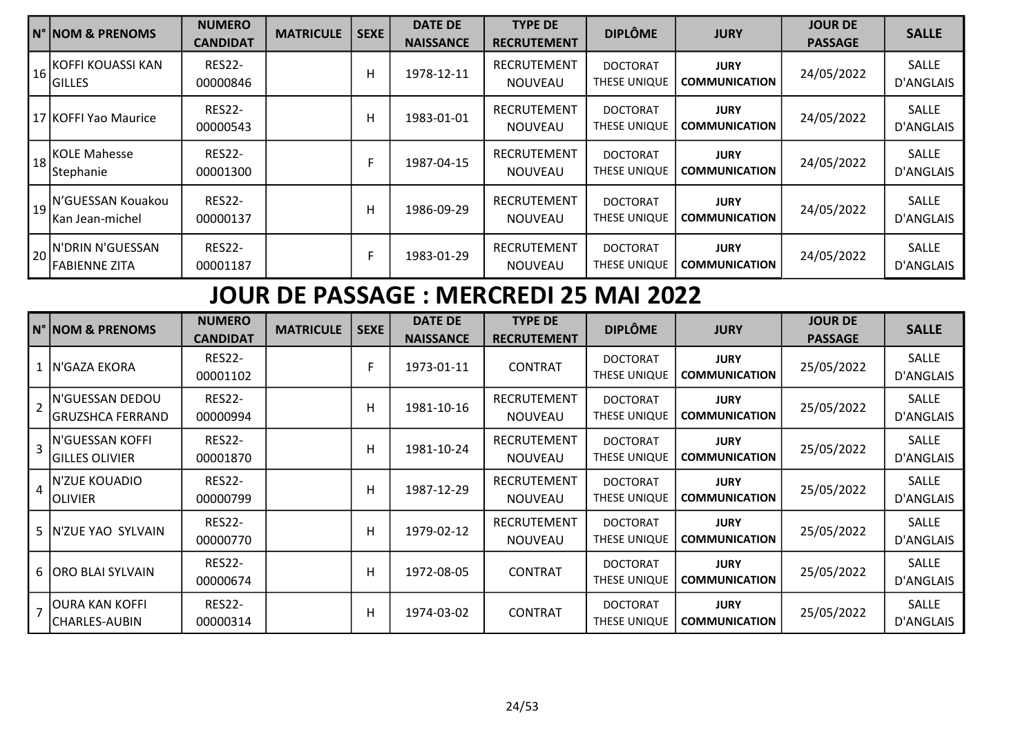| N° | NOM & PRENOMS | NUMERO CANDIDAT | MATRICULE | SEXE | DATE DE NAISSANCE | TYPE DE RECRUTEMENT | DIPLÔME | JURY | JOUR DE PASSAGE | SALLE |
|---|---|---|---|---|---|---|---|---|---|---|
| 16 | KOFFI KOUASSI KAN GILLES | RES22-00000846 | | H | 1978-12-11 | RECRUTEMENT NOUVEAU | DOCTORAT THESE UNIQUE | **JURY COMMUNICATION** | 24/05/2022 | SALLE D'ANGLAIS |
| 17 | KOFFI Yao Maurice | RES22-00000543 | | H | 1983-01-01 | RECRUTEMENT NOUVEAU | DOCTORAT THESE UNIQUE | **JURY COMMUNICATION** | 24/05/2022 | SALLE D'ANGLAIS |
| 18 | KOLE Mahesse Stephanie | RES22-00001300 | | F | 1987-04-15 | RECRUTEMENT NOUVEAU | DOCTORAT THESE UNIQUE | **JURY COMMUNICATION** | 24/05/2022 | SALLE D'ANGLAIS |
| 19 | N'GUESSAN Kouakou Kan Jean-michel | RES22-00000137 | | H | 1986-09-29 | RECRUTEMENT NOUVEAU | DOCTORAT THESE UNIQUE | **JURY COMMUNICATION** | 24/05/2022 | SALLE D'ANGLAIS |
| 20 | N'DRIN N'GUESSAN FABIENNE ZITA | RES22-00001187 | | F | 1983-01-29 | RECRUTEMENT NOUVEAU | DOCTORAT THESE UNIQUE | **JURY COMMUNICATION** | 24/05/2022 | SALLE D'ANGLAIS |

# JOUR DE PASSAGE : MERCREDI 25 MAI 2022

| N° | NOM & PRENOMS | NUMERO CANDIDAT | MATRICULE | SEXE | DATE DE NAISSANCE | TYPE DE RECRUTEMENT | DIPLÔME | JURY | JOUR DE PASSAGE | SALLE |
|---|---|---|---|---|---|---|---|---|---|---|
| 1 | N'GAZA EKORA | RES22-00001102 | | F | 1973-01-11 | CONTRAT | DOCTORAT THESE UNIQUE | **JURY COMMUNICATION** | 25/05/2022 | SALLE D'ANGLAIS |
| 2 | N'GUESSAN DEDOU GRUZSHCA FERRAND | RES22-00000994 | | H | 1981-10-16 | RECRUTEMENT NOUVEAU | DOCTORAT THESE UNIQUE | **JURY COMMUNICATION** | 25/05/2022 | SALLE D'ANGLAIS |
| 3 | N'GUESSAN KOFFI GILLES OLIVIER | RES22-00001870 | | H | 1981-10-24 | RECRUTEMENT NOUVEAU | DOCTORAT THESE UNIQUE | **JURY COMMUNICATION** | 25/05/2022 | SALLE D'ANGLAIS |
| 4 | N'ZUE KOUADIO OLIVIER | RES22-00000799 | | H | 1987-12-29 | RECRUTEMENT NOUVEAU | DOCTORAT THESE UNIQUE | **JURY COMMUNICATION** | 25/05/2022 | SALLE D'ANGLAIS |
| 5 | N'ZUE YAO SYLVAIN | RES22-00000770 | | H | 1979-02-12 | RECRUTEMENT NOUVEAU | DOCTORAT THESE UNIQUE | **JURY COMMUNICATION** | 25/05/2022 | SALLE D'ANGLAIS |
| 6 | ORO BLAI SYLVAIN | RES22-00000674 | | H | 1972-08-05 | CONTRAT | DOCTORAT THESE UNIQUE | **JURY COMMUNICATION** | 25/05/2022 | SALLE D'ANGLAIS |
| 7 | OURA KAN KOFFI CHARLES-AUBIN | RES22-00000314 | | H | 1974-03-02 | CONTRAT | DOCTORAT THESE UNIQUE | **JURY COMMUNICATION** | 25/05/2022 | SALLE D'ANGLAIS |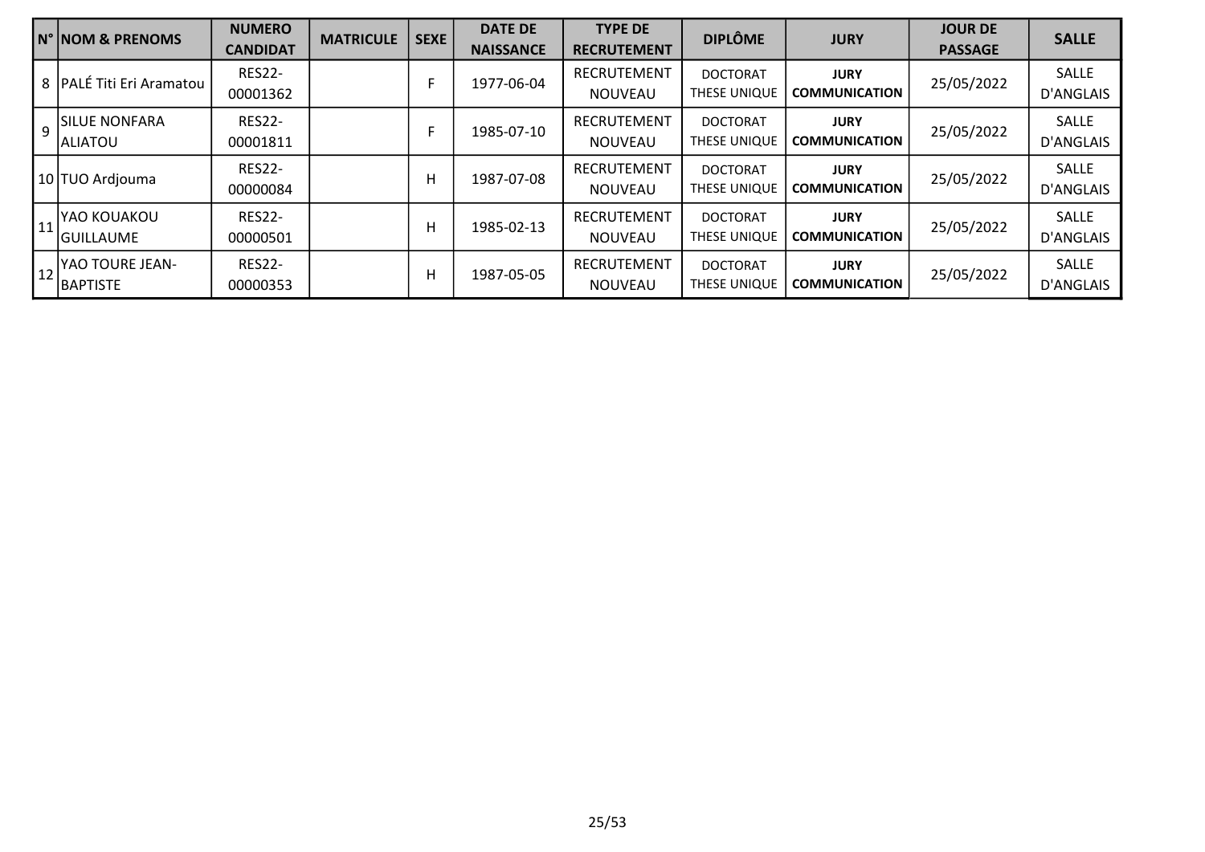| N° | NOM & PRENOMS | NUMERO CANDIDAT | MATRICULE | SEXE | DATE DE NAISSANCE | TYPE DE RECRUTEMENT | DIPLÔME | JURY | JOUR DE PASSAGE | SALLE |
|---|---|---|---|---|---|---|---|---|---|---|
| 8 | PALÉ Titi Eri Aramatou | RES22-00001362 | | F | 1977-06-04 | RECRUTEMENT NOUVEAU | DOCTORAT THESE UNIQUE | **JURY COMMUNICATION** | 25/05/2022 | SALLE D'ANGLAIS |
| 9 | SILUE NONFARA ALIATOU | RES22-00001811 | | F | 1985-07-10 | RECRUTEMENT NOUVEAU | DOCTORAT THESE UNIQUE | **JURY COMMUNICATION** | 25/05/2022 | SALLE D'ANGLAIS |
| 10 | TUO Ardjouma | RES22-00000084 | | H | 1987-07-08 | RECRUTEMENT NOUVEAU | DOCTORAT THESE UNIQUE | **JURY COMMUNICATION** | 25/05/2022 | SALLE D'ANGLAIS |
| 11 | YAO KOUAKOU GUILLAUME | RES22-00000501 | | H | 1985-02-13 | RECRUTEMENT NOUVEAU | DOCTORAT THESE UNIQUE | **JURY COMMUNICATION** | 25/05/2022 | SALLE D'ANGLAIS |
| 12 | YAO TOURE JEAN-BAPTISTE | RES22-00000353 | | H | 1987-05-05 | RECRUTEMENT NOUVEAU | DOCTORAT THESE UNIQUE | **JURY COMMUNICATION** | 25/05/2022 | SALLE D'ANGLAIS |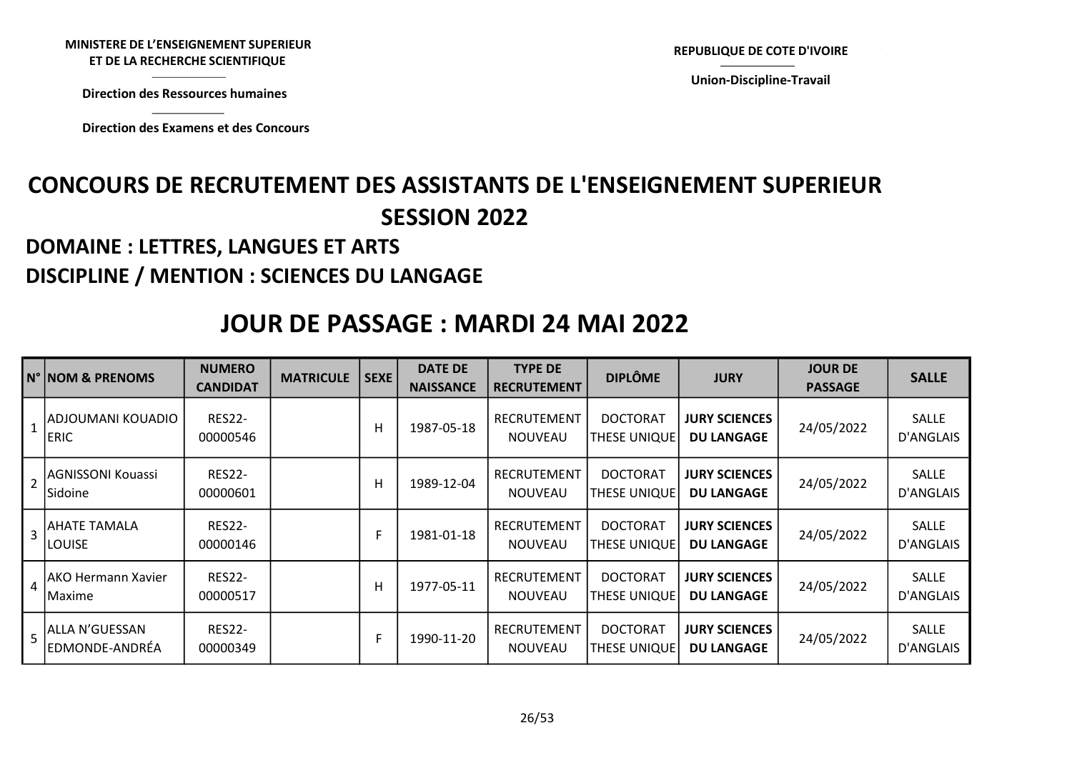MINISTERE DE L'ENSEIGNEMENT SUPERIEUR ET DE LA RECHERCHE SCIENTIFIQUE

Direction des Ressources humaines

Direction des Examens et des Concours

REPUBLIQUE DE COTE D'IVOIRE

Union-Discipline-Travail

# CONCOURS DE RECRUTEMENT DES ASSISTANTS DE L'ENSEIGNEMENT SUPERIEUR SESSION 2022

## DOMAINE : LETTRES, LANGUES ET ARTS

## DISCIPLINE / MENTION : SCIENCES DU LANGAGE

# JOUR DE PASSAGE : MARDI 24 MAI 2022

| N° | NOM & PRENOMS | NUMERO CANDIDAT | MATRICULE | SEXE | DATE DE NAISSANCE | TYPE DE RECRUTEMENT | DIPLÔME | JURY | JOUR DE PASSAGE | SALLE |
|---|---|---|---|---|---|---|---|---|---|---|
| 1 | ADJOUMANI KOUADIO ERIC | RES22-00000546 | | H | 1987-05-18 | RECRUTEMENT NOUVEAU | DOCTORAT THESE UNIQUE | **JURY SCIENCES DU LANGAGE** | 24/05/2022 | SALLE D'ANGLAIS |
| 2 | AGNISSONI Kouassi Sidoine | RES22-00000601 | | H | 1989-12-04 | RECRUTEMENT NOUVEAU | DOCTORAT THESE UNIQUE | **JURY SCIENCES DU LANGAGE** | 24/05/2022 | SALLE D'ANGLAIS |
| 3 | AHATE TAMALA LOUISE | RES22-00000146 | | F | 1981-01-18 | RECRUTEMENT NOUVEAU | DOCTORAT THESE UNIQUE | **JURY SCIENCES DU LANGAGE** | 24/05/2022 | SALLE D'ANGLAIS |
| 4 | AKO Hermann Xavier Maxime | RES22-00000517 | | H | 1977-05-11 | RECRUTEMENT NOUVEAU | DOCTORAT THESE UNIQUE | **JURY SCIENCES DU LANGAGE** | 24/05/2022 | SALLE D'ANGLAIS |
| 5 | ALLA N'GUESSAN EDMONDE-ANDRÉA | RES22-00000349 | | F | 1990-11-20 | RECRUTEMENT NOUVEAU | DOCTORAT THESE UNIQUE | **JURY SCIENCES DU LANGAGE** | 24/05/2022 | SALLE D'ANGLAIS |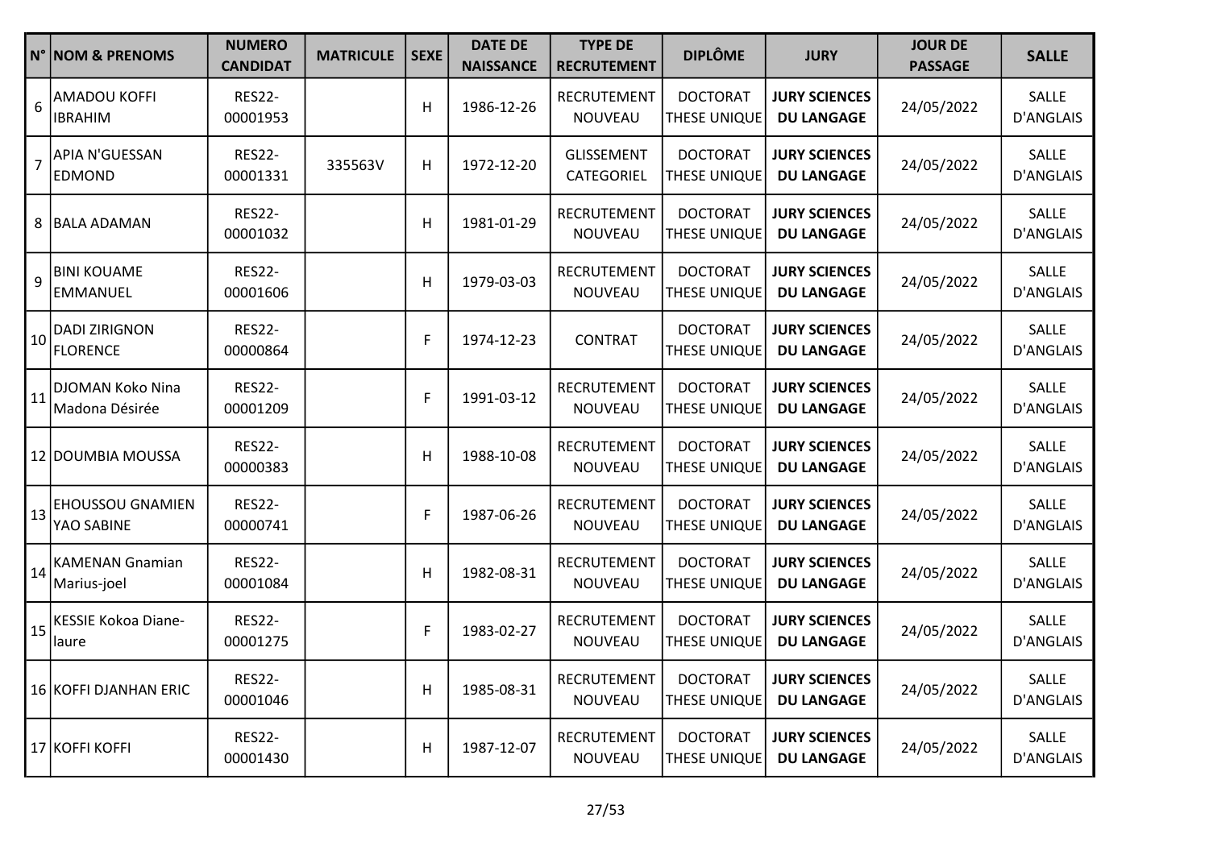| N° | NOM & PRENOMS | NUMERO CANDIDAT | MATRICULE | SEXE | DATE DE NAISSANCE | TYPE DE RECRUTEMENT | DIPLÔME | JURY | JOUR DE PASSAGE | SALLE |
|---|---|---|---|---|---|---|---|---|---|---|
| 6 | AMADOU KOFFI IBRAHIM | RES22-00001953 | | H | 1986-12-26 | RECRUTEMENT NOUVEAU | DOCTORAT THESE UNIQUE | **JURY SCIENCES DU LANGAGE** | 24/05/2022 | SALLE D'ANGLAIS |
| 7 | APIA N'GUESSAN EDMOND | RES22-00001331 | 335563V | H | 1972-12-20 | GLISSEMENT CATEGORIEL | DOCTORAT THESE UNIQUE | **JURY SCIENCES DU LANGAGE** | 24/05/2022 | SALLE D'ANGLAIS |
| 8 | BALA ADAMAN | RES22-00001032 | | H | 1981-01-29 | RECRUTEMENT NOUVEAU | DOCTORAT THESE UNIQUE | **JURY SCIENCES DU LANGAGE** | 24/05/2022 | SALLE D'ANGLAIS |
| 9 | BINI KOUAME EMMANUEL | RES22-00001606 | | H | 1979-03-03 | RECRUTEMENT NOUVEAU | DOCTORAT THESE UNIQUE | **JURY SCIENCES DU LANGAGE** | 24/05/2022 | SALLE D'ANGLAIS |
| 10 | DADI ZIRIGNON FLORENCE | RES22-00000864 | | F | 1974-12-23 | CONTRAT | DOCTORAT THESE UNIQUE | **JURY SCIENCES DU LANGAGE** | 24/05/2022 | SALLE D'ANGLAIS |
| 11 | DJOMAN Koko Nina Madona Désirée | RES22-00001209 | | F | 1991-03-12 | RECRUTEMENT NOUVEAU | DOCTORAT THESE UNIQUE | **JURY SCIENCES DU LANGAGE** | 24/05/2022 | SALLE D'ANGLAIS |
| 12 | DOUMBIA MOUSSA | RES22-00000383 | | H | 1988-10-08 | RECRUTEMENT NOUVEAU | DOCTORAT THESE UNIQUE | **JURY SCIENCES DU LANGAGE** | 24/05/2022 | SALLE D'ANGLAIS |
| 13 | EHOUSSOU GNAMIEN YAO SABINE | RES22-00000741 | | F | 1987-06-26 | RECRUTEMENT NOUVEAU | DOCTORAT THESE UNIQUE | **JURY SCIENCES DU LANGAGE** | 24/05/2022 | SALLE D'ANGLAIS |
| 14 | KAMENAN Gnamian Marius-joel | RES22-00001084 | | H | 1982-08-31 | RECRUTEMENT NOUVEAU | DOCTORAT THESE UNIQUE | **JURY SCIENCES DU LANGAGE** | 24/05/2022 | SALLE D'ANGLAIS |
| 15 | KESSIE Kokoa Diane-laure | RES22-00001275 | | F | 1983-02-27 | RECRUTEMENT NOUVEAU | DOCTORAT THESE UNIQUE | **JURY SCIENCES DU LANGAGE** | 24/05/2022 | SALLE D'ANGLAIS |
| 16 | KOFFI DJANHAN ERIC | RES22-00001046 | | H | 1985-08-31 | RECRUTEMENT NOUVEAU | DOCTORAT THESE UNIQUE | **JURY SCIENCES DU LANGAGE** | 24/05/2022 | SALLE D'ANGLAIS |
| 17 | KOFFI KOFFI | RES22-00001430 | | H | 1987-12-07 | RECRUTEMENT NOUVEAU | DOCTORAT THESE UNIQUE | **JURY SCIENCES DU LANGAGE** | 24/05/2022 | SALLE D'ANGLAIS |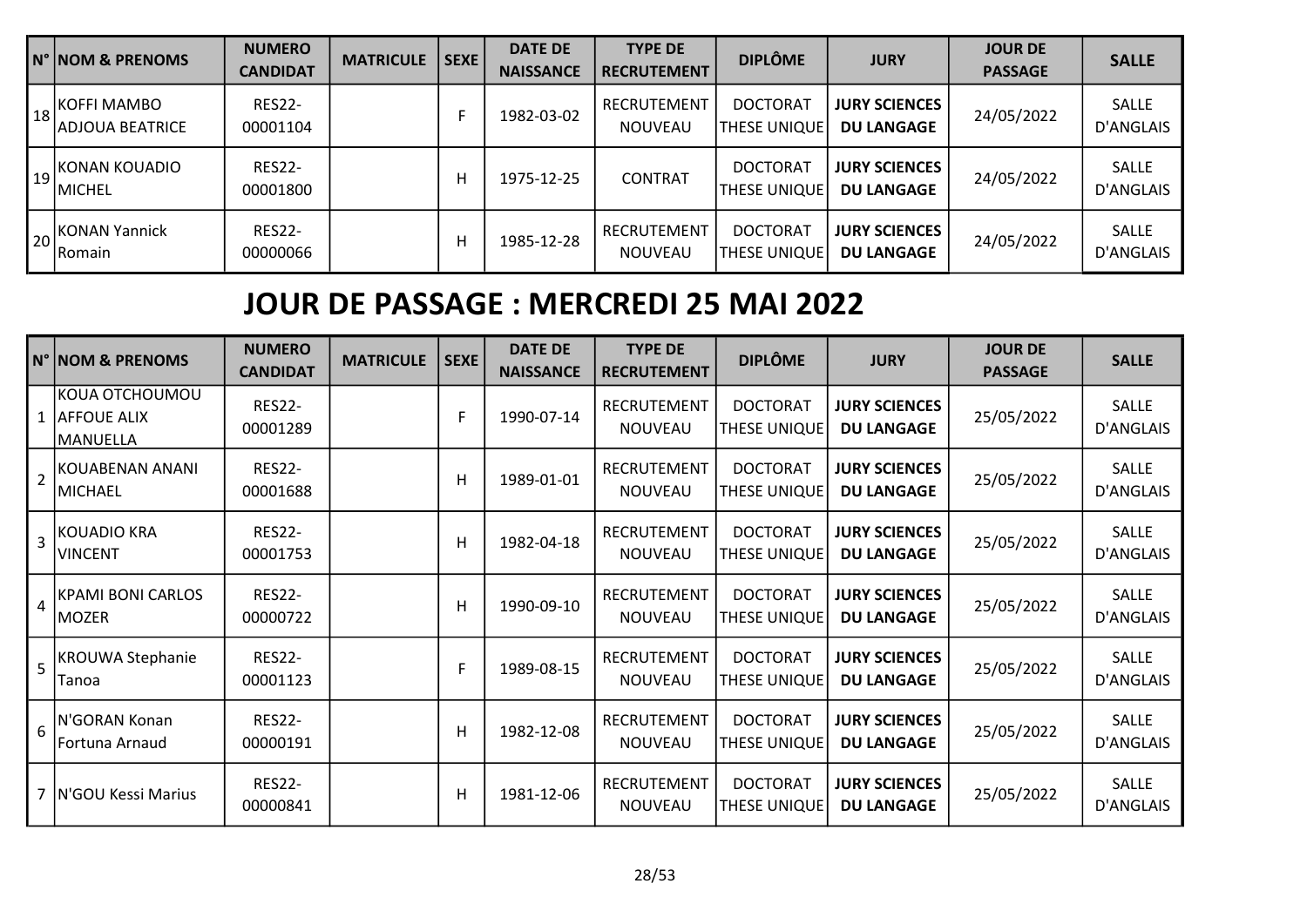| N° | NOM & PRENOMS | NUMERO CANDIDAT | MATRICULE | SEXE | DATE DE NAISSANCE | TYPE DE RECRUTEMENT | DIPLÔME | JURY | JOUR DE PASSAGE | SALLE |
|---|---|---|---|---|---|---|---|---|---|---|
| 18 | KOFFI MAMBO ADJOUA BEATRICE | RES22-00001104 | | F | 1982-03-02 | RECRUTEMENT NOUVEAU | DOCTORAT THESE UNIQUE | **JURY SCIENCES DU LANGAGE** | 24/05/2022 | SALLE D'ANGLAIS |
| 19 | KONAN KOUADIO MICHEL | RES22-00001800 | | H | 1975-12-25 | CONTRAT | DOCTORAT THESE UNIQUE | **JURY SCIENCES DU LANGAGE** | 24/05/2022 | SALLE D'ANGLAIS |
| 20 | KONAN Yannick Romain | RES22-00000066 | | H | 1985-12-28 | RECRUTEMENT NOUVEAU | DOCTORAT THESE UNIQUE | **JURY SCIENCES DU LANGAGE** | 24/05/2022 | SALLE D'ANGLAIS |

## JOUR DE PASSAGE : MERCREDI 25 MAI 2022

| N° | NOM & PRENOMS | NUMERO CANDIDAT | MATRICULE | SEXE | DATE DE NAISSANCE | TYPE DE RECRUTEMENT | DIPLÔME | JURY | JOUR DE PASSAGE | SALLE |
|---|---|---|---|---|---|---|---|---|---|---|
| 1 | KOUA OTCHOUMOU AFFOUE ALIX MANUELLA | RES22-00001289 | | F | 1990-07-14 | RECRUTEMENT NOUVEAU | DOCTORAT THESE UNIQUE | **JURY SCIENCES DU LANGAGE** | 25/05/2022 | SALLE D'ANGLAIS |
| 2 | KOUABENAN ANANI MICHAEL | RES22-00001688 | | H | 1989-01-01 | RECRUTEMENT NOUVEAU | DOCTORAT THESE UNIQUE | **JURY SCIENCES DU LANGAGE** | 25/05/2022 | SALLE D'ANGLAIS |
| 3 | KOUADIO KRA VINCENT | RES22-00001753 | | H | 1982-04-18 | RECRUTEMENT NOUVEAU | DOCTORAT THESE UNIQUE | **JURY SCIENCES DU LANGAGE** | 25/05/2022 | SALLE D'ANGLAIS |
| 4 | KPAMI BONI CARLOS MOZER | RES22-00000722 | | H | 1990-09-10 | RECRUTEMENT NOUVEAU | DOCTORAT THESE UNIQUE | **JURY SCIENCES DU LANGAGE** | 25/05/2022 | SALLE D'ANGLAIS |
| 5 | KROUWA Stephanie Tanoa | RES22-00001123 | | F | 1989-08-15 | RECRUTEMENT NOUVEAU | DOCTORAT THESE UNIQUE | **JURY SCIENCES DU LANGAGE** | 25/05/2022 | SALLE D'ANGLAIS |
| 6 | N'GORAN Konan Fortuna Arnaud | RES22-00000191 | | H | 1982-12-08 | RECRUTEMENT NOUVEAU | DOCTORAT THESE UNIQUE | **JURY SCIENCES DU LANGAGE** | 25/05/2022 | SALLE D'ANGLAIS |
| 7 | N'GOU Kessi Marius | RES22-00000841 | | H | 1981-12-06 | RECRUTEMENT NOUVEAU | DOCTORAT THESE UNIQUE | **JURY SCIENCES DU LANGAGE** | 25/05/2022 | SALLE D'ANGLAIS |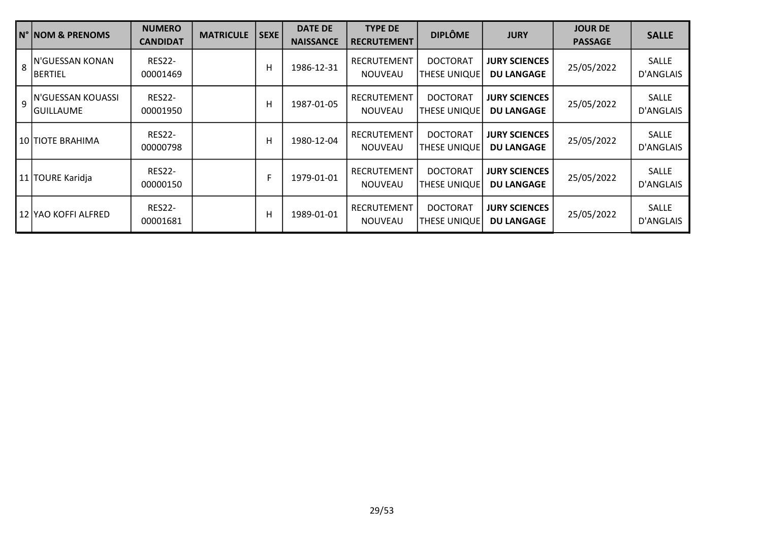| N° | NOM & PRENOMS | NUMERO CANDIDAT | MATRICULE | SEXE | DATE DE NAISSANCE | TYPE DE RECRUTEMENT | DIPLÔME | JURY | JOUR DE PASSAGE | SALLE |
|---|---|---|---|---|---|---|---|---|---|---|
| 8 | N'GUESSAN KONAN BERTIEL | RES22-00001469 | | H | 1986-12-31 | RECRUTEMENT NOUVEAU | DOCTORAT THESE UNIQUE | **JURY SCIENCES DU LANGAGE** | 25/05/2022 | SALLE D'ANGLAIS |
| 9 | N'GUESSAN KOUASSI GUILLAUME | RES22-00001950 | | H | 1987-01-05 | RECRUTEMENT NOUVEAU | DOCTORAT THESE UNIQUE | **JURY SCIENCES DU LANGAGE** | 25/05/2022 | SALLE D'ANGLAIS |
| 10 | TIOTE BRAHIMA | RES22-00000798 | | H | 1980-12-04 | RECRUTEMENT NOUVEAU | DOCTORAT THESE UNIQUE | **JURY SCIENCES DU LANGAGE** | 25/05/2022 | SALLE D'ANGLAIS |
| 11 | TOURE Karidja | RES22-00000150 | | F | 1979-01-01 | RECRUTEMENT NOUVEAU | DOCTORAT THESE UNIQUE | **JURY SCIENCES DU LANGAGE** | 25/05/2022 | SALLE D'ANGLAIS |
| 12 | YAO KOFFI ALFRED | RES22-00001681 | | H | 1989-01-01 | RECRUTEMENT NOUVEAU | DOCTORAT THESE UNIQUE | **JURY SCIENCES DU LANGAGE** | 25/05/2022 | SALLE D'ANGLAIS |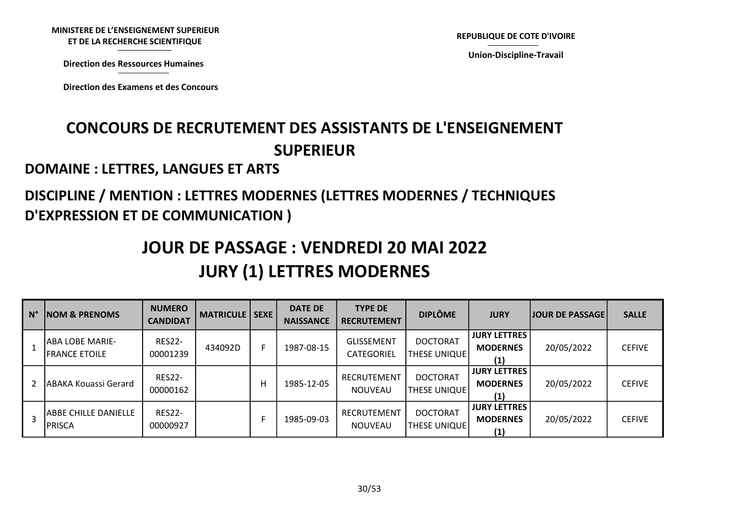MINISTERE DE L'ENSEIGNEMENT SUPERIEUR ET DE LA RECHERCHE SCIENTIFIQUE

Direction des Ressources Humaines

Direction des Examens et des Concours

REPUBLIQUE DE COTE D'IVOIRE

Union-Discipline-Travail

# CONCOURS DE RECRUTEMENT DES ASSISTANTS DE L'ENSEIGNEMENT SUPERIEUR

## DOMAINE : LETTRES, LANGUES ET ARTS

## DISCIPLINE / MENTION : LETTRES MODERNES (LETTRES MODERNES / TECHNIQUES D'EXPRESSION ET DE COMMUNICATION )

# JOUR DE PASSAGE : VENDREDI 20 MAI 2022

# JURY (1) LETTRES MODERNES

| N° | NOM & PRENOMS | NUMERO CANDIDAT | MATRICULE | SEXE | DATE DE NAISSANCE | TYPE DE RECRUTEMENT | DIPLÔME | JURY | JOUR DE PASSAGE | SALLE |
|---|---|---|---|---|---|---|---|---|---|---|
| 1 | ABA LOBE MARIE-FRANCE ETOILE | RES22-00001239 | 434092D | F | 1987-08-15 | GLISSEMENT CATEGORIEL | DOCTORAT THESE UNIQUE | JURY LETTRES MODERNES (1) | 20/05/2022 | CEFIVE |
| 2 | ABAKA Kouassi Gerard | RES22-00000162 | | H | 1985-12-05 | RECRUTEMENT NOUVEAU | DOCTORAT THESE UNIQUE | JURY LETTRES MODERNES (1) | 20/05/2022 | CEFIVE |
| 3 | ABBE CHILLE DANIELLE PRISCA | RES22-00000927 | | F | 1985-09-03 | RECRUTEMENT NOUVEAU | DOCTORAT THESE UNIQUE | JURY LETTRES MODERNES (1) | 20/05/2022 | CEFIVE |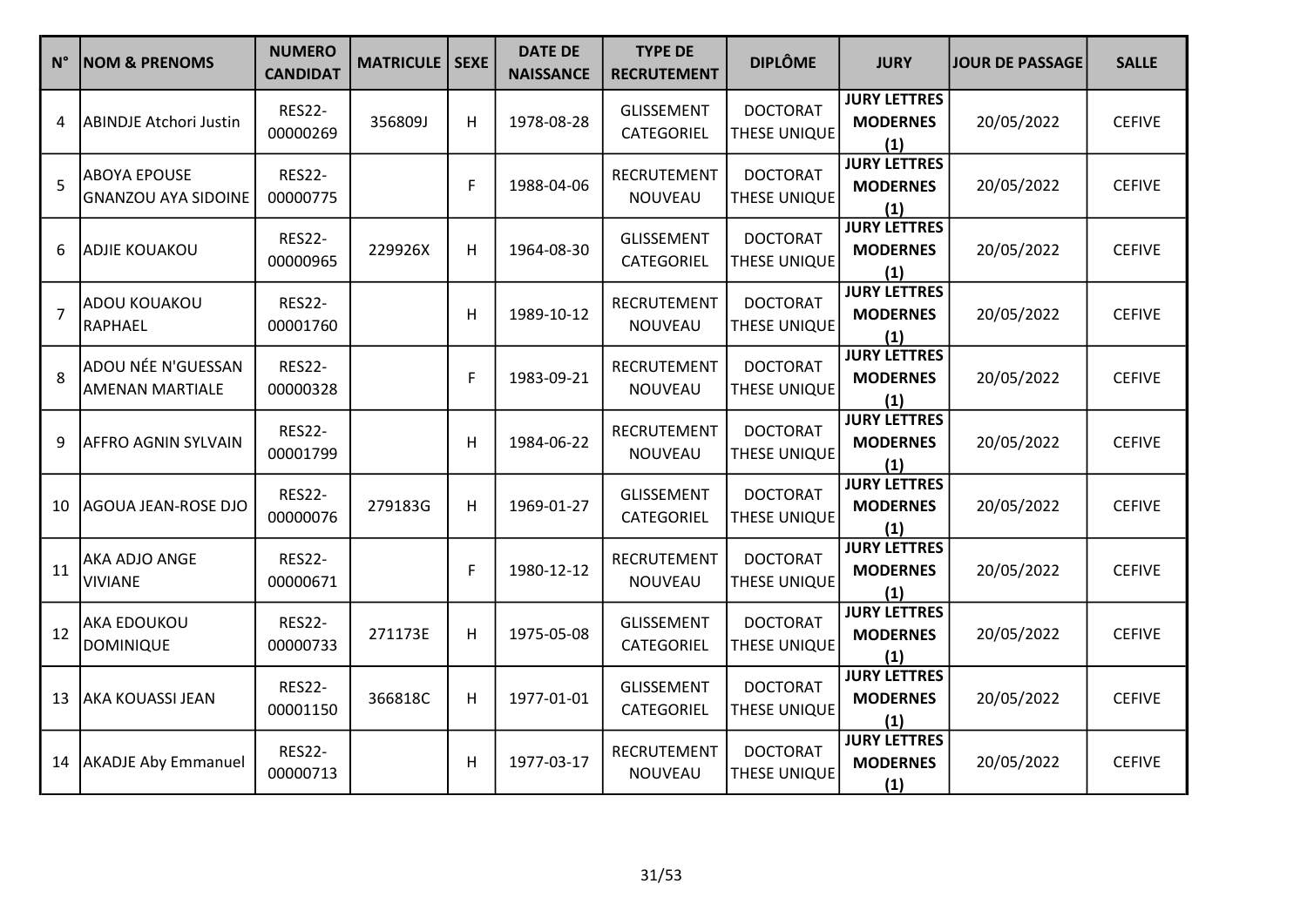| N° | NOM & PRENOMS | NUMERO CANDIDAT | MATRICULE | SEXE | DATE DE NAISSANCE | TYPE DE RECRUTEMENT | DIPLÔME | JURY | JOUR DE PASSAGE | SALLE |
|---|---|---|---|---|---|---|---|---|---|---|
| 4 | ABINDJE Atchori Justin | RES22-00000269 | 356809J | H | 1978-08-28 | GLISSEMENT CATEGORIEL | DOCTORAT THESE UNIQUE | **JURY LETTRES MODERNES (1)** | 20/05/2022 | CEFIVE |
| 5 | ABOYA EPOUSE GNANZOU AYA SIDOINE | RES22-00000775 | | F | 1988-04-06 | RECRUTEMENT NOUVEAU | DOCTORAT THESE UNIQUE | **JURY LETTRES MODERNES (1)** | 20/05/2022 | CEFIVE |
| 6 | ADJIE KOUAKOU | RES22-00000965 | 229926X | H | 1964-08-30 | GLISSEMENT CATEGORIEL | DOCTORAT THESE UNIQUE | **JURY LETTRES MODERNES (1)** | 20/05/2022 | CEFIVE |
| 7 | ADOU KOUAKOU RAPHAEL | RES22-00001760 | | H | 1989-10-12 | RECRUTEMENT NOUVEAU | DOCTORAT THESE UNIQUE | **JURY LETTRES MODERNES (1)** | 20/05/2022 | CEFIVE |
| 8 | ADOU NÉE N'GUESSAN AMENAN MARTIALE | RES22-00000328 | | F | 1983-09-21 | RECRUTEMENT NOUVEAU | DOCTORAT THESE UNIQUE | **JURY LETTRES MODERNES (1)** | 20/05/2022 | CEFIVE |
| 9 | AFFRO AGNIN SYLVAIN | RES22-00001799 | | H | 1984-06-22 | RECRUTEMENT NOUVEAU | DOCTORAT THESE UNIQUE | **JURY LETTRES MODERNES (1)** | 20/05/2022 | CEFIVE |
| 10 | AGOUA JEAN-ROSE DJO | RES22-00000076 | 279183G | H | 1969-01-27 | GLISSEMENT CATEGORIEL | DOCTORAT THESE UNIQUE | **JURY LETTRES MODERNES (1)** | 20/05/2022 | CEFIVE |
| 11 | AKA ADJO ANGE VIVIANE | RES22-00000671 | | F | 1980-12-12 | RECRUTEMENT NOUVEAU | DOCTORAT THESE UNIQUE | **JURY LETTRES MODERNES (1)** | 20/05/2022 | CEFIVE |
| 12 | AKA EDOUKOU DOMINIQUE | RES22-00000733 | 271173E | H | 1975-05-08 | GLISSEMENT CATEGORIEL | DOCTORAT THESE UNIQUE | **JURY LETTRES MODERNES (1)** | 20/05/2022 | CEFIVE |
| 13 | AKA KOUASSI JEAN | RES22-00001150 | 366818C | H | 1977-01-01 | GLISSEMENT CATEGORIEL | DOCTORAT THESE UNIQUE | **JURY LETTRES MODERNES (1)** | 20/05/2022 | CEFIVE |
| 14 | AKADJE Aby Emmanuel | RES22-00000713 | | H | 1977-03-17 | RECRUTEMENT NOUVEAU | DOCTORAT THESE UNIQUE | **JURY LETTRES MODERNES (1)** | 20/05/2022 | CEFIVE |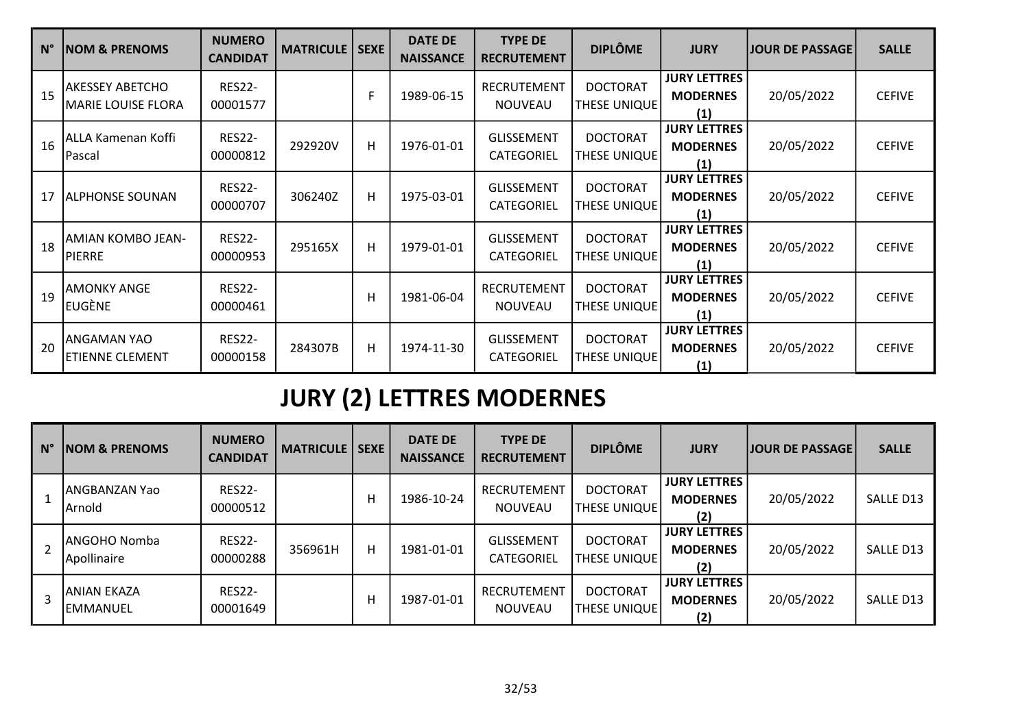| N° | NOM & PRENOMS | NUMERO CANDIDAT | MATRICULE | SEXE | DATE DE NAISSANCE | TYPE DE RECRUTEMENT | DIPLÔME | JURY | JOUR DE PASSAGE | SALLE |
|---|---|---|---|---|---|---|---|---|---|---|
| 15 | AKESSEY ABETCHO MARIE LOUISE FLORA | RES22-00001577 | | F | 1989-06-15 | RECRUTEMENT NOUVEAU | DOCTORAT THESE UNIQUE | JURY LETTRES MODERNES (1) | 20/05/2022 | CEFIVE |
| 16 | ALLA Kamenan Koffi Pascal | RES22-00000812 | 292920V | H | 1976-01-01 | GLISSEMENT CATEGORIEL | DOCTORAT THESE UNIQUE | JURY LETTRES MODERNES (1) | 20/05/2022 | CEFIVE |
| 17 | ALPHONSE SOUNAN | RES22-00000707 | 306240Z | H | 1975-03-01 | GLISSEMENT CATEGORIEL | DOCTORAT THESE UNIQUE | JURY LETTRES MODERNES (1) | 20/05/2022 | CEFIVE |
| 18 | AMIAN KOMBO JEAN-PIERRE | RES22-00000953 | 295165X | H | 1979-01-01 | GLISSEMENT CATEGORIEL | DOCTORAT THESE UNIQUE | JURY LETTRES MODERNES (1) | 20/05/2022 | CEFIVE |
| 19 | AMONKY ANGE EUGÈNE | RES22-00000461 | | H | 1981-06-04 | RECRUTEMENT NOUVEAU | DOCTORAT THESE UNIQUE | JURY LETTRES MODERNES (1) | 20/05/2022 | CEFIVE |
| 20 | ANGAMAN YAO ETIENNE CLEMENT | RES22-00000158 | 284307B | H | 1974-11-30 | GLISSEMENT CATEGORIEL | DOCTORAT THESE UNIQUE | JURY LETTRES MODERNES (1) | 20/05/2022 | CEFIVE |

## JURY (2) LETTRES MODERNES

| N° | NOM & PRENOMS | NUMERO CANDIDAT | MATRICULE | SEXE | DATE DE NAISSANCE | TYPE DE RECRUTEMENT | DIPLÔME | JURY | JOUR DE PASSAGE | SALLE |
|---|---|---|---|---|---|---|---|---|---|---|
| 1 | ANGBANZAN Yao Arnold | RES22-00000512 | | H | 1986-10-24 | RECRUTEMENT NOUVEAU | DOCTORAT THESE UNIQUE | JURY LETTRES MODERNES (2) | 20/05/2022 | SALLE D13 |
| 2 | ANGOHO Nomba Apollinaire | RES22-00000288 | 356961H | H | 1981-01-01 | GLISSEMENT CATEGORIEL | DOCTORAT THESE UNIQUE | JURY LETTRES MODERNES (2) | 20/05/2022 | SALLE D13 |
| 3 | ANIAN EKAZA EMMANUEL | RES22-00001649 | | H | 1987-01-01 | RECRUTEMENT NOUVEAU | DOCTORAT THESE UNIQUE | JURY LETTRES MODERNES (2) | 20/05/2022 | SALLE D13 |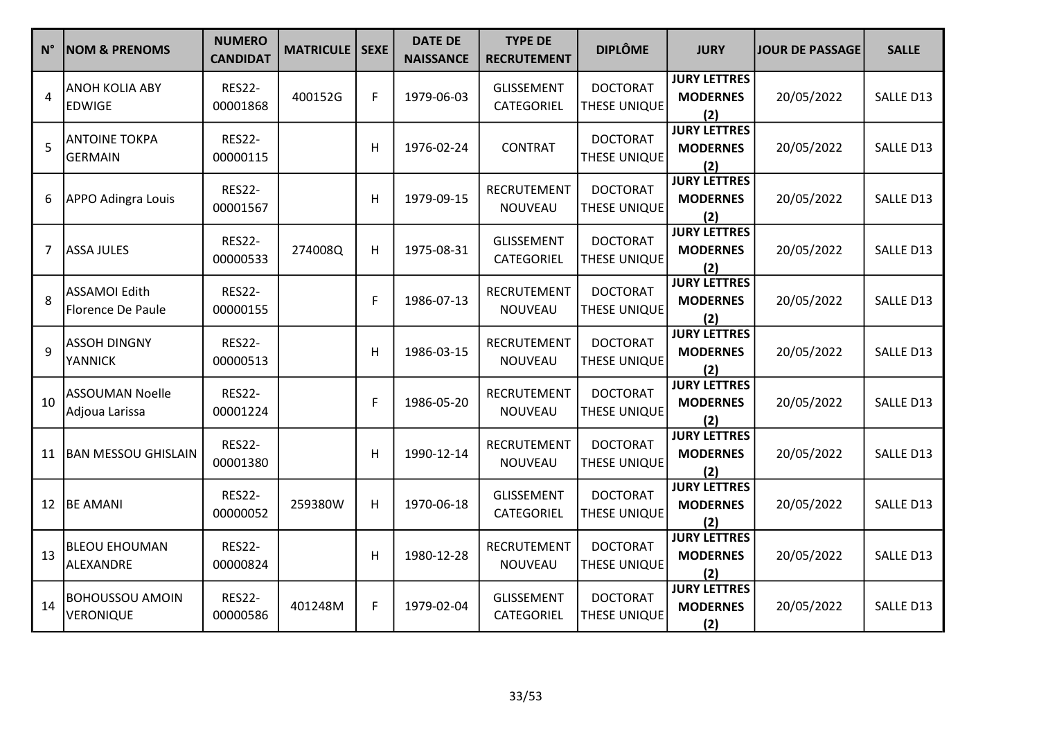| N° | NOM & PRENOMS | NUMERO CANDIDAT | MATRICULE | SEXE | DATE DE NAISSANCE | TYPE DE RECRUTEMENT | DIPLÔME | JURY | JOUR DE PASSAGE | SALLE |
|---|---|---|---|---|---|---|---|---|---|---|
| 4 | ANOH KOLIA ABY EDWIGE | RES22-00001868 | 400152G | F | 1979-06-03 | GLISSEMENT CATEGORIEL | DOCTORAT THESE UNIQUE | **JURY LETTRES MODERNES (2)** | 20/05/2022 | SALLE D13 |
| 5 | ANTOINE TOKPA GERMAIN | RES22-00000115 | | H | 1976-02-24 | CONTRAT | DOCTORAT THESE UNIQUE | **JURY LETTRES MODERNES (2)** | 20/05/2022 | SALLE D13 |
| 6 | APPO Adingra Louis | RES22-00001567 | | H | 1979-09-15 | RECRUTEMENT NOUVEAU | DOCTORAT THESE UNIQUE | **JURY LETTRES MODERNES (2)** | 20/05/2022 | SALLE D13 |
| 7 | ASSA JULES | RES22-00000533 | 274008Q | H | 1975-08-31 | GLISSEMENT CATEGORIEL | DOCTORAT THESE UNIQUE | **JURY LETTRES MODERNES (2)** | 20/05/2022 | SALLE D13 |
| 8 | ASSAMOI Edith Florence De Paule | RES22-00000155 | | F | 1986-07-13 | RECRUTEMENT NOUVEAU | DOCTORAT THESE UNIQUE | **JURY LETTRES MODERNES (2)** | 20/05/2022 | SALLE D13 |
| 9 | ASSOH DINGNY YANNICK | RES22-00000513 | | H | 1986-03-15 | RECRUTEMENT NOUVEAU | DOCTORAT THESE UNIQUE | **JURY LETTRES MODERNES (2)** | 20/05/2022 | SALLE D13 |
| 10 | ASSOUMAN Noelle Adjoua Larissa | RES22-00001224 | | F | 1986-05-20 | RECRUTEMENT NOUVEAU | DOCTORAT THESE UNIQUE | **JURY LETTRES MODERNES (2)** | 20/05/2022 | SALLE D13 |
| 11 | BAN MESSOU GHISLAIN | RES22-00001380 | | H | 1990-12-14 | RECRUTEMENT NOUVEAU | DOCTORAT THESE UNIQUE | **JURY LETTRES MODERNES (2)** | 20/05/2022 | SALLE D13 |
| 12 | BE AMANI | RES22-00000052 | 259380W | H | 1970-06-18 | GLISSEMENT CATEGORIEL | DOCTORAT THESE UNIQUE | **JURY LETTRES MODERNES (2)** | 20/05/2022 | SALLE D13 |
| 13 | BLEOU EHOUMAN ALEXANDRE | RES22-00000824 | | H | 1980-12-28 | RECRUTEMENT NOUVEAU | DOCTORAT THESE UNIQUE | **JURY LETTRES MODERNES (2)** | 20/05/2022 | SALLE D13 |
| 14 | BOHOUSSOU AMOIN VERONIQUE | RES22-00000586 | 401248M | F | 1979-02-04 | GLISSEMENT CATEGORIEL | DOCTORAT THESE UNIQUE | **JURY LETTRES MODERNES (2)** | 20/05/2022 | SALLE D13 |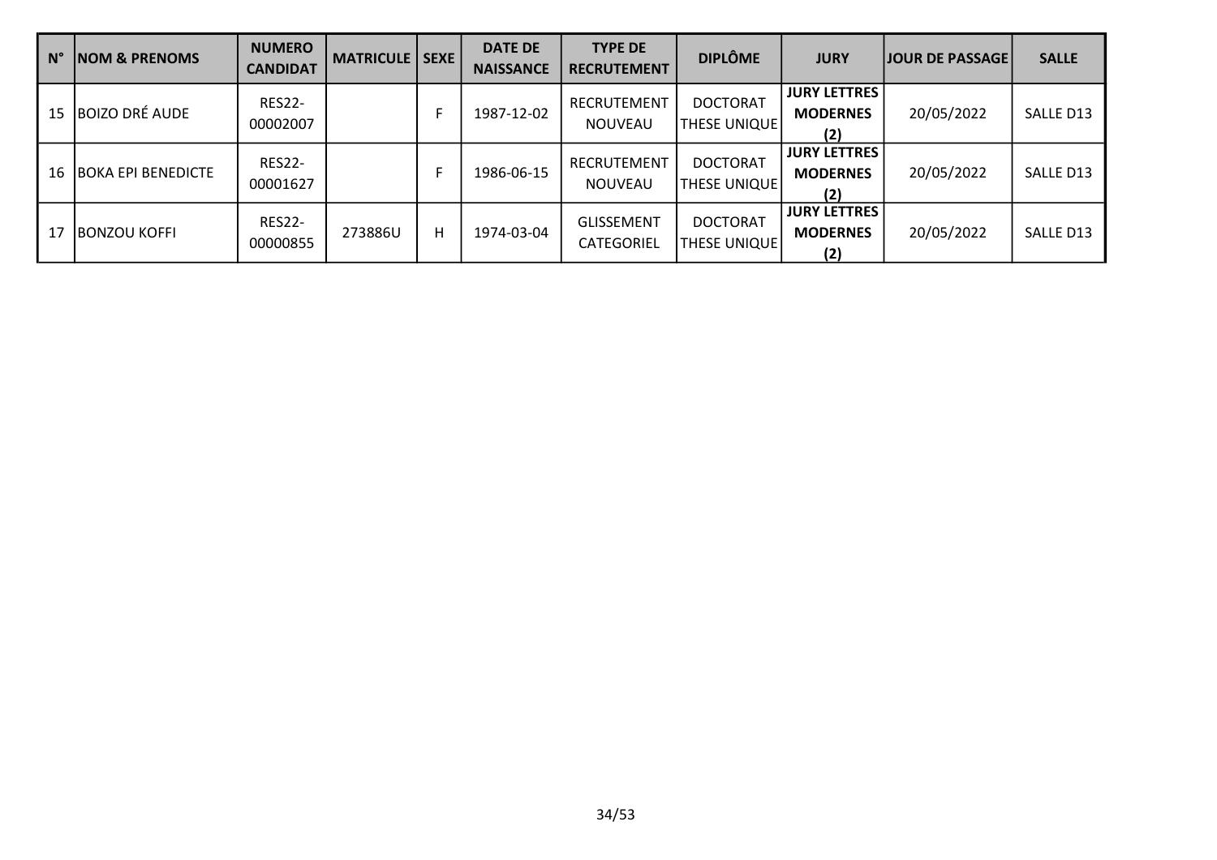| N° | NOM & PRENOMS | NUMERO CANDIDAT | MATRICULE | SEXE | DATE DE NAISSANCE | TYPE DE RECRUTEMENT | DIPLÔME | JURY | JOUR DE PASSAGE | SALLE |
|---|---|---|---|---|---|---|---|---|---|---|
| 15 | BOIZO DRÉ AUDE | RES22-00002007 | | F | 1987-12-02 | RECRUTEMENT NOUVEAU | DOCTORAT THESE UNIQUE | **JURY LETTRES MODERNES (2)** | 20/05/2022 | SALLE D13 |
| 16 | BOKA EPI BENEDICTE | RES22-00001627 | | F | 1986-06-15 | RECRUTEMENT NOUVEAU | DOCTORAT THESE UNIQUE | **JURY LETTRES MODERNES (2)** | 20/05/2022 | SALLE D13 |
| 17 | BONZOU KOFFI | RES22-00000855 | 273886U | H | 1974-03-04 | GLISSEMENT CATEGORIEL | DOCTORAT THESE UNIQUE | **JURY LETTRES MODERNES (2)** | 20/05/2022 | SALLE D13 |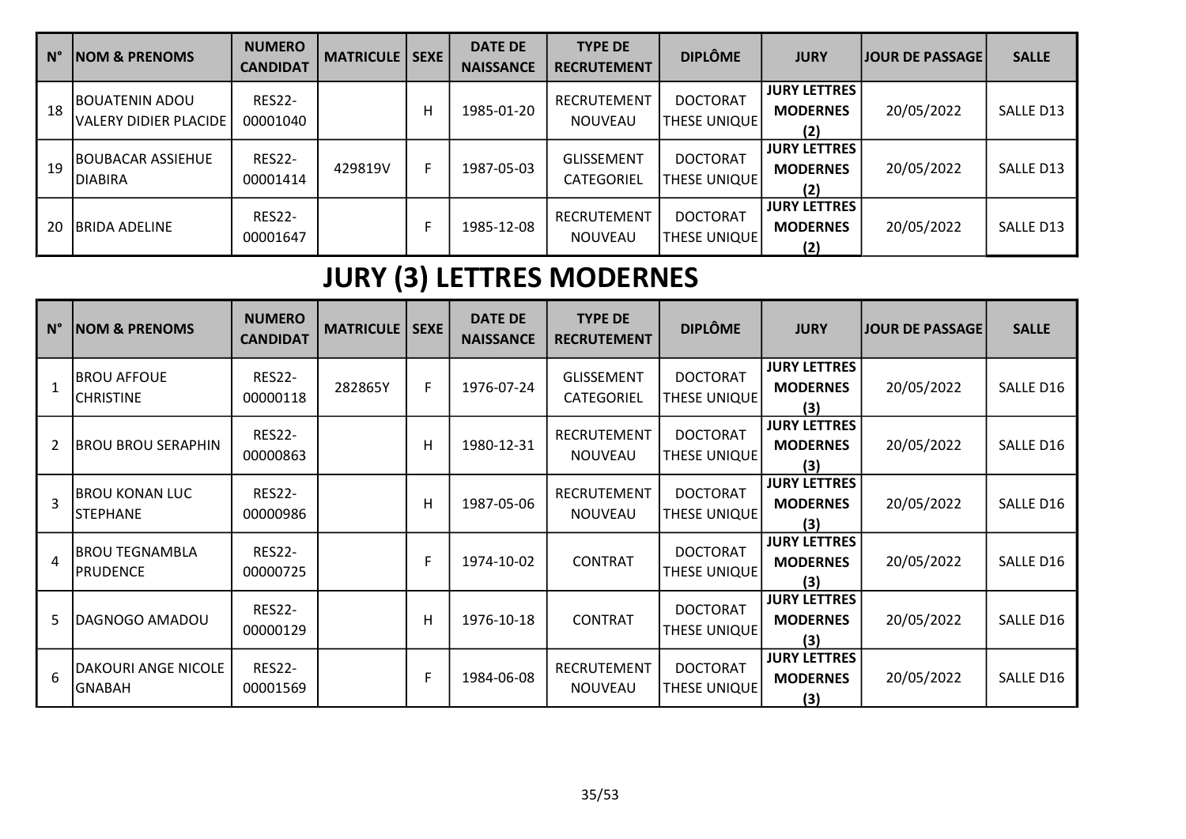| N° | NOM & PRENOMS | NUMERO CANDIDAT | MATRICULE | SEXE | DATE DE NAISSANCE | TYPE DE RECRUTEMENT | DIPLÔME | JURY | JOUR DE PASSAGE | SALLE |
|---|---|---|---|---|---|---|---|---|---|---|
| 18 | BOUATENIN ADOU VALERY DIDIER PLACIDE | RES22-00001040 | | H | 1985-01-20 | RECRUTEMENT NOUVEAU | DOCTORAT THESE UNIQUE | JURY LETTRES MODERNES (2) | 20/05/2022 | SALLE D13 |
| 19 | BOUBACAR ASSIEHUE DIABIRA | RES22-00001414 | 429819V | F | 1987-05-03 | GLISSEMENT CATEGORIEL | DOCTORAT THESE UNIQUE | JURY LETTRES MODERNES (2) | 20/05/2022 | SALLE D13 |
| 20 | BRIDA ADELINE | RES22-00001647 | | F | 1985-12-08 | RECRUTEMENT NOUVEAU | DOCTORAT THESE UNIQUE | JURY LETTRES MODERNES (2) | 20/05/2022 | SALLE D13 |

# JURY (3) LETTRES MODERNES

| N° | NOM & PRENOMS | NUMERO CANDIDAT | MATRICULE | SEXE | DATE DE NAISSANCE | TYPE DE RECRUTEMENT | DIPLÔME | JURY | JOUR DE PASSAGE | SALLE |
|---|---|---|---|---|---|---|---|---|---|---|
| 1 | BROU AFFOUE CHRISTINE | RES22-00000118 | 282865Y | F | 1976-07-24 | GLISSEMENT CATEGORIEL | DOCTORAT THESE UNIQUE | JURY LETTRES MODERNES (3) | 20/05/2022 | SALLE D16 |
| 2 | BROU BROU SERAPHIN | RES22-00000863 | | H | 1980-12-31 | RECRUTEMENT NOUVEAU | DOCTORAT THESE UNIQUE | JURY LETTRES MODERNES (3) | 20/05/2022 | SALLE D16 |
| 3 | BROU KONAN LUC STEPHANE | RES22-00000986 | | H | 1987-05-06 | RECRUTEMENT NOUVEAU | DOCTORAT THESE UNIQUE | JURY LETTRES MODERNES (3) | 20/05/2022 | SALLE D16 |
| 4 | BROU TEGNAMBLA PRUDENCE | RES22-00000725 | | F | 1974-10-02 | CONTRAT | DOCTORAT THESE UNIQUE | JURY LETTRES MODERNES (3) | 20/05/2022 | SALLE D16 |
| 5 | DAGNOGO AMADOU | RES22-00000129 | | H | 1976-10-18 | CONTRAT | DOCTORAT THESE UNIQUE | JURY LETTRES MODERNES (3) | 20/05/2022 | SALLE D16 |
| 6 | DAKOURI ANGE NICOLE GNABAH | RES22-00001569 | | F | 1984-06-08 | RECRUTEMENT NOUVEAU | DOCTORAT THESE UNIQUE | JURY LETTRES MODERNES (3) | 20/05/2022 | SALLE D16 |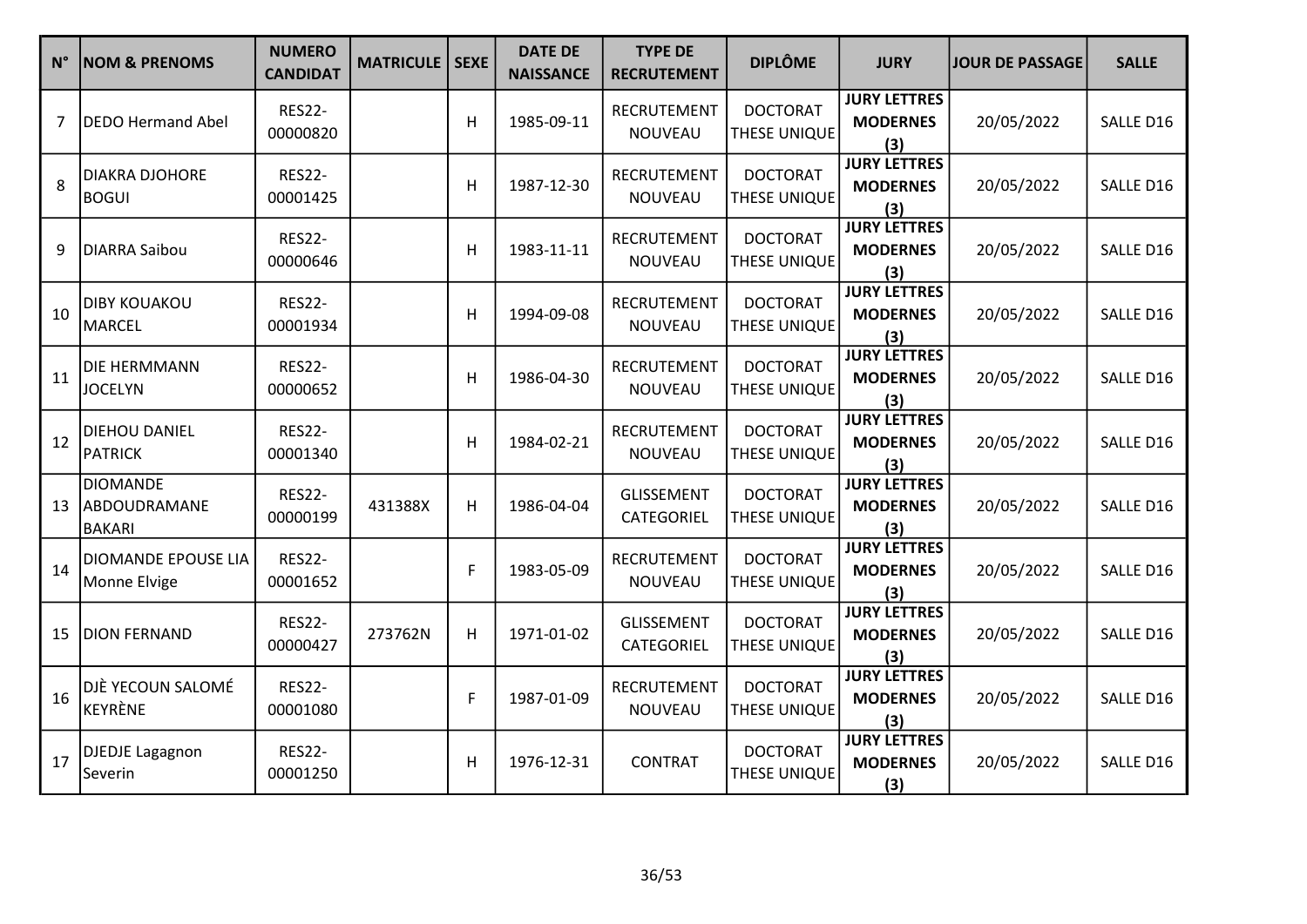| N° | NOM & PRENOMS | NUMERO CANDIDAT | MATRICULE | SEXE | DATE DE NAISSANCE | TYPE DE RECRUTEMENT | DIPLÔME | JURY | JOUR DE PASSAGE | SALLE |
|---|---|---|---|---|---|---|---|---|---|---|
| 7 | DEDO Hermand Abel | RES22-00000820 | | H | 1985-09-11 | RECRUTEMENT NOUVEAU | DOCTORAT THESE UNIQUE | **JURY LETTRES MODERNES (3)** | 20/05/2022 | SALLE D16 |
| 8 | DIAKRA DJOHORE BOGUI | RES22-00001425 | | H | 1987-12-30 | RECRUTEMENT NOUVEAU | DOCTORAT THESE UNIQUE | **JURY LETTRES MODERNES (3)** | 20/05/2022 | SALLE D16 |
| 9 | DIARRA Saibou | RES22-00000646 | | H | 1983-11-11 | RECRUTEMENT NOUVEAU | DOCTORAT THESE UNIQUE | **JURY LETTRES MODERNES (3)** | 20/05/2022 | SALLE D16 |
| 10 | DIBY KOUAKOU MARCEL | RES22-00001934 | | H | 1994-09-08 | RECRUTEMENT NOUVEAU | DOCTORAT THESE UNIQUE | **JURY LETTRES MODERNES (3)** | 20/05/2022 | SALLE D16 |
| 11 | DIE HERMMANN JOCELYN | RES22-00000652 | | H | 1986-04-30 | RECRUTEMENT NOUVEAU | DOCTORAT THESE UNIQUE | **JURY LETTRES MODERNES (3)** | 20/05/2022 | SALLE D16 |
| 12 | DIEHOU DANIEL PATRICK | RES22-00001340 | | H | 1984-02-21 | RECRUTEMENT NOUVEAU | DOCTORAT THESE UNIQUE | **JURY LETTRES MODERNES (3)** | 20/05/2022 | SALLE D16 |
| 13 | DIOMANDE ABDOUDRAMANE BAKARI | RES22-00000199 | 431388X | H | 1986-04-04 | GLISSEMENT CATEGORIEL | DOCTORAT THESE UNIQUE | **JURY LETTRES MODERNES (3)** | 20/05/2022 | SALLE D16 |
| 14 | DIOMANDE EPOUSE LIA Monne Elvige | RES22-00001652 | | F | 1983-05-09 | RECRUTEMENT NOUVEAU | DOCTORAT THESE UNIQUE | **JURY LETTRES MODERNES (3)** | 20/05/2022 | SALLE D16 |
| 15 | DION FERNAND | RES22-00000427 | 273762N | H | 1971-01-02 | GLISSEMENT CATEGORIEL | DOCTORAT THESE UNIQUE | **JURY LETTRES MODERNES (3)** | 20/05/2022 | SALLE D16 |
| 16 | DJÈ YECOUN SALOMÉ KEYRÈNE | RES22-00001080 | | F | 1987-01-09 | RECRUTEMENT NOUVEAU | DOCTORAT THESE UNIQUE | **JURY LETTRES MODERNES (3)** | 20/05/2022 | SALLE D16 |
| 17 | DJEDJE Lagagnon Severin | RES22-00001250 | | H | 1976-12-31 | CONTRAT | DOCTORAT THESE UNIQUE | **JURY LETTRES MODERNES (3)** | 20/05/2022 | SALLE D16 |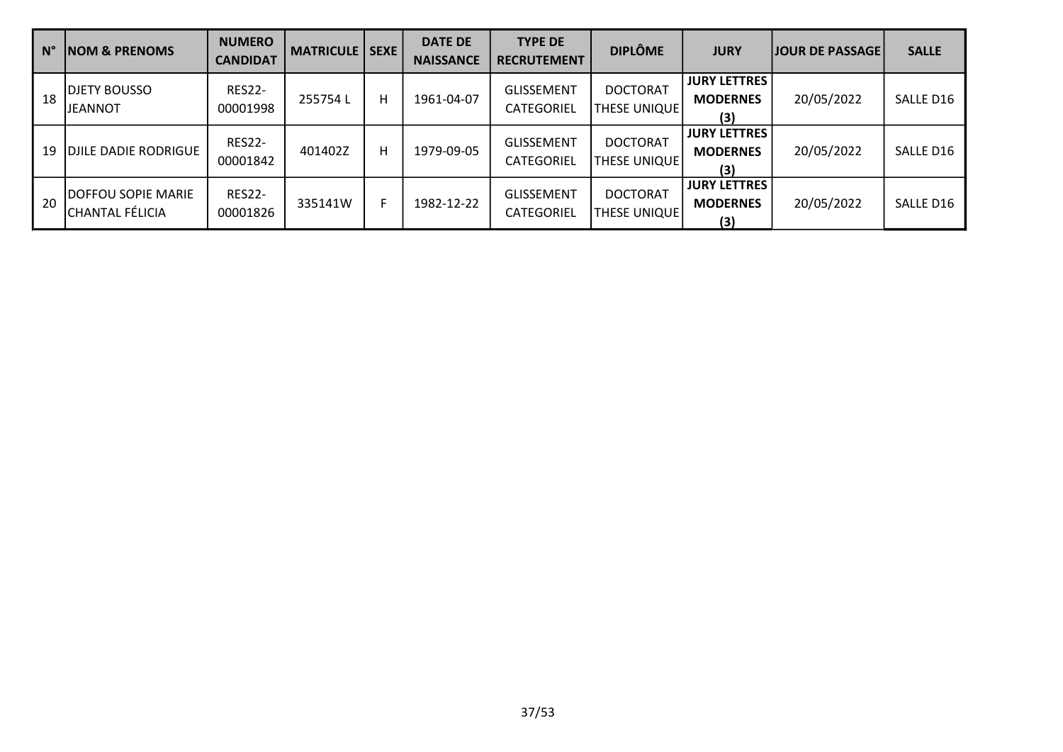| N° | NOM & PRENOMS | NUMERO CANDIDAT | MATRICULE | SEXE | DATE DE NAISSANCE | TYPE DE RECRUTEMENT | DIPLÔME | JURY | JOUR DE PASSAGE | SALLE |
|---|---|---|---|---|---|---|---|---|---|---|
| 18 | DJETY BOUSSO JEANNOT | RES22-00001998 | 255754 L | H | 1961-04-07 | GLISSEMENT CATEGORIEL | DOCTORAT THESE UNIQUE | **JURY LETTRES MODERNES (3)** | 20/05/2022 | SALLE D16 |
| 19 | DJILE DADIE RODRIGUE | RES22-00001842 | 401402Z | H | 1979-09-05 | GLISSEMENT CATEGORIEL | DOCTORAT THESE UNIQUE | **JURY LETTRES MODERNES (3)** | 20/05/2022 | SALLE D16 |
| 20 | DOFFOU SOPIE MARIE CHANTAL FÉLICIA | RES22-00001826 | 335141W | F | 1982-12-22 | GLISSEMENT CATEGORIEL | DOCTORAT THESE UNIQUE | **JURY LETTRES MODERNES (3)** | 20/05/2022 | SALLE D16 |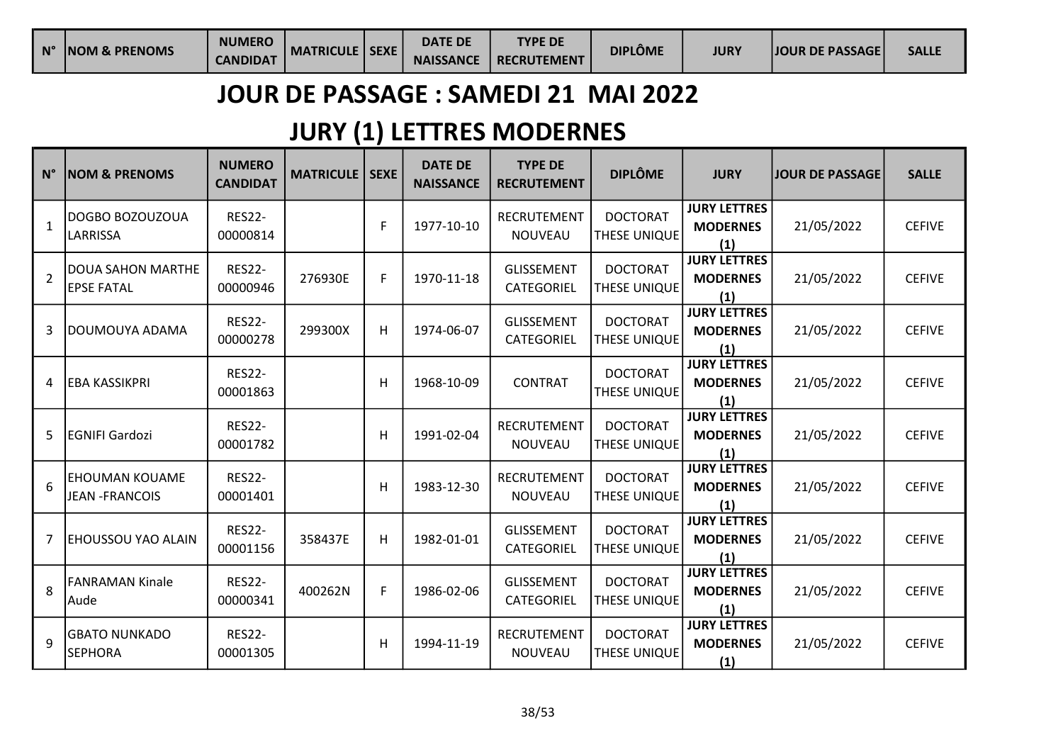| N° | NOM & PRENOMS | NUMERO CANDIDAT | MATRICULE | SEXE | DATE DE NAISSANCE | TYPE DE RECRUTEMENT | DIPLÔME | JURY | JOUR DE PASSAGE | SALLE |
|---|---|---|---|---|---|---|---|---|---|---|

# JOUR DE PASSAGE : SAMEDI 21 MAI 2022

## JURY (1) LETTRES MODERNES

| N° | NOM & PRENOMS | NUMERO CANDIDAT | MATRICULE | SEXE | DATE DE NAISSANCE | TYPE DE RECRUTEMENT | DIPLÔME | JURY | JOUR DE PASSAGE | SALLE |
|---|---|---|---|---|---|---|---|---|---|---|
| 1 | DOGBO BOZOUZOUA LARRISSA | RES22-00000814 | | F | 1977-10-10 | RECRUTEMENT NOUVEAU | DOCTORAT THESE UNIQUE | **JURY LETTRES MODERNES (1)** | 21/05/2022 | CEFIVE |
| 2 | DOUA SAHON MARTHE EPSE FATAL | RES22-00000946 | 276930E | F | 1970-11-18 | GLISSEMENT CATEGORIEL | DOCTORAT THESE UNIQUE | **JURY LETTRES MODERNES (1)** | 21/05/2022 | CEFIVE |
| 3 | DOUMOUYA ADAMA | RES22-00000278 | 299300X | H | 1974-06-07 | GLISSEMENT CATEGORIEL | DOCTORAT THESE UNIQUE | **JURY LETTRES MODERNES (1)** | 21/05/2022 | CEFIVE |
| 4 | EBA KASSIKPRI | RES22-00001863 | | H | 1968-10-09 | CONTRAT | DOCTORAT THESE UNIQUE | **JURY LETTRES MODERNES (1)** | 21/05/2022 | CEFIVE |
| 5 | EGNIFI Gardozi | RES22-00001782 | | H | 1991-02-04 | RECRUTEMENT NOUVEAU | DOCTORAT THESE UNIQUE | **JURY LETTRES MODERNES (1)** | 21/05/2022 | CEFIVE |
| 6 | EHOUMAN KOUAME JEAN -FRANCOIS | RES22-00001401 | | H | 1983-12-30 | RECRUTEMENT NOUVEAU | DOCTORAT THESE UNIQUE | **JURY LETTRES MODERNES (1)** | 21/05/2022 | CEFIVE |
| 7 | EHOUSSOU YAO ALAIN | RES22-00001156 | 358437E | H | 1982-01-01 | GLISSEMENT CATEGORIEL | DOCTORAT THESE UNIQUE | **JURY LETTRES MODERNES (1)** | 21/05/2022 | CEFIVE |
| 8 | FANRAMAN Kinale Aude | RES22-00000341 | 400262N | F | 1986-02-06 | GLISSEMENT CATEGORIEL | DOCTORAT THESE UNIQUE | **JURY LETTRES MODERNES (1)** | 21/05/2022 | CEFIVE |
| 9 | GBATO NUNKADO SEPHORA | RES22-00001305 | | H | 1994-11-19 | RECRUTEMENT NOUVEAU | DOCTORAT THESE UNIQUE | **JURY LETTRES MODERNES (1)** | 21/05/2022 | CEFIVE |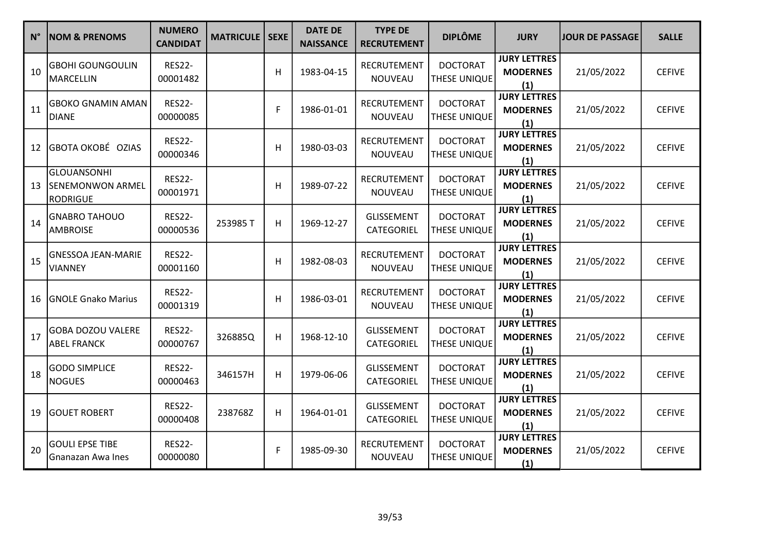| N° | NOM & PRENOMS | NUMERO CANDIDAT | MATRICULE | SEXE | DATE DE NAISSANCE | TYPE DE RECRUTEMENT | DIPLÔME | JURY | JOUR DE PASSAGE | SALLE |
|---|---|---|---|---|---|---|---|---|---|---|
| 10 | GBOHI GOUNGOULIN MARCELLIN | RES22-00001482 | | H | 1983-04-15 | RECRUTEMENT NOUVEAU | DOCTORAT THESE UNIQUE | **JURY LETTRES MODERNES (1)** | 21/05/2022 | CEFIVE |
| 11 | GBOKO GNAMIN AMAN DIANE | RES22-00000085 | | F | 1986-01-01 | RECRUTEMENT NOUVEAU | DOCTORAT THESE UNIQUE | **JURY LETTRES MODERNES (1)** | 21/05/2022 | CEFIVE |
| 12 | GBOTA OKOBÉ OZIAS | RES22-00000346 | | H | 1980-03-03 | RECRUTEMENT NOUVEAU | DOCTORAT THESE UNIQUE | **JURY LETTRES MODERNES (1)** | 21/05/2022 | CEFIVE |
| 13 | GLOUANSONHI SENEMONWON ARMEL RODRIGUE | RES22-00001971 | | H | 1989-07-22 | RECRUTEMENT NOUVEAU | DOCTORAT THESE UNIQUE | **JURY LETTRES MODERNES (1)** | 21/05/2022 | CEFIVE |
| 14 | GNABRO TAHOUO AMBROISE | RES22-00000536 | 253985 T | H | 1969-12-27 | GLISSEMENT CATEGORIEL | DOCTORAT THESE UNIQUE | **JURY LETTRES MODERNES (1)** | 21/05/2022 | CEFIVE |
| 15 | GNESSOA JEAN-MARIE VIANNEY | RES22-00001160 | | H | 1982-08-03 | RECRUTEMENT NOUVEAU | DOCTORAT THESE UNIQUE | **JURY LETTRES MODERNES (1)** | 21/05/2022 | CEFIVE |
| 16 | GNOLE Gnako Marius | RES22-00001319 | | H | 1986-03-01 | RECRUTEMENT NOUVEAU | DOCTORAT THESE UNIQUE | **JURY LETTRES MODERNES (1)** | 21/05/2022 | CEFIVE |
| 17 | GOBA DOZOU VALERE ABEL FRANCK | RES22-00000767 | 326885Q | H | 1968-12-10 | GLISSEMENT CATEGORIEL | DOCTORAT THESE UNIQUE | **JURY LETTRES MODERNES (1)** | 21/05/2022 | CEFIVE |
| 18 | GODO SIMPLICE NOGUES | RES22-00000463 | 346157H | H | 1979-06-06 | GLISSEMENT CATEGORIEL | DOCTORAT THESE UNIQUE | **JURY LETTRES MODERNES (1)** | 21/05/2022 | CEFIVE |
| 19 | GOUET ROBERT | RES22-00000408 | 238768Z | H | 1964-01-01 | GLISSEMENT CATEGORIEL | DOCTORAT THESE UNIQUE | **JURY LETTRES MODERNES (1)** | 21/05/2022 | CEFIVE |
| 20 | GOULI EPSE TIBE Gnanazan Awa Ines | RES22-00000080 | | F | 1985-09-30 | RECRUTEMENT NOUVEAU | DOCTORAT THESE UNIQUE | **JURY LETTRES MODERNES (1)** | 21/05/2022 | CEFIVE |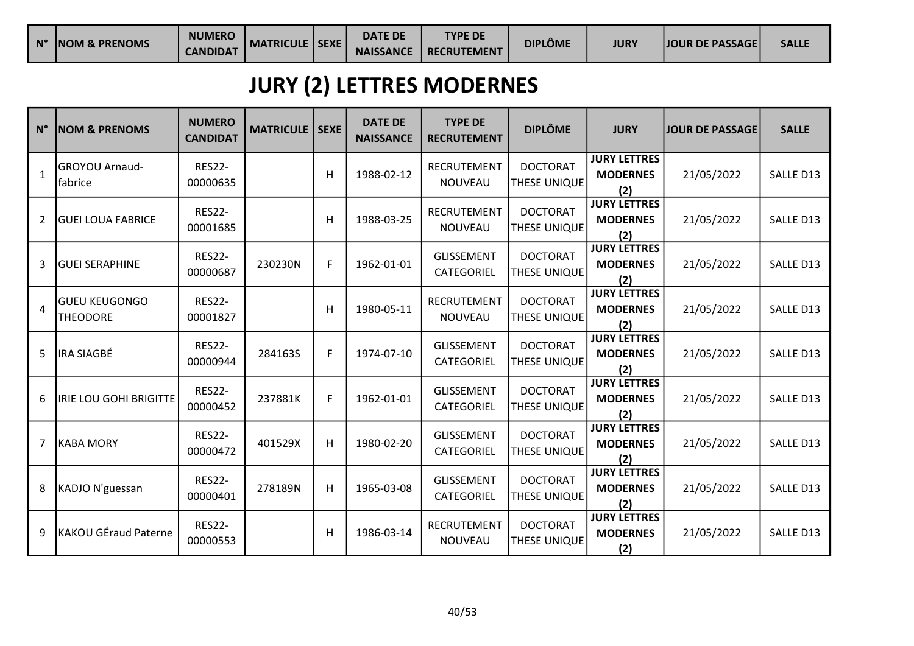| N° | NOM & PRENOMS | NUMERO CANDIDAT | MATRICULE | SEXE | DATE DE NAISSANCE | TYPE DE RECRUTEMENT | DIPLÔME | JURY | JOUR DE PASSAGE | SALLE |
|---|---|---|---|---|---|---|---|---|---|---|

# JURY (2) LETTRES MODERNES

| N° | NOM & PRENOMS | NUMERO CANDIDAT | MATRICULE | SEXE | DATE DE NAISSANCE | TYPE DE RECRUTEMENT | DIPLÔME | JURY | JOUR DE PASSAGE | SALLE |
|---|---|---|---|---|---|---|---|---|---|---|
| 1 | GROYOU Arnaud-fabrice | RES22-00000635 | | H | 1988-02-12 | RECRUTEMENT NOUVEAU | DOCTORAT THESE UNIQUE | **JURY LETTRES MODERNES (2)** | 21/05/2022 | SALLE D13 |
| 2 | GUEI LOUA FABRICE | RES22-00001685 | | H | 1988-03-25 | RECRUTEMENT NOUVEAU | DOCTORAT THESE UNIQUE | **JURY LETTRES MODERNES (2)** | 21/05/2022 | SALLE D13 |
| 3 | GUEI SERAPHINE | RES22-00000687 | 230230N | F | 1962-01-01 | GLISSEMENT CATEGORIEL | DOCTORAT THESE UNIQUE | **JURY LETTRES MODERNES (2)** | 21/05/2022 | SALLE D13 |
| 4 | GUEU KEUGONGO THEODORE | RES22-00001827 | | H | 1980-05-11 | RECRUTEMENT NOUVEAU | DOCTORAT THESE UNIQUE | **JURY LETTRES MODERNES (2)** | 21/05/2022 | SALLE D13 |
| 5 | IRA SIAGBÉ | RES22-00000944 | 284163S | F | 1974-07-10 | GLISSEMENT CATEGORIEL | DOCTORAT THESE UNIQUE | **JURY LETTRES MODERNES (2)** | 21/05/2022 | SALLE D13 |
| 6 | IRIE LOU GOHI BRIGITTE | RES22-00000452 | 237881K | F | 1962-01-01 | GLISSEMENT CATEGORIEL | DOCTORAT THESE UNIQUE | **JURY LETTRES MODERNES (2)** | 21/05/2022 | SALLE D13 |
| 7 | KABA MORY | RES22-00000472 | 401529X | H | 1980-02-20 | GLISSEMENT CATEGORIEL | DOCTORAT THESE UNIQUE | **JURY LETTRES MODERNES (2)** | 21/05/2022 | SALLE D13 |
| 8 | KADJO N'guessan | RES22-00000401 | 278189N | H | 1965-03-08 | GLISSEMENT CATEGORIEL | DOCTORAT THESE UNIQUE | **JURY LETTRES MODERNES (2)** | 21/05/2022 | SALLE D13 |
| 9 | KAKOU GÉraud Paterne | RES22-00000553 | | H | 1986-03-14 | RECRUTEMENT NOUVEAU | DOCTORAT THESE UNIQUE | **JURY LETTRES MODERNES (2)** | 21/05/2022 | SALLE D13 |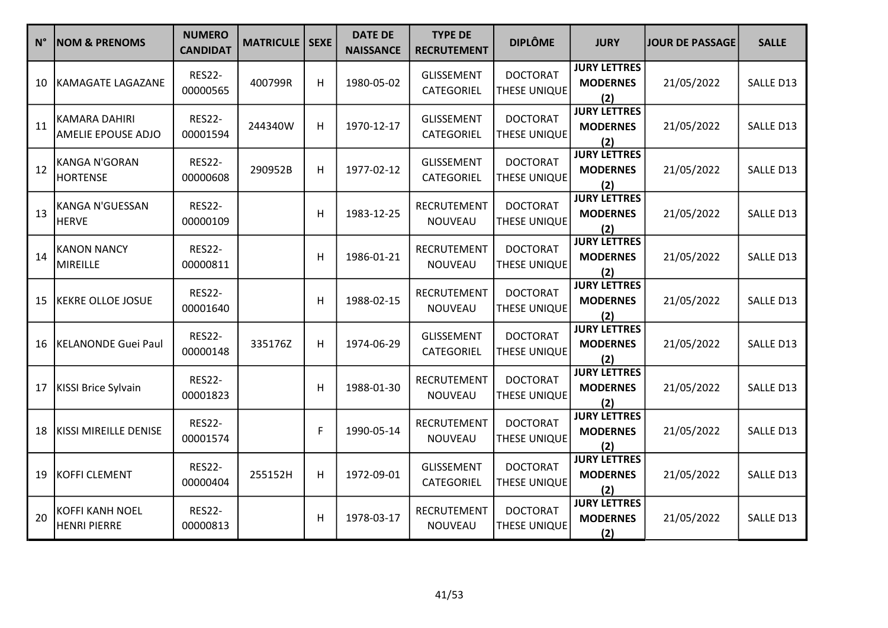| N° | NOM & PRENOMS | NUMERO CANDIDAT | MATRICULE | SEXE | DATE DE NAISSANCE | TYPE DE RECRUTEMENT | DIPLÔME | JURY | JOUR DE PASSAGE | SALLE |
|---|---|---|---|---|---|---|---|---|---|---|
| 10 | KAMAGATE LAGAZANE | RES22-00000565 | 400799R | H | 1980-05-02 | GLISSEMENT CATEGORIEL | DOCTORAT THESE UNIQUE | **JURY LETTRES MODERNES (2)** | 21/05/2022 | SALLE D13 |
| 11 | KAMARA DAHIRI AMELIE EPOUSE ADJO | RES22-00001594 | 244340W | H | 1970-12-17 | GLISSEMENT CATEGORIEL | DOCTORAT THESE UNIQUE | **JURY LETTRES MODERNES (2)** | 21/05/2022 | SALLE D13 |
| 12 | KANGA N'GORAN HORTENSE | RES22-00000608 | 290952B | H | 1977-02-12 | GLISSEMENT CATEGORIEL | DOCTORAT THESE UNIQUE | **JURY LETTRES MODERNES (2)** | 21/05/2022 | SALLE D13 |
| 13 | KANGA N'GUESSAN HERVE | RES22-00000109 | | H | 1983-12-25 | RECRUTEMENT NOUVEAU | DOCTORAT THESE UNIQUE | **JURY LETTRES MODERNES (2)** | 21/05/2022 | SALLE D13 |
| 14 | KANON NANCY MIREILLE | RES22-00000811 | | H | 1986-01-21 | RECRUTEMENT NOUVEAU | DOCTORAT THESE UNIQUE | **JURY LETTRES MODERNES (2)** | 21/05/2022 | SALLE D13 |
| 15 | KEKRE OLLOE JOSUE | RES22-00001640 | | H | 1988-02-15 | RECRUTEMENT NOUVEAU | DOCTORAT THESE UNIQUE | **JURY LETTRES MODERNES (2)** | 21/05/2022 | SALLE D13 |
| 16 | KELANONDE Guei Paul | RES22-00000148 | 335176Z | H | 1974-06-29 | GLISSEMENT CATEGORIEL | DOCTORAT THESE UNIQUE | **JURY LETTRES MODERNES (2)** | 21/05/2022 | SALLE D13 |
| 17 | KISSI Brice Sylvain | RES22-00001823 | | H | 1988-01-30 | RECRUTEMENT NOUVEAU | DOCTORAT THESE UNIQUE | **JURY LETTRES MODERNES (2)** | 21/05/2022 | SALLE D13 |
| 18 | KISSI MIREILLE DENISE | RES22-00001574 | | F | 1990-05-14 | RECRUTEMENT NOUVEAU | DOCTORAT THESE UNIQUE | **JURY LETTRES MODERNES (2)** | 21/05/2022 | SALLE D13 |
| 19 | KOFFI CLEMENT | RES22-00000404 | 255152H | H | 1972-09-01 | GLISSEMENT CATEGORIEL | DOCTORAT THESE UNIQUE | **JURY LETTRES MODERNES (2)** | 21/05/2022 | SALLE D13 |
| 20 | KOFFI KANH NOEL HENRI PIERRE | RES22-00000813 | | H | 1978-03-17 | RECRUTEMENT NOUVEAU | DOCTORAT THESE UNIQUE | **JURY LETTRES MODERNES (2)** | 21/05/2022 | SALLE D13 |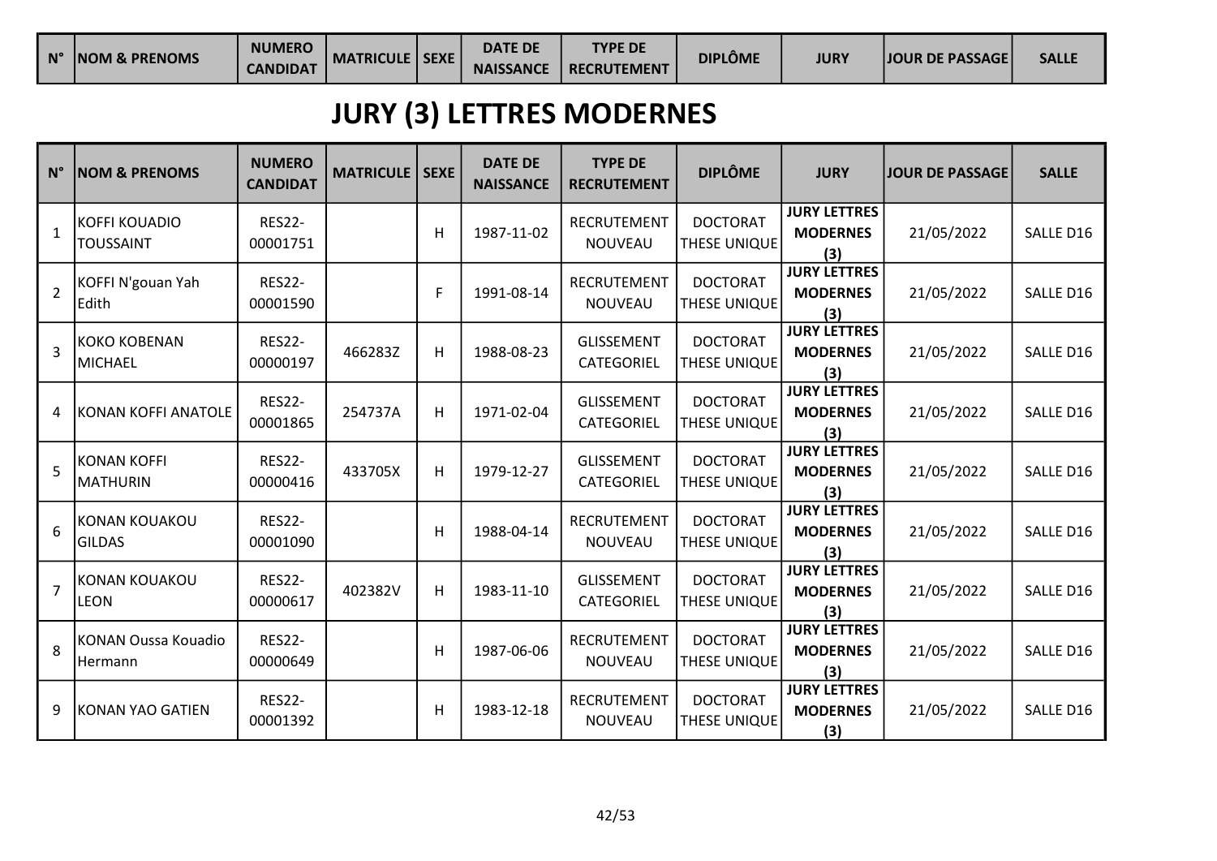| N° | NOM & PRENOMS | NUMERO CANDIDAT | MATRICULE | SEXE | DATE DE NAISSANCE | TYPE DE RECRUTEMENT | DIPLÔME | JURY | JOUR DE PASSAGE | SALLE |
|---|---|---|---|---|---|---|---|---|---|---|

## JURY (3) LETTRES MODERNES

| N° | NOM & PRENOMS | NUMERO CANDIDAT | MATRICULE | SEXE | DATE DE NAISSANCE | TYPE DE RECRUTEMENT | DIPLÔME | JURY | JOUR DE PASSAGE | SALLE |
|---|---|---|---|---|---|---|---|---|---|---|
| 1 | KOFFI KOUADIO TOUSSAINT | RES22-00001751 | | H | 1987-11-02 | RECRUTEMENT NOUVEAU | DOCTORAT THESE UNIQUE | **JURY LETTRES MODERNES (3)** | 21/05/2022 | SALLE D16 |
| 2 | KOFFI N'gouan Yah Edith | RES22-00001590 | | F | 1991-08-14 | RECRUTEMENT NOUVEAU | DOCTORAT THESE UNIQUE | **JURY LETTRES MODERNES (3)** | 21/05/2022 | SALLE D16 |
| 3 | KOKO KOBENAN MICHAEL | RES22-00000197 | 466283Z | H | 1988-08-23 | GLISSEMENT CATEGORIEL | DOCTORAT THESE UNIQUE | **JURY LETTRES MODERNES (3)** | 21/05/2022 | SALLE D16 |
| 4 | KONAN KOFFI ANATOLE | RES22-00001865 | 254737A | H | 1971-02-04 | GLISSEMENT CATEGORIEL | DOCTORAT THESE UNIQUE | **JURY LETTRES MODERNES (3)** | 21/05/2022 | SALLE D16 |
| 5 | KONAN KOFFI MATHURIN | RES22-00000416 | 433705X | H | 1979-12-27 | GLISSEMENT CATEGORIEL | DOCTORAT THESE UNIQUE | **JURY LETTRES MODERNES (3)** | 21/05/2022 | SALLE D16 |
| 6 | KONAN KOUAKOU GILDAS | RES22-00001090 | | H | 1988-04-14 | RECRUTEMENT NOUVEAU | DOCTORAT THESE UNIQUE | **JURY LETTRES MODERNES (3)** | 21/05/2022 | SALLE D16 |
| 7 | KONAN KOUAKOU LEON | RES22-00000617 | 402382V | H | 1983-11-10 | GLISSEMENT CATEGORIEL | DOCTORAT THESE UNIQUE | **JURY LETTRES MODERNES (3)** | 21/05/2022 | SALLE D16 |
| 8 | KONAN Oussa Kouadio Hermann | RES22-00000649 | | H | 1987-06-06 | RECRUTEMENT NOUVEAU | DOCTORAT THESE UNIQUE | **JURY LETTRES MODERNES (3)** | 21/05/2022 | SALLE D16 |
| 9 | KONAN YAO GATIEN | RES22-00001392 | | H | 1983-12-18 | RECRUTEMENT NOUVEAU | DOCTORAT THESE UNIQUE | **JURY LETTRES MODERNES (3)** | 21/05/2022 | SALLE D16 |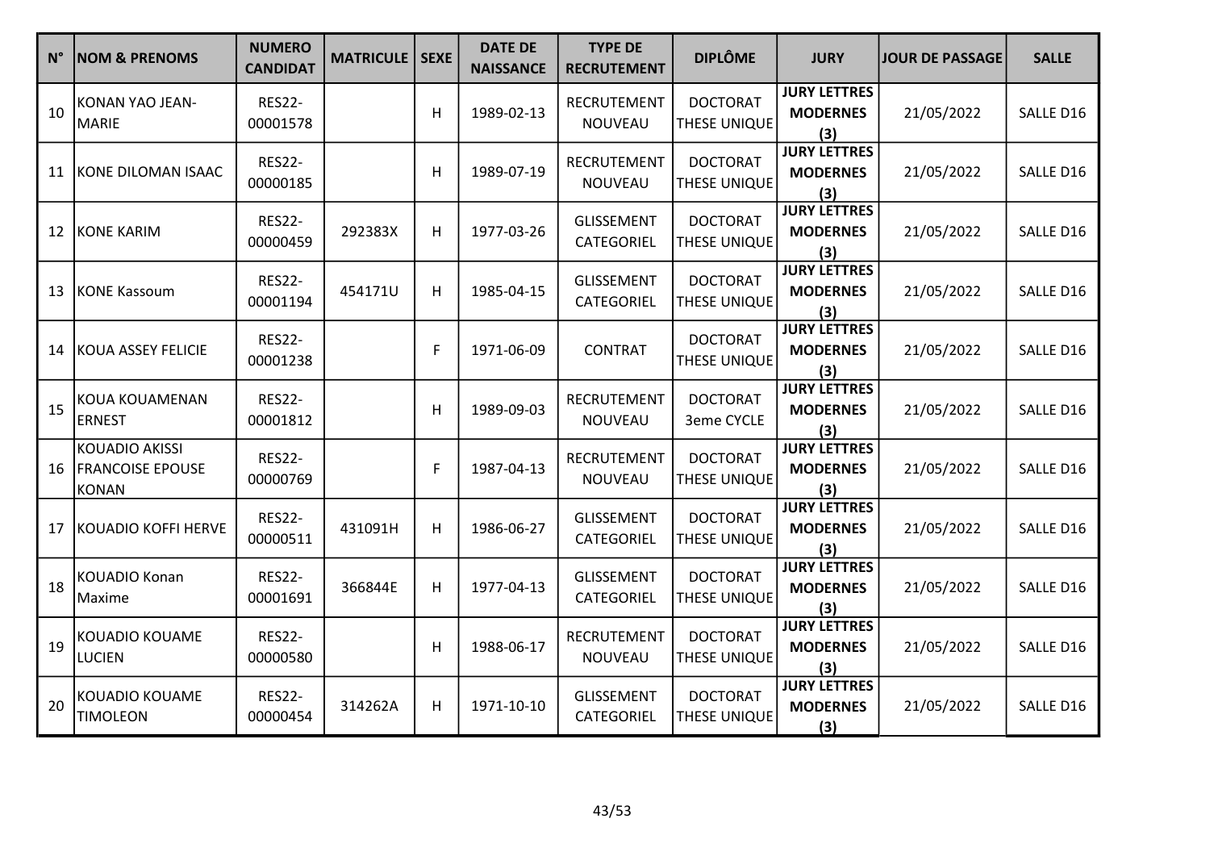| N° | NOM & PRENOMS | NUMERO CANDIDAT | MATRICULE | SEXE | DATE DE NAISSANCE | TYPE DE RECRUTEMENT | DIPLÔME | JURY | JOUR DE PASSAGE | SALLE |
|---|---|---|---|---|---|---|---|---|---|---|
| 10 | KONAN YAO JEAN-MARIE | RES22-00001578 | | H | 1989-02-13 | RECRUTEMENT NOUVEAU | DOCTORAT THESE UNIQUE | **JURY LETTRES MODERNES (3)** | 21/05/2022 | SALLE D16 |
| 11 | KONE DILOMAN ISAAC | RES22-00000185 | | H | 1989-07-19 | RECRUTEMENT NOUVEAU | DOCTORAT THESE UNIQUE | **JURY LETTRES MODERNES (3)** | 21/05/2022 | SALLE D16 |
| 12 | KONE KARIM | RES22-00000459 | 292383X | H | 1977-03-26 | GLISSEMENT CATEGORIEL | DOCTORAT THESE UNIQUE | **JURY LETTRES MODERNES (3)** | 21/05/2022 | SALLE D16 |
| 13 | KONE Kassoum | RES22-00001194 | 454171U | H | 1985-04-15 | GLISSEMENT CATEGORIEL | DOCTORAT THESE UNIQUE | **JURY LETTRES MODERNES (3)** | 21/05/2022 | SALLE D16 |
| 14 | KOUA ASSEY FELICIE | RES22-00001238 | | F | 1971-06-09 | CONTRAT | DOCTORAT THESE UNIQUE | **JURY LETTRES MODERNES (3)** | 21/05/2022 | SALLE D16 |
| 15 | KOUA KOUAMENAN ERNEST | RES22-00001812 | | H | 1989-09-03 | RECRUTEMENT NOUVEAU | DOCTORAT 3eme CYCLE | **JURY LETTRES MODERNES (3)** | 21/05/2022 | SALLE D16 |
| 16 | KOUADIO AKISSI FRANCOISE EPOUSE KONAN | RES22-00000769 | | F | 1987-04-13 | RECRUTEMENT NOUVEAU | DOCTORAT THESE UNIQUE | **JURY LETTRES MODERNES (3)** | 21/05/2022 | SALLE D16 |
| 17 | KOUADIO KOFFI HERVE | RES22-00000511 | 431091H | H | 1986-06-27 | GLISSEMENT CATEGORIEL | DOCTORAT THESE UNIQUE | **JURY LETTRES MODERNES (3)** | 21/05/2022 | SALLE D16 |
| 18 | KOUADIO Konan Maxime | RES22-00001691 | 366844E | H | 1977-04-13 | GLISSEMENT CATEGORIEL | DOCTORAT THESE UNIQUE | **JURY LETTRES MODERNES (3)** | 21/05/2022 | SALLE D16 |
| 19 | KOUADIO KOUAME LUCIEN | RES22-00000580 | | H | 1988-06-17 | RECRUTEMENT NOUVEAU | DOCTORAT THESE UNIQUE | **JURY LETTRES MODERNES (3)** | 21/05/2022 | SALLE D16 |
| 20 | KOUADIO KOUAME TIMOLEON | RES22-00000454 | 314262A | H | 1971-10-10 | GLISSEMENT CATEGORIEL | DOCTORAT THESE UNIQUE | **JURY LETTRES MODERNES (3)** | 21/05/2022 | SALLE D16 |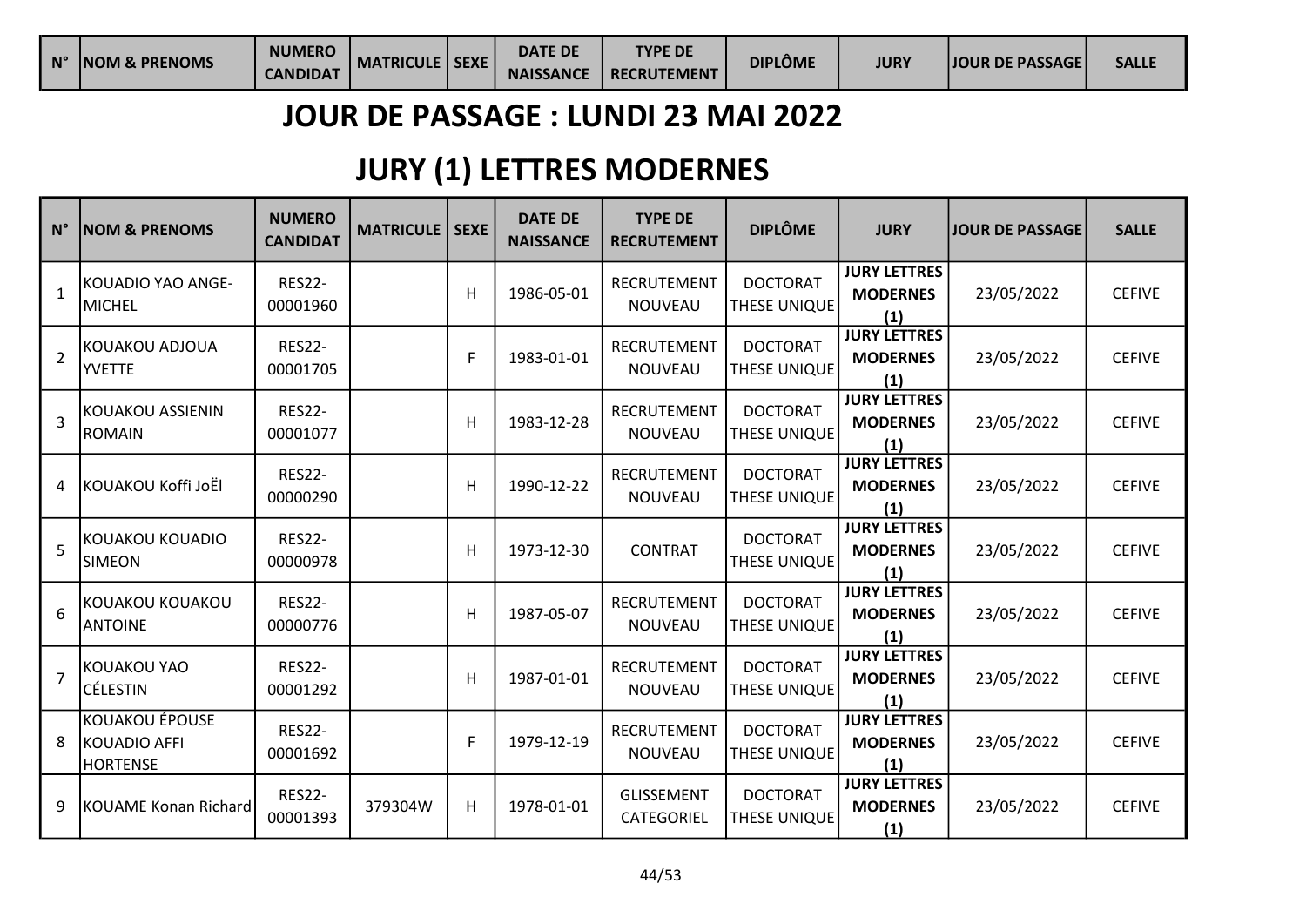| N° | NOM & PRENOMS | NUMERO CANDIDAT | MATRICULE | SEXE | DATE DE NAISSANCE | TYPE DE RECRUTEMENT | DIPLÔME | JURY | JOUR DE PASSAGE | SALLE |
|---|---|---|---|---|---|---|---|---|---|---|

## JOUR DE PASSAGE : LUNDI 23 MAI 2022

## JURY (1) LETTRES MODERNES

| N° | NOM & PRENOMS | NUMERO CANDIDAT | MATRICULE | SEXE | DATE DE NAISSANCE | TYPE DE RECRUTEMENT | DIPLÔME | JURY | JOUR DE PASSAGE | SALLE |
|---|---|---|---|---|---|---|---|---|---|---|
| 1 | KOUADIO YAO ANGE-MICHEL | RES22-00001960 | | H | 1986-05-01 | RECRUTEMENT NOUVEAU | DOCTORAT THESE UNIQUE | JURY LETTRES MODERNES (1) | 23/05/2022 | CEFIVE |
| 2 | KOUAKOU ADJOUA YVETTE | RES22-00001705 | | F | 1983-01-01 | RECRUTEMENT NOUVEAU | DOCTORAT THESE UNIQUE | JURY LETTRES MODERNES (1) | 23/05/2022 | CEFIVE |
| 3 | KOUAKOU ASSIENIN ROMAIN | RES22-00001077 | | H | 1983-12-28 | RECRUTEMENT NOUVEAU | DOCTORAT THESE UNIQUE | JURY LETTRES MODERNES (1) | 23/05/2022 | CEFIVE |
| 4 | KOUAKOU Koffi JoËl | RES22-00000290 | | H | 1990-12-22 | RECRUTEMENT NOUVEAU | DOCTORAT THESE UNIQUE | JURY LETTRES MODERNES (1) | 23/05/2022 | CEFIVE |
| 5 | KOUAKOU KOUADIO SIMEON | RES22-00000978 | | H | 1973-12-30 | CONTRAT | DOCTORAT THESE UNIQUE | JURY LETTRES MODERNES (1) | 23/05/2022 | CEFIVE |
| 6 | KOUAKOU KOUAKOU ANTOINE | RES22-00000776 | | H | 1987-05-07 | RECRUTEMENT NOUVEAU | DOCTORAT THESE UNIQUE | JURY LETTRES MODERNES (1) | 23/05/2022 | CEFIVE |
| 7 | KOUAKOU YAO CÉLESTIN | RES22-00001292 | | H | 1987-01-01 | RECRUTEMENT NOUVEAU | DOCTORAT THESE UNIQUE | JURY LETTRES MODERNES (1) | 23/05/2022 | CEFIVE |
| 8 | KOUAKOU ÉPOUSE KOUADIO AFFI HORTENSE | RES22-00001692 | | F | 1979-12-19 | RECRUTEMENT NOUVEAU | DOCTORAT THESE UNIQUE | JURY LETTRES MODERNES (1) | 23/05/2022 | CEFIVE |
| 9 | KOUAME Konan Richard | RES22-00001393 | 379304W | H | 1978-01-01 | GLISSEMENT CATEGORIEL | DOCTORAT THESE UNIQUE | JURY LETTRES MODERNES (1) | 23/05/2022 | CEFIVE |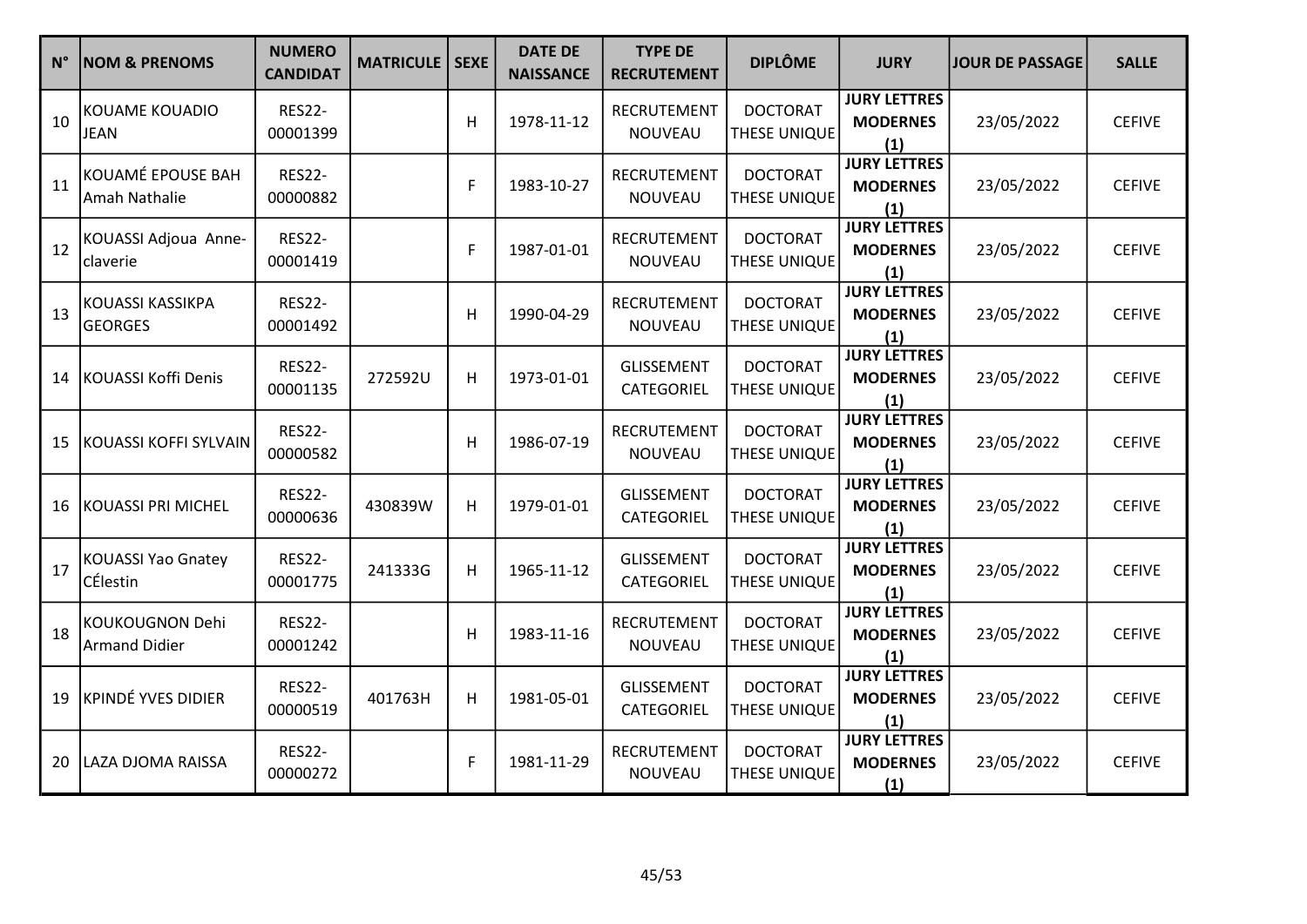| N° | NOM & PRENOMS | NUMERO CANDIDAT | MATRICULE | SEXE | DATE DE NAISSANCE | TYPE DE RECRUTEMENT | DIPLÔME | JURY | JOUR DE PASSAGE | SALLE |
|---|---|---|---|---|---|---|---|---|---|---|
| 10 | KOUAME KOUADIO JEAN | RES22-00001399 | | H | 1978-11-12 | RECRUTEMENT NOUVEAU | DOCTORAT THESE UNIQUE | **JURY LETTRES MODERNES (1)** | 23/05/2022 | CEFIVE |
| 11 | KOUAMÉ EPOUSE BAH Amah Nathalie | RES22-00000882 | | F | 1983-10-27 | RECRUTEMENT NOUVEAU | DOCTORAT THESE UNIQUE | **JURY LETTRES MODERNES (1)** | 23/05/2022 | CEFIVE |
| 12 | KOUASSI Adjoua Anne-claverie | RES22-00001419 | | F | 1987-01-01 | RECRUTEMENT NOUVEAU | DOCTORAT THESE UNIQUE | **JURY LETTRES MODERNES (1)** | 23/05/2022 | CEFIVE |
| 13 | KOUASSI KASSIKPA GEORGES | RES22-00001492 | | H | 1990-04-29 | RECRUTEMENT NOUVEAU | DOCTORAT THESE UNIQUE | **JURY LETTRES MODERNES (1)** | 23/05/2022 | CEFIVE |
| 14 | KOUASSI Koffi Denis | RES22-00001135 | 272592U | H | 1973-01-01 | GLISSEMENT CATEGORIEL | DOCTORAT THESE UNIQUE | **JURY LETTRES MODERNES (1)** | 23/05/2022 | CEFIVE |
| 15 | KOUASSI KOFFI SYLVAIN | RES22-00000582 | | H | 1986-07-19 | RECRUTEMENT NOUVEAU | DOCTORAT THESE UNIQUE | **JURY LETTRES MODERNES (1)** | 23/05/2022 | CEFIVE |
| 16 | KOUASSI PRI MICHEL | RES22-00000636 | 430839W | H | 1979-01-01 | GLISSEMENT CATEGORIEL | DOCTORAT THESE UNIQUE | **JURY LETTRES MODERNES (1)** | 23/05/2022 | CEFIVE |
| 17 | KOUASSI Yao Gnatey CÉlestin | RES22-00001775 | 241333G | H | 1965-11-12 | GLISSEMENT CATEGORIEL | DOCTORAT THESE UNIQUE | **JURY LETTRES MODERNES (1)** | 23/05/2022 | CEFIVE |
| 18 | KOUKOUGNON Dehi Armand Didier | RES22-00001242 | | H | 1983-11-16 | RECRUTEMENT NOUVEAU | DOCTORAT THESE UNIQUE | **JURY LETTRES MODERNES (1)** | 23/05/2022 | CEFIVE |
| 19 | KPINDÉ YVES DIDIER | RES22-00000519 | 401763H | H | 1981-05-01 | GLISSEMENT CATEGORIEL | DOCTORAT THESE UNIQUE | **JURY LETTRES MODERNES (1)** | 23/05/2022 | CEFIVE |
| 20 | LAZA DJOMA RAISSA | RES22-00000272 | | F | 1981-11-29 | RECRUTEMENT NOUVEAU | DOCTORAT THESE UNIQUE | **JURY LETTRES MODERNES (1)** | 23/05/2022 | CEFIVE |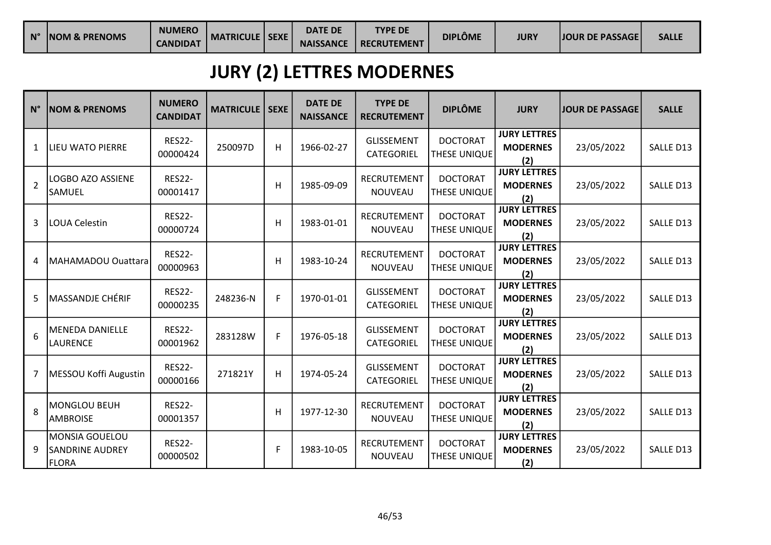| N° | NOM & PRENOMS | NUMERO CANDIDAT | MATRICULE | SEXE | DATE DE NAISSANCE | TYPE DE RECRUTEMENT | DIPLÔME | JURY | JOUR DE PASSAGE | SALLE |
|---|---|---|---|---|---|---|---|---|---|---|

# JURY (2) LETTRES MODERNES

| N° | NOM & PRENOMS | NUMERO CANDIDAT | MATRICULE | SEXE | DATE DE NAISSANCE | TYPE DE RECRUTEMENT | DIPLÔME | JURY | JOUR DE PASSAGE | SALLE |
|---|---|---|---|---|---|---|---|---|---|---|
| 1 | LIEU WATO PIERRE | RES22-00000424 | 250097D | H | 1966-02-27 | GLISSEMENT CATEGORIEL | DOCTORAT THESE UNIQUE | **JURY LETTRES MODERNES (2)** | 23/05/2022 | SALLE D13 |
| 2 | LOGBO AZO ASSIENE SAMUEL | RES22-00001417 | | H | 1985-09-09 | RECRUTEMENT NOUVEAU | DOCTORAT THESE UNIQUE | **JURY LETTRES MODERNES (2)** | 23/05/2022 | SALLE D13 |
| 3 | LOUA Celestin | RES22-00000724 | | H | 1983-01-01 | RECRUTEMENT NOUVEAU | DOCTORAT THESE UNIQUE | **JURY LETTRES MODERNES (2)** | 23/05/2022 | SALLE D13 |
| 4 | MAHAMADOU Ouattara | RES22-00000963 | | H | 1983-10-24 | RECRUTEMENT NOUVEAU | DOCTORAT THESE UNIQUE | **JURY LETTRES MODERNES (2)** | 23/05/2022 | SALLE D13 |
| 5 | MASSANDJE CHÉRIF | RES22-00000235 | 248236-N | F | 1970-01-01 | GLISSEMENT CATEGORIEL | DOCTORAT THESE UNIQUE | **JURY LETTRES MODERNES (2)** | 23/05/2022 | SALLE D13 |
| 6 | MENEDA DANIELLE LAURENCE | RES22-00001962 | 283128W | F | 1976-05-18 | GLISSEMENT CATEGORIEL | DOCTORAT THESE UNIQUE | **JURY LETTRES MODERNES (2)** | 23/05/2022 | SALLE D13 |
| 7 | MESSOU Koffi Augustin | RES22-00000166 | 271821Y | H | 1974-05-24 | GLISSEMENT CATEGORIEL | DOCTORAT THESE UNIQUE | **JURY LETTRES MODERNES (2)** | 23/05/2022 | SALLE D13 |
| 8 | MONGLOU BEUH AMBROISE | RES22-00001357 | | H | 1977-12-30 | RECRUTEMENT NOUVEAU | DOCTORAT THESE UNIQUE | **JURY LETTRES MODERNES (2)** | 23/05/2022 | SALLE D13 |
| 9 | MONSIA GOUELOU SANDRINE AUDREY FLORA | RES22-00000502 | | F | 1983-10-05 | RECRUTEMENT NOUVEAU | DOCTORAT THESE UNIQUE | **JURY LETTRES MODERNES (2)** | 23/05/2022 | SALLE D13 |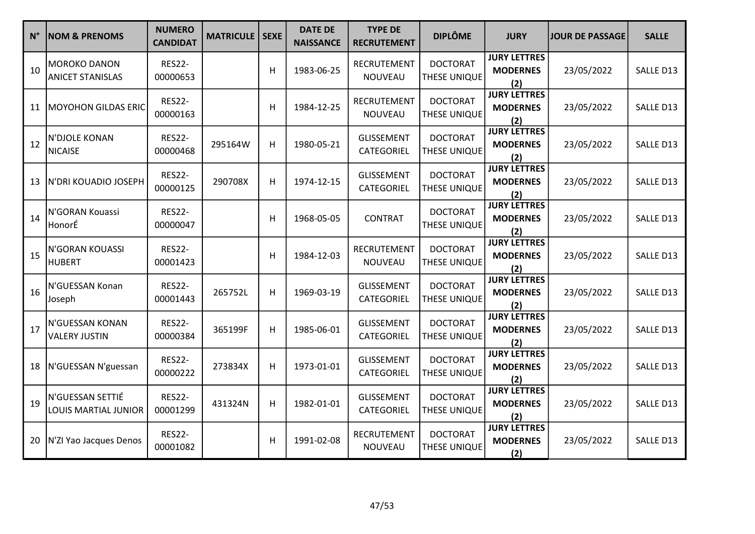| N° | NOM & PRENOMS | NUMERO CANDIDAT | MATRICULE | SEXE | DATE DE NAISSANCE | TYPE DE RECRUTEMENT | DIPLÔME | JURY | JOUR DE PASSAGE | SALLE |
|---|---|---|---|---|---|---|---|---|---|---|
| 10 | MOROKO DANON ANICET STANISLAS | RES22-00000653 | | H | 1983-06-25 | RECRUTEMENT NOUVEAU | DOCTORAT THESE UNIQUE | **JURY LETTRES MODERNES (2)** | 23/05/2022 | SALLE D13 |
| 11 | MOYOHON GILDAS ERIC | RES22-00000163 | | H | 1984-12-25 | RECRUTEMENT NOUVEAU | DOCTORAT THESE UNIQUE | **JURY LETTRES MODERNES (2)** | 23/05/2022 | SALLE D13 |
| 12 | N'DJOLE KONAN NICAISE | RES22-00000468 | 295164W | H | 1980-05-21 | GLISSEMENT CATEGORIEL | DOCTORAT THESE UNIQUE | **JURY LETTRES MODERNES (2)** | 23/05/2022 | SALLE D13 |
| 13 | N'DRI KOUADIO JOSEPH | RES22-00000125 | 290708X | H | 1974-12-15 | GLISSEMENT CATEGORIEL | DOCTORAT THESE UNIQUE | **JURY LETTRES MODERNES (2)** | 23/05/2022 | SALLE D13 |
| 14 | N'GORAN Kouassi HonorÉ | RES22-00000047 | | H | 1968-05-05 | CONTRAT | DOCTORAT THESE UNIQUE | **JURY LETTRES MODERNES (2)** | 23/05/2022 | SALLE D13 |
| 15 | N'GORAN KOUASSI HUBERT | RES22-00001423 | | H | 1984-12-03 | RECRUTEMENT NOUVEAU | DOCTORAT THESE UNIQUE | **JURY LETTRES MODERNES (2)** | 23/05/2022 | SALLE D13 |
| 16 | N'GUESSAN Konan Joseph | RES22-00001443 | 265752L | H | 1969-03-19 | GLISSEMENT CATEGORIEL | DOCTORAT THESE UNIQUE | **JURY LETTRES MODERNES (2)** | 23/05/2022 | SALLE D13 |
| 17 | N'GUESSAN KONAN VALERY JUSTIN | RES22-00000384 | 365199F | H | 1985-06-01 | GLISSEMENT CATEGORIEL | DOCTORAT THESE UNIQUE | **JURY LETTRES MODERNES (2)** | 23/05/2022 | SALLE D13 |
| 18 | N'GUESSAN N'guessan | RES22-00000222 | 273834X | H | 1973-01-01 | GLISSEMENT CATEGORIEL | DOCTORAT THESE UNIQUE | **JURY LETTRES MODERNES (2)** | 23/05/2022 | SALLE D13 |
| 19 | N'GUESSAN SETTIÉ LOUIS MARTIAL JUNIOR | RES22-00001299 | 431324N | H | 1982-01-01 | GLISSEMENT CATEGORIEL | DOCTORAT THESE UNIQUE | **JURY LETTRES MODERNES (2)** | 23/05/2022 | SALLE D13 |
| 20 | N'ZI Yao Jacques Denos | RES22-00001082 | | H | 1991-02-08 | RECRUTEMENT NOUVEAU | DOCTORAT THESE UNIQUE | **JURY LETTRES MODERNES (2)** | 23/05/2022 | SALLE D13 |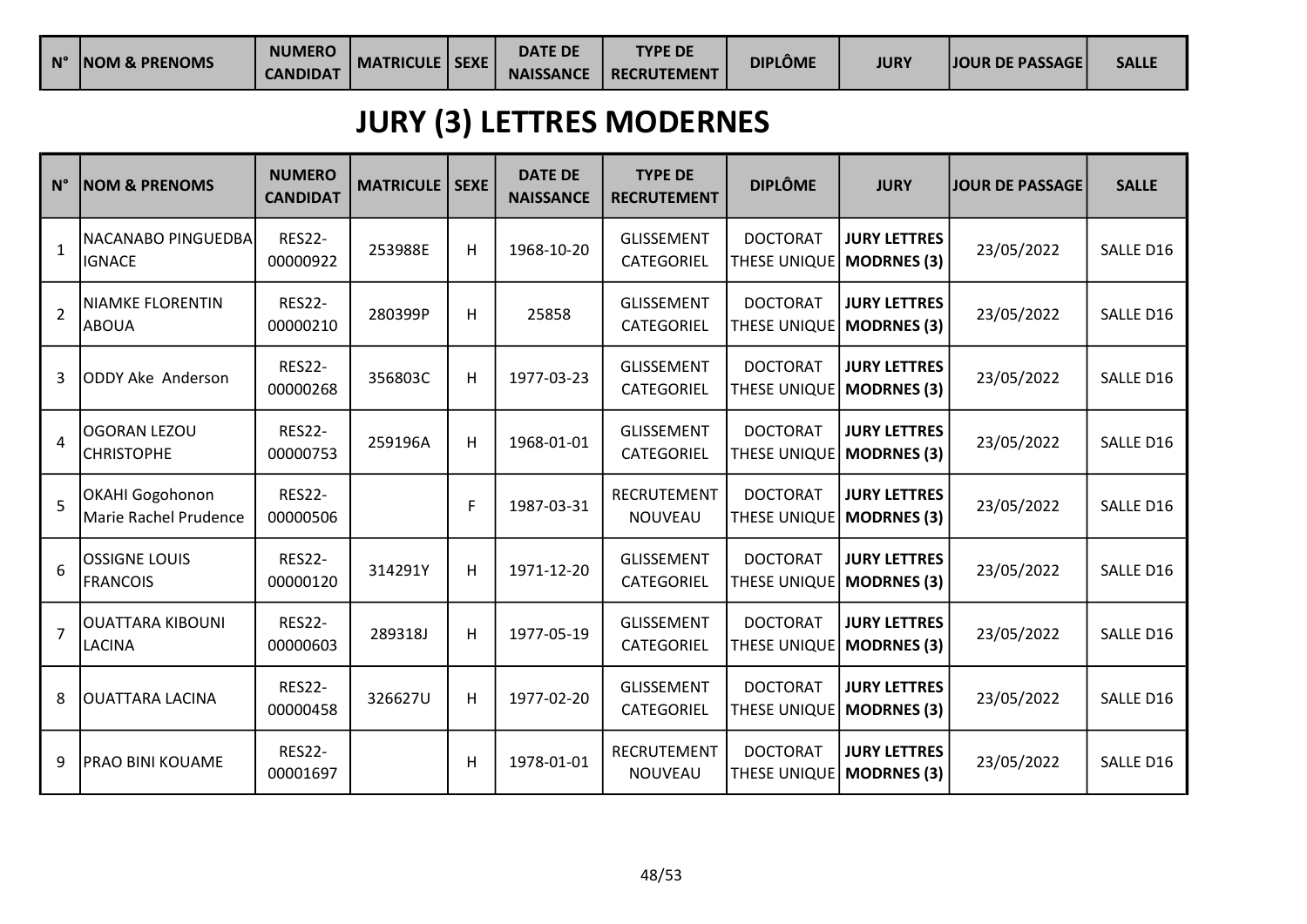| N° | NOM & PRENOMS | NUMERO CANDIDAT | MATRICULE | SEXE | DATE DE NAISSANCE | TYPE DE RECRUTEMENT | DIPLÔME | JURY | JOUR DE PASSAGE | SALLE |
|---|---|---|---|---|---|---|---|---|---|---|

# JURY (3) LETTRES MODERNES

| N° | NOM & PRENOMS | NUMERO CANDIDAT | MATRICULE | SEXE | DATE DE NAISSANCE | TYPE DE RECRUTEMENT | DIPLÔME | JURY | JOUR DE PASSAGE | SALLE |
|---|---|---|---|---|---|---|---|---|---|---|
| 1 | NACANABO PINGUEDBA IGNACE | RES22-00000922 | 253988E | H | 1968-10-20 | GLISSEMENT CATEGORIEL | DOCTORAT THESE UNIQUE | **JURY LETTRES MODRNES (3)** | 23/05/2022 | SALLE D16 |
| 2 | NIAMKE FLORENTIN ABOUA | RES22-00000210 | 280399P | H | 25858 | GLISSEMENT CATEGORIEL | DOCTORAT THESE UNIQUE | **JURY LETTRES MODRNES (3)** | 23/05/2022 | SALLE D16 |
| 3 | ODDY Ake Anderson | RES22-00000268 | 356803C | H | 1977-03-23 | GLISSEMENT CATEGORIEL | DOCTORAT THESE UNIQUE | **JURY LETTRES MODRNES (3)** | 23/05/2022 | SALLE D16 |
| 4 | OGORAN LEZOU CHRISTOPHE | RES22-00000753 | 259196A | H | 1968-01-01 | GLISSEMENT CATEGORIEL | DOCTORAT THESE UNIQUE | **JURY LETTRES MODRNES (3)** | 23/05/2022 | SALLE D16 |
| 5 | OKAHI Gogohonon Marie Rachel Prudence | RES22-00000506 | | F | 1987-03-31 | RECRUTEMENT NOUVEAU | DOCTORAT THESE UNIQUE | **JURY LETTRES MODRNES (3)** | 23/05/2022 | SALLE D16 |
| 6 | OSSIGNE LOUIS FRANCOIS | RES22-00000120 | 314291Y | H | 1971-12-20 | GLISSEMENT CATEGORIEL | DOCTORAT THESE UNIQUE | **JURY LETTRES MODRNES (3)** | 23/05/2022 | SALLE D16 |
| 7 | OUATTARA KIBOUNI LACINA | RES22-00000603 | 289318J | H | 1977-05-19 | GLISSEMENT CATEGORIEL | DOCTORAT THESE UNIQUE | **JURY LETTRES MODRNES (3)** | 23/05/2022 | SALLE D16 |
| 8 | OUATTARA LACINA | RES22-00000458 | 326627U | H | 1977-02-20 | GLISSEMENT CATEGORIEL | DOCTORAT THESE UNIQUE | **JURY LETTRES MODRNES (3)** | 23/05/2022 | SALLE D16 |
| 9 | PRAO BINI KOUAME | RES22-00001697 | | H | 1978-01-01 | RECRUTEMENT NOUVEAU | DOCTORAT THESE UNIQUE | **JURY LETTRES MODRNES (3)** | 23/05/2022 | SALLE D16 |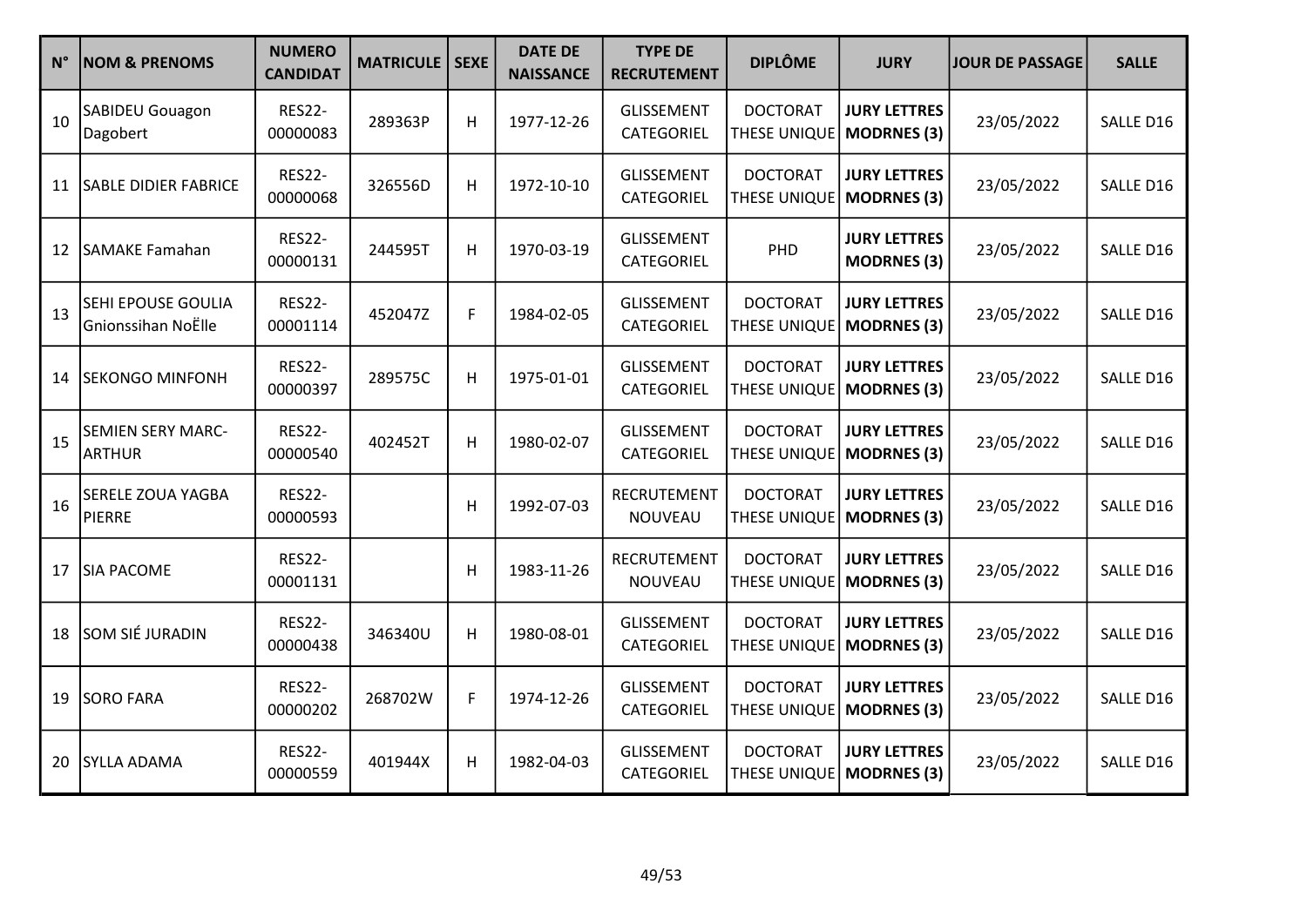| N° | NOM & PRENOMS | NUMERO CANDIDAT | MATRICULE | SEXE | DATE DE NAISSANCE | TYPE DE RECRUTEMENT | DIPLÔME | JURY | JOUR DE PASSAGE | SALLE |
|---|---|---|---|---|---|---|---|---|---|---|
| 10 | SABIDEU Gouagon Dagobert | RES22-00000083 | 289363P | H | 1977-12-26 | GLISSEMENT CATEGORIEL | DOCTORAT THESE UNIQUE | **JURY LETTRES MODRNES (3)** | 23/05/2022 | SALLE D16 |
| 11 | SABLE DIDIER FABRICE | RES22-00000068 | 326556D | H | 1972-10-10 | GLISSEMENT CATEGORIEL | DOCTORAT THESE UNIQUE | **JURY LETTRES MODRNES (3)** | 23/05/2022 | SALLE D16 |
| 12 | SAMAKE Famahan | RES22-00000131 | 244595T | H | 1970-03-19 | GLISSEMENT CATEGORIEL | PHD | **JURY LETTRES MODRNES (3)** | 23/05/2022 | SALLE D16 |
| 13 | SEHI EPOUSE GOULIA Gnionssihan NoËlle | RES22-00001114 | 452047Z | F | 1984-02-05 | GLISSEMENT CATEGORIEL | DOCTORAT THESE UNIQUE | **JURY LETTRES MODRNES (3)** | 23/05/2022 | SALLE D16 |
| 14 | SEKONGO MINFONH | RES22-00000397 | 289575C | H | 1975-01-01 | GLISSEMENT CATEGORIEL | DOCTORAT THESE UNIQUE | **JURY LETTRES MODRNES (3)** | 23/05/2022 | SALLE D16 |
| 15 | SEMIEN SERY MARC-ARTHUR | RES22-00000540 | 402452T | H | 1980-02-07 | GLISSEMENT CATEGORIEL | DOCTORAT THESE UNIQUE | **JURY LETTRES MODRNES (3)** | 23/05/2022 | SALLE D16 |
| 16 | SERELE ZOUA YAGBA PIERRE | RES22-00000593 | | H | 1992-07-03 | RECRUTEMENT NOUVEAU | DOCTORAT THESE UNIQUE | **JURY LETTRES MODRNES (3)** | 23/05/2022 | SALLE D16 |
| 17 | SIA PACOME | RES22-00001131 | | H | 1983-11-26 | RECRUTEMENT NOUVEAU | DOCTORAT THESE UNIQUE | **JURY LETTRES MODRNES (3)** | 23/05/2022 | SALLE D16 |
| 18 | SOM SIÉ JURADIN | RES22-00000438 | 346340U | H | 1980-08-01 | GLISSEMENT CATEGORIEL | DOCTORAT THESE UNIQUE | **JURY LETTRES MODRNES (3)** | 23/05/2022 | SALLE D16 |
| 19 | SORO FARA | RES22-00000202 | 268702W | F | 1974-12-26 | GLISSEMENT CATEGORIEL | DOCTORAT THESE UNIQUE | **JURY LETTRES MODRNES (3)** | 23/05/2022 | SALLE D16 |
| 20 | SYLLA ADAMA | RES22-00000559 | 401944X | H | 1982-04-03 | GLISSEMENT CATEGORIEL | DOCTORAT THESE UNIQUE | **JURY LETTRES MODRNES (3)** | 23/05/2022 | SALLE D16 |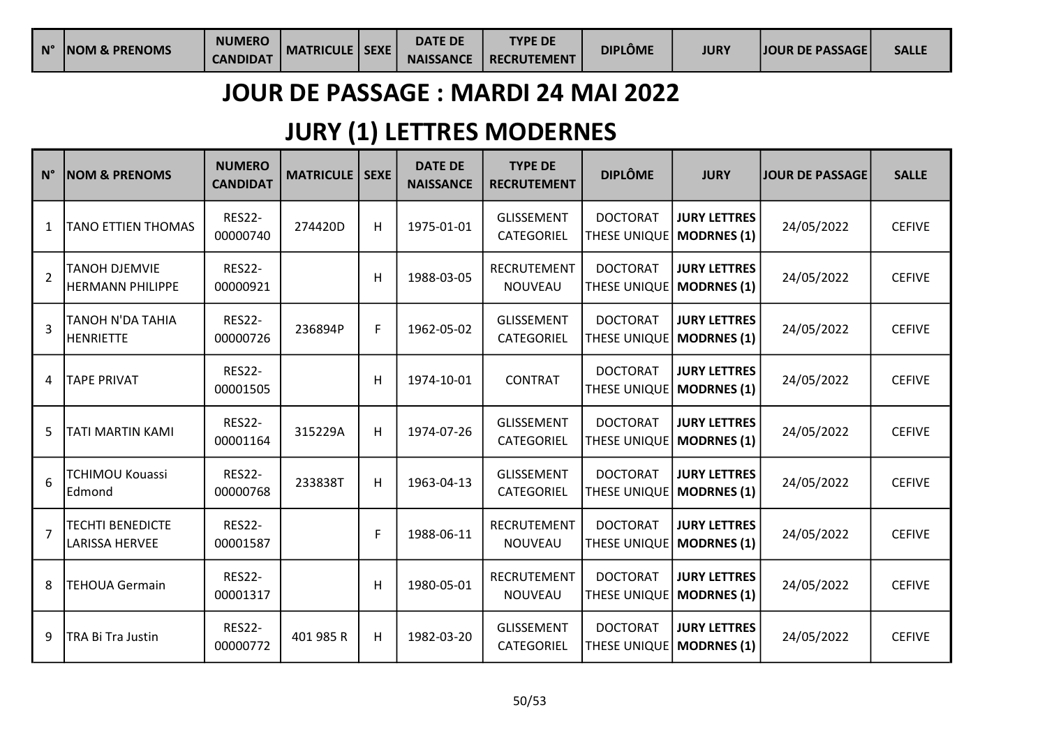| N° | NOM & PRENOMS | NUMERO CANDIDAT | MATRICULE | SEXE | DATE DE NAISSANCE | TYPE DE RECRUTEMENT | DIPLÔME | JURY | JOUR DE PASSAGE | SALLE |
|---|---|---|---|---|---|---|---|---|---|---|

# JOUR DE PASSAGE : MARDI 24 MAI 2022

## JURY (1) LETTRES MODERNES

| N° | NOM & PRENOMS | NUMERO CANDIDAT | MATRICULE | SEXE | DATE DE NAISSANCE | TYPE DE RECRUTEMENT | DIPLÔME | JURY | JOUR DE PASSAGE | SALLE |
|---|---|---|---|---|---|---|---|---|---|---|
| 1 | TANO ETTIEN THOMAS | RES22-00000740 | 274420D | H | 1975-01-01 | GLISSEMENT CATEGORIEL | DOCTORAT THESE UNIQUE | **JURY LETTRES MODRNES (1)** | 24/05/2022 | CEFIVE |
| 2 | TANOH DJEMVIE HERMANN PHILIPPE | RES22-00000921 | | H | 1988-03-05 | RECRUTEMENT NOUVEAU | DOCTORAT THESE UNIQUE | **JURY LETTRES MODRNES (1)** | 24/05/2022 | CEFIVE |
| 3 | TANOH N'DA TAHIA HENRIETTE | RES22-00000726 | 236894P | F | 1962-05-02 | GLISSEMENT CATEGORIEL | DOCTORAT THESE UNIQUE | **JURY LETTRES MODRNES (1)** | 24/05/2022 | CEFIVE |
| 4 | TAPE PRIVAT | RES22-00001505 | | H | 1974-10-01 | CONTRAT | DOCTORAT THESE UNIQUE | **JURY LETTRES MODRNES (1)** | 24/05/2022 | CEFIVE |
| 5 | TATI MARTIN KAMI | RES22-00001164 | 315229A | H | 1974-07-26 | GLISSEMENT CATEGORIEL | DOCTORAT THESE UNIQUE | **JURY LETTRES MODRNES (1)** | 24/05/2022 | CEFIVE |
| 6 | TCHIMOU Kouassi Edmond | RES22-00000768 | 233838T | H | 1963-04-13 | GLISSEMENT CATEGORIEL | DOCTORAT THESE UNIQUE | **JURY LETTRES MODRNES (1)** | 24/05/2022 | CEFIVE |
| 7 | TECHTI BENEDICTE LARISSA HERVEE | RES22-00001587 | | F | 1988-06-11 | RECRUTEMENT NOUVEAU | DOCTORAT THESE UNIQUE | **JURY LETTRES MODRNES (1)** | 24/05/2022 | CEFIVE |
| 8 | TEHOUA Germain | RES22-00001317 | | H | 1980-05-01 | RECRUTEMENT NOUVEAU | DOCTORAT THESE UNIQUE | **JURY LETTRES MODRNES (1)** | 24/05/2022 | CEFIVE |
| 9 | TRA Bi Tra Justin | RES22-00000772 | 401 985 R | H | 1982-03-20 | GLISSEMENT CATEGORIEL | DOCTORAT THESE UNIQUE | **JURY LETTRES MODRNES (1)** | 24/05/2022 | CEFIVE |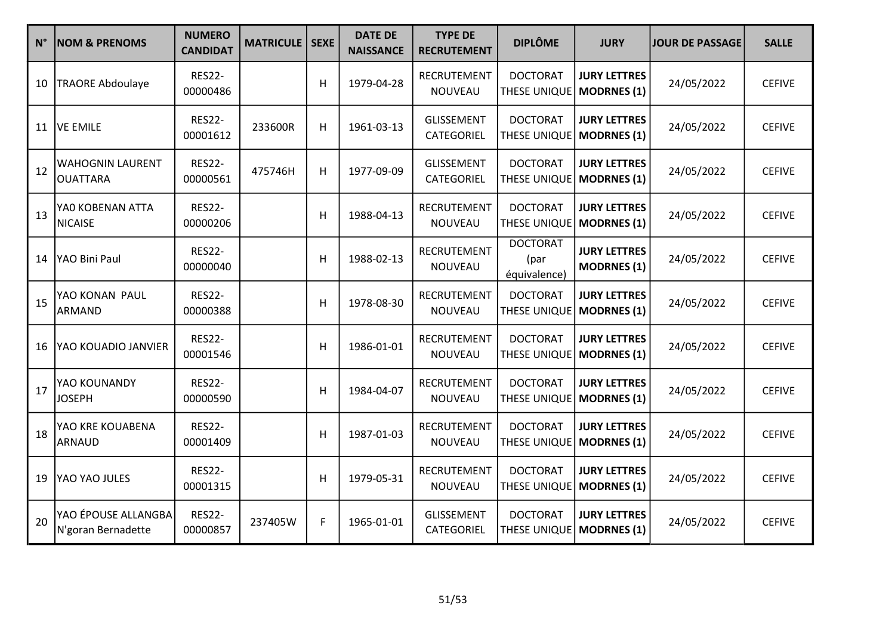| N° | NOM & PRENOMS | NUMERO CANDIDAT | MATRICULE | SEXE | DATE DE NAISSANCE | TYPE DE RECRUTEMENT | DIPLÔME | JURY | JOUR DE PASSAGE | SALLE |
|---|---|---|---|---|---|---|---|---|---|---|
| 10 | TRAORE Abdoulaye | RES22-00000486 | | H | 1979-04-28 | RECRUTEMENT NOUVEAU | DOCTORAT THESE UNIQUE | **JURY LETTRES MODRNES (1)** | 24/05/2022 | CEFIVE |
| 11 | VE EMILE | RES22-00001612 | 233600R | H | 1961-03-13 | GLISSEMENT CATEGORIEL | DOCTORAT THESE UNIQUE | **JURY LETTRES MODRNES (1)** | 24/05/2022 | CEFIVE |
| 12 | WAHOGNIN LAURENT OUATTARA | RES22-00000561 | 475746H | H | 1977-09-09 | GLISSEMENT CATEGORIEL | DOCTORAT THESE UNIQUE | **JURY LETTRES MODRNES (1)** | 24/05/2022 | CEFIVE |
| 13 | YA0 KOBENAN ATTA NICAISE | RES22-00000206 | | H | 1988-04-13 | RECRUTEMENT NOUVEAU | DOCTORAT THESE UNIQUE | **JURY LETTRES MODRNES (1)** | 24/05/2022 | CEFIVE |
| 14 | YAO Bini Paul | RES22-00000040 | | H | 1988-02-13 | RECRUTEMENT NOUVEAU | DOCTORAT (par équivalence) | **JURY LETTRES MODRNES (1)** | 24/05/2022 | CEFIVE |
| 15 | YAO KONAN PAUL ARMAND | RES22-00000388 | | H | 1978-08-30 | RECRUTEMENT NOUVEAU | DOCTORAT THESE UNIQUE | **JURY LETTRES MODRNES (1)** | 24/05/2022 | CEFIVE |
| 16 | YAO KOUADIO JANVIER | RES22-00001546 | | H | 1986-01-01 | RECRUTEMENT NOUVEAU | DOCTORAT THESE UNIQUE | **JURY LETTRES MODRNES (1)** | 24/05/2022 | CEFIVE |
| 17 | YAO KOUNANDY JOSEPH | RES22-00000590 | | H | 1984-04-07 | RECRUTEMENT NOUVEAU | DOCTORAT THESE UNIQUE | **JURY LETTRES MODRNES (1)** | 24/05/2022 | CEFIVE |
| 18 | YAO KRE KOUABENA ARNAUD | RES22-00001409 | | H | 1987-01-03 | RECRUTEMENT NOUVEAU | DOCTORAT THESE UNIQUE | **JURY LETTRES MODRNES (1)** | 24/05/2022 | CEFIVE |
| 19 | YAO YAO JULES | RES22-00001315 | | H | 1979-05-31 | RECRUTEMENT NOUVEAU | DOCTORAT THESE UNIQUE | **JURY LETTRES MODRNES (1)** | 24/05/2022 | CEFIVE |
| 20 | YAO ÉPOUSE ALLANGBA N'goran Bernadette | RES22-00000857 | 237405W | F | 1965-01-01 | GLISSEMENT CATEGORIEL | DOCTORAT THESE UNIQUE | **JURY LETTRES MODRNES (1)** | 24/05/2022 | CEFIVE |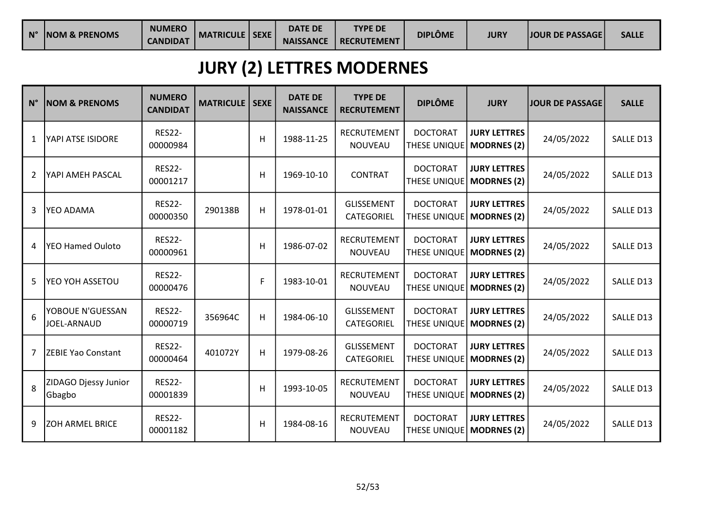| N° | NOM & PRENOMS | NUMERO CANDIDAT | MATRICULE | SEXE | DATE DE NAISSANCE | TYPE DE RECRUTEMENT | DIPLÔME | JURY | JOUR DE PASSAGE | SALLE |
|---|---|---|---|---|---|---|---|---|---|---|

# JURY (2) LETTRES MODERNES

| N° | NOM & PRENOMS | NUMERO CANDIDAT | MATRICULE | SEXE | DATE DE NAISSANCE | TYPE DE RECRUTEMENT | DIPLÔME | JURY | JOUR DE PASSAGE | SALLE |
|---|---|---|---|---|---|---|---|---|---|---|
| 1 | YAPI ATSE ISIDORE | RES22-00000984 | | H | 1988-11-25 | RECRUTEMENT NOUVEAU | DOCTORAT THESE UNIQUE | **JURY LETTRES MODRNES (2)** | 24/05/2022 | SALLE D13 |
| 2 | YAPI AMEH PASCAL | RES22-00001217 | | H | 1969-10-10 | CONTRAT | DOCTORAT THESE UNIQUE | **JURY LETTRES MODRNES (2)** | 24/05/2022 | SALLE D13 |
| 3 | YEO ADAMA | RES22-00000350 | 290138B | H | 1978-01-01 | GLISSEMENT CATEGORIEL | DOCTORAT THESE UNIQUE | **JURY LETTRES MODRNES (2)** | 24/05/2022 | SALLE D13 |
| 4 | YEO Hamed Ouloto | RES22-00000961 | | H | 1986-07-02 | RECRUTEMENT NOUVEAU | DOCTORAT THESE UNIQUE | **JURY LETTRES MODRNES (2)** | 24/05/2022 | SALLE D13 |
| 5 | YEO YOH ASSETOU | RES22-00000476 | | F | 1983-10-01 | RECRUTEMENT NOUVEAU | DOCTORAT THESE UNIQUE | **JURY LETTRES MODRNES (2)** | 24/05/2022 | SALLE D13 |
| 6 | YOBOUE N'GUESSAN JOEL-ARNAUD | RES22-00000719 | 356964C | H | 1984-06-10 | GLISSEMENT CATEGORIEL | DOCTORAT THESE UNIQUE | **JURY LETTRES MODRNES (2)** | 24/05/2022 | SALLE D13 |
| 7 | ZEBIE Yao Constant | RES22-00000464 | 401072Y | H | 1979-08-26 | GLISSEMENT CATEGORIEL | DOCTORAT THESE UNIQUE | **JURY LETTRES MODRNES (2)** | 24/05/2022 | SALLE D13 |
| 8 | ZIDAGO Djessy Junior Gbagbo | RES22-00001839 | | H | 1993-10-05 | RECRUTEMENT NOUVEAU | DOCTORAT THESE UNIQUE | **JURY LETTRES MODRNES (2)** | 24/05/2022 | SALLE D13 |
| 9 | ZOH ARMEL BRICE | RES22-00001182 | | H | 1984-08-16 | RECRUTEMENT NOUVEAU | DOCTORAT THESE UNIQUE | **JURY LETTRES MODRNES (2)** | 24/05/2022 | SALLE D13 |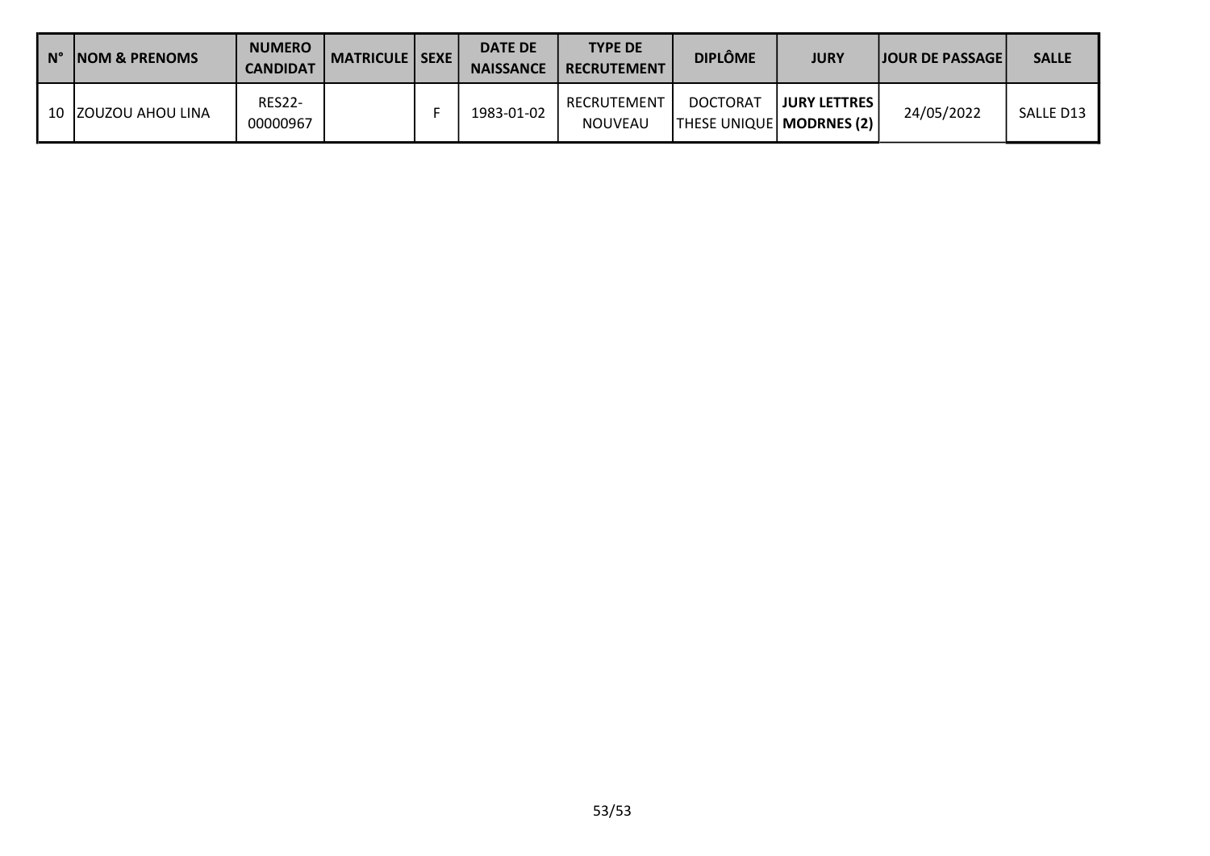| N° | NOM & PRENOMS | NUMERO CANDIDAT | MATRICULE | SEXE | DATE DE NAISSANCE | TYPE DE RECRUTEMENT | DIPLÔME | JURY | JOUR DE PASSAGE | SALLE |
|---|---|---|---|---|---|---|---|---|---|---|
| 10 | ZOUZOU AHOU LINA | RES22-00000967 | | F | 1983-01-02 | RECRUTEMENT NOUVEAU | DOCTORAT THESE UNIQUE | **JURY LETTRES MODRNES (2)** | 24/05/2022 | SALLE D13 |